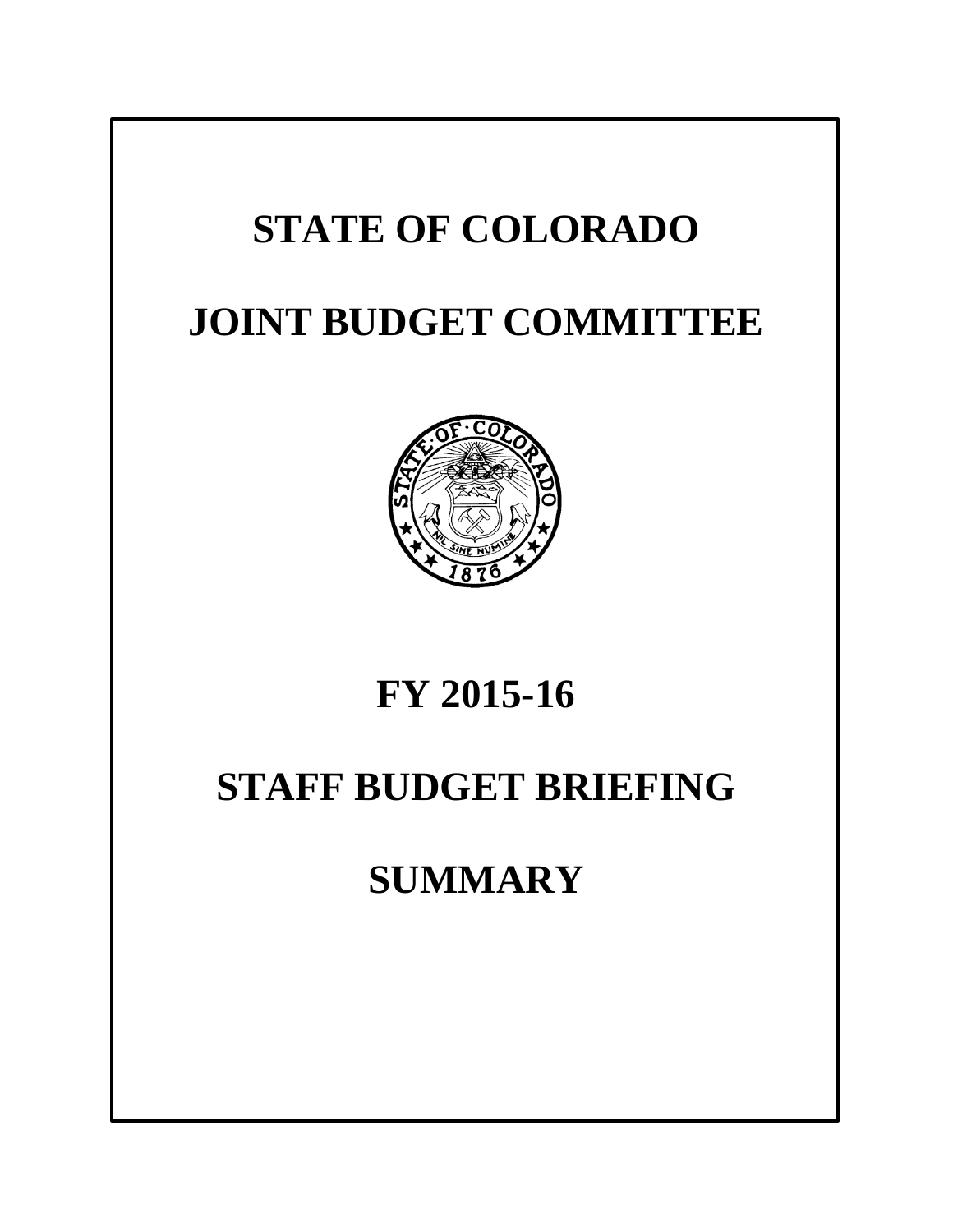# STATE OF COLORADO

# JOINT BUDGET COMMITTEE

# FY 2015-16

# STAFF BUDGET BRIEFING

# SUMMARY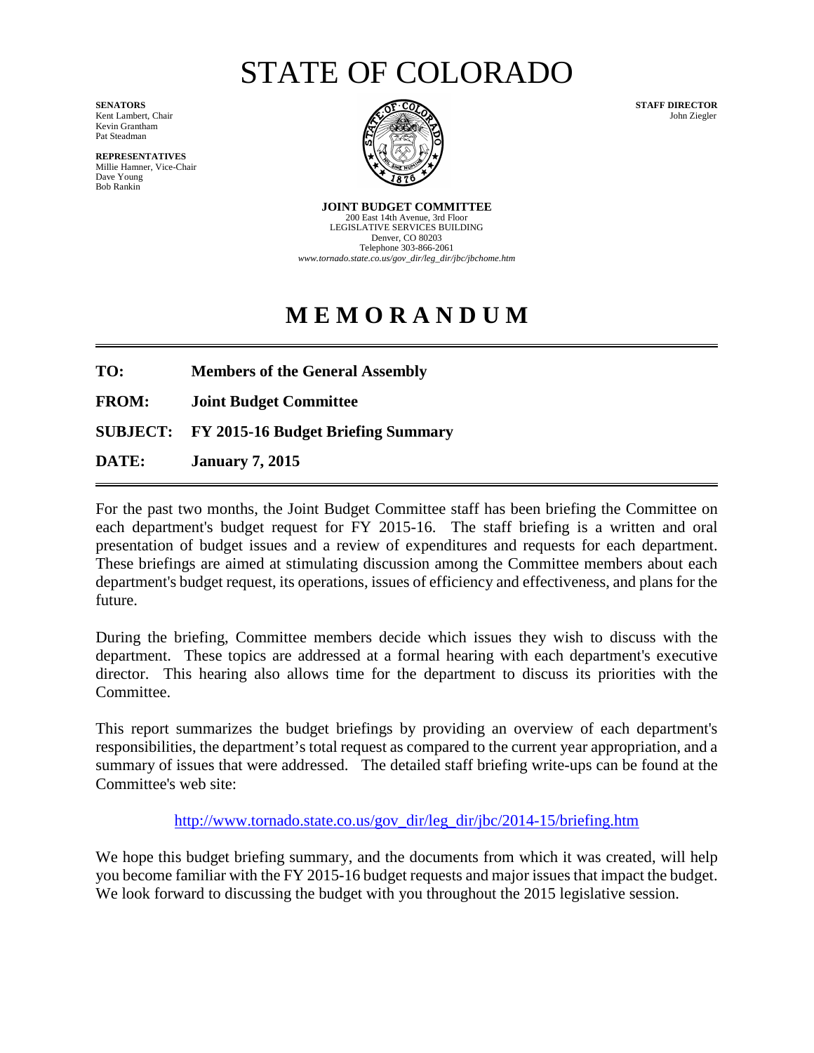# STATE OF COLORADO

**SENATORS**
Kent Lambert, Chair
Kevin Grantham
Pat Steadman

**REPRESENTATIVES**
Millie Hamner, Vice-Chair
Dave Young
Bob Rankin

**STAFF DIRECTOR**
John Ziegler

**JOINT BUDGET COMMITTEE**
200 East 14th Avenue, 3rd Floor
LEGISLATIVE SERVICES BUILDING
Denver, CO 80203
Telephone 303-866-2061
*www.tornado.state.co.us/gov_dir/leg_dir/jbc/jbchome.htm*

# MEMORANDUM

**TO:** **Members of the General Assembly**

**FROM:** **Joint Budget Committee**

**SUBJECT:** **FY 2015-16 Budget Briefing Summary**

**DATE:** **January 7, 2015**

For the past two months, the Joint Budget Committee staff has been briefing the Committee on each department's budget request for FY 2015-16. The staff briefing is a written and oral presentation of budget issues and a review of expenditures and requests for each department. These briefings are aimed at stimulating discussion among the Committee members about each department's budget request, its operations, issues of efficiency and effectiveness, and plans for the future.

During the briefing, Committee members decide which issues they wish to discuss with the department. These topics are addressed at a formal hearing with each department's executive director. This hearing also allows time for the department to discuss its priorities with the Committee.

This report summarizes the budget briefings by providing an overview of each department's responsibilities, the department's total request as compared to the current year appropriation, and a summary of issues that were addressed. The detailed staff briefing write-ups can be found at the Committee's web site:

http://www.tornado.state.co.us/gov_dir/leg_dir/jbc/2014-15/briefing.htm

We hope this budget briefing summary, and the documents from which it was created, will help you become familiar with the FY 2015-16 budget requests and major issues that impact the budget. We look forward to discussing the budget with you throughout the 2015 legislative session.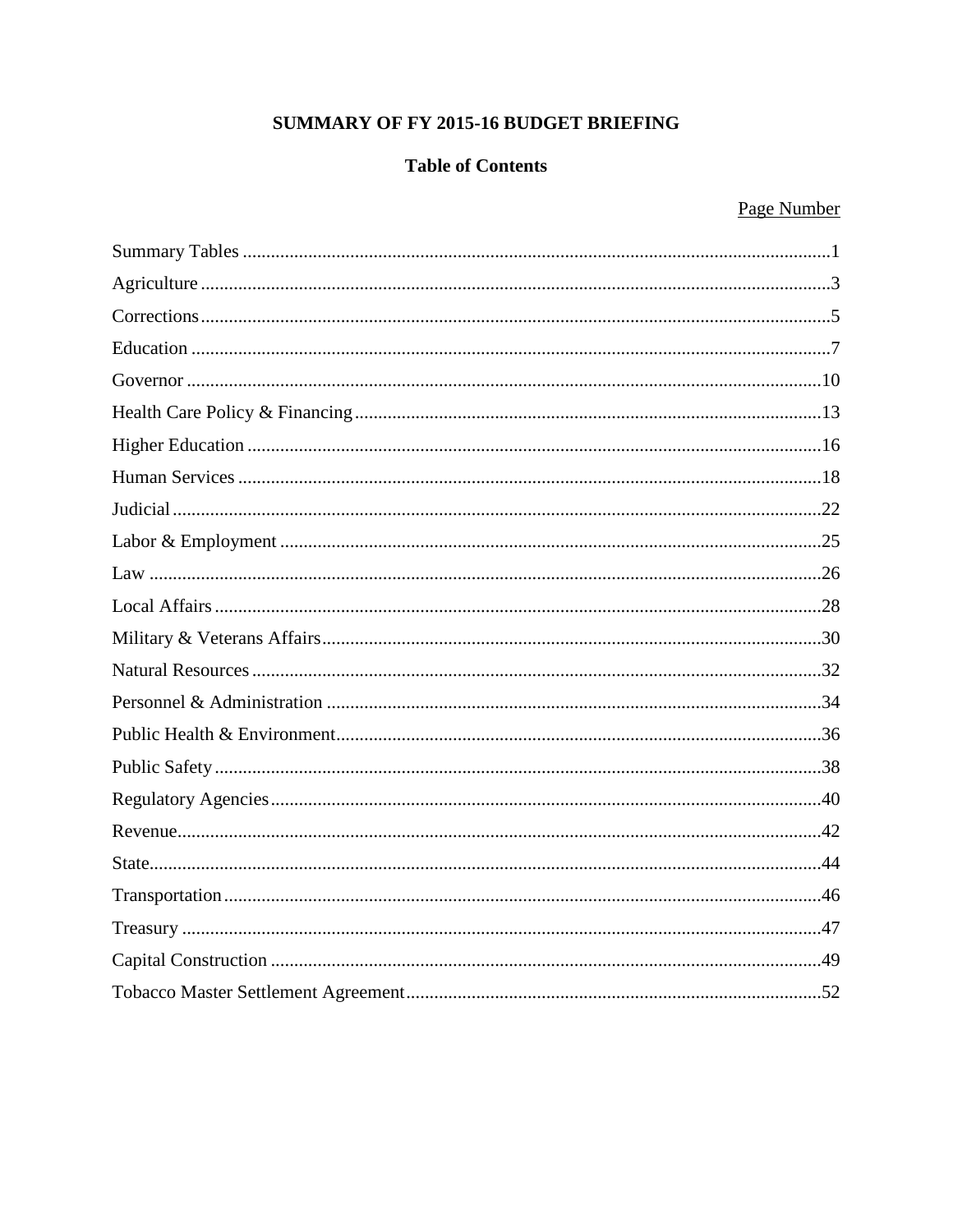# SUMMARY OF FY 2015-16 BUDGET BRIEFING

## Table of Contents

| | Page Number |
|---|---|
| Summary Tables | 1 |
| Agriculture | 3 |
| Corrections | 5 |
| Education | 7 |
| Governor | 10 |
| Health Care Policy & Financing | 13 |
| Higher Education | 16 |
| Human Services | 18 |
| Judicial | 22 |
| Labor & Employment | 25 |
| Law | 26 |
| Local Affairs | 28 |
| Military & Veterans Affairs | 30 |
| Natural Resources | 32 |
| Personnel & Administration | 34 |
| Public Health & Environment | 36 |
| Public Safety | 38 |
| Regulatory Agencies | 40 |
| Revenue | 42 |
| State | 44 |
| Transportation | 46 |
| Treasury | 47 |
| Capital Construction | 49 |
| Tobacco Master Settlement Agreement | 52 |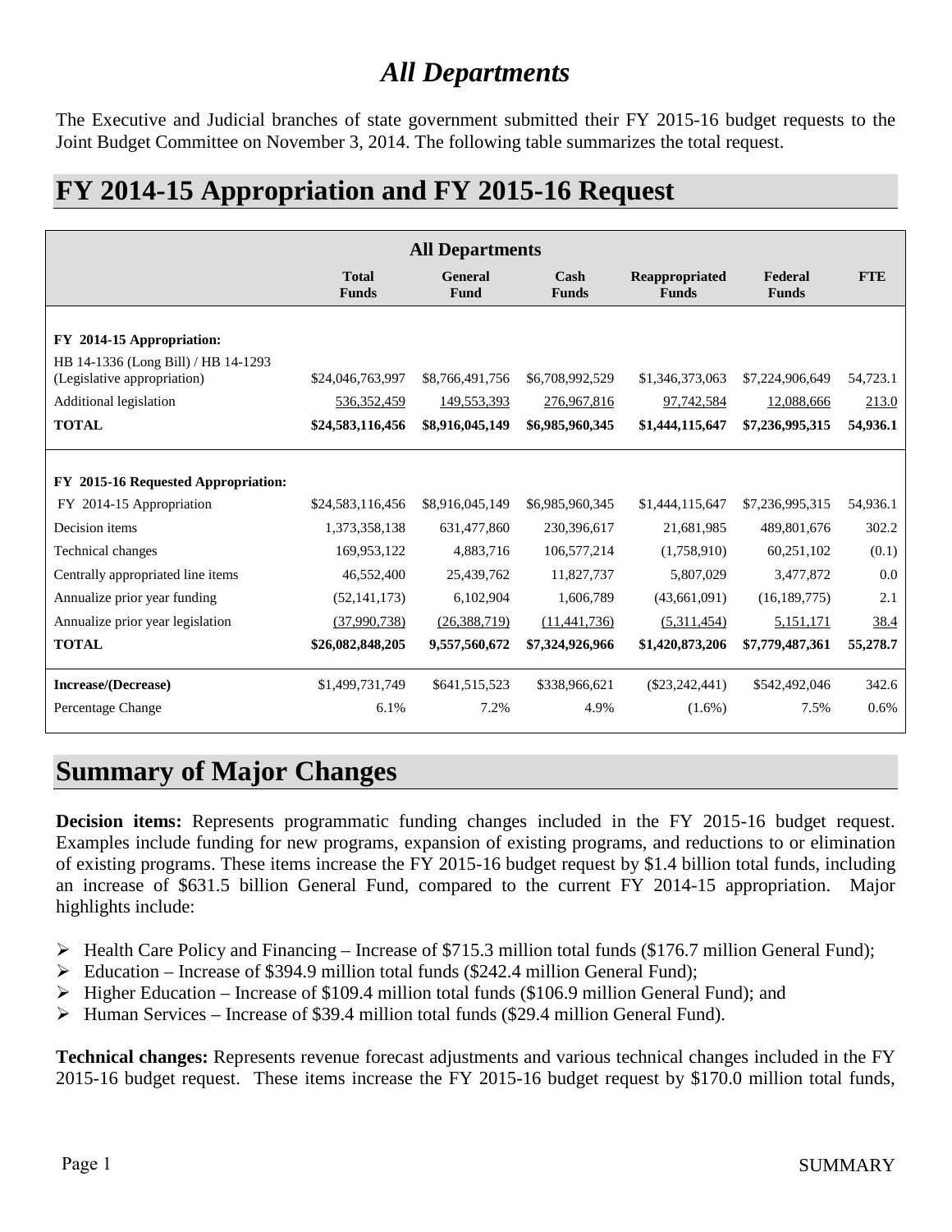# All Departments

The Executive and Judicial branches of state government submitted their FY 2015-16 budget requests to the Joint Budget Committee on November 3, 2014. The following table summarizes the total request.

## FY 2014-15 Appropriation and FY 2015-16 Request

| All Departments | Total Funds | General Fund | Cash Funds | Reappropriated Funds | Federal Funds | FTE |
|---|---|---|---|---|---|---|
| **FY 2014-15 Appropriation:** | | | | | | |
| HB 14-1336 (Long Bill) / HB 14-1293 (Legislative appropriation) | $24,046,763,997 | $8,766,491,756 | $6,708,992,529 | $1,346,373,063 | $7,224,906,649 | 54,723.1 |
| Additional legislation | 536,352,459 | 149,553,393 | 276,967,816 | 97,742,584 | 12,088,666 | 213.0 |
| **TOTAL** | **$24,583,116,456** | **$8,916,045,149** | **$6,985,960,345** | **$1,444,115,647** | **$7,236,995,315** | **54,936.1** |
| **FY 2015-16 Requested Appropriation:** | | | | | | |
| FY 2014-15 Appropriation | $24,583,116,456 | $8,916,045,149 | $6,985,960,345 | $1,444,115,647 | $7,236,995,315 | 54,936.1 |
| Decision items | 1,373,358,138 | 631,477,860 | 230,396,617 | 21,681,985 | 489,801,676 | 302.2 |
| Technical changes | 169,953,122 | 4,883,716 | 106,577,214 | (1,758,910) | 60,251,102 | (0.1) |
| Centrally appropriated line items | 46,552,400 | 25,439,762 | 11,827,737 | 5,807,029 | 3,477,872 | 0.0 |
| Annualize prior year funding | (52,141,173) | 6,102,904 | 1,606,789 | (43,661,091) | (16,189,775) | 2.1 |
| Annualize prior year legislation | (37,990,738) | (26,388,719) | (11,441,736) | (5,311,454) | 5,151,171 | 38.4 |
| **TOTAL** | **$26,082,848,205** | **9,557,560,672** | **$7,324,926,966** | **$1,420,873,206** | **$7,779,487,361** | **55,278.7** |
| **Increase/(Decrease)** | $1,499,731,749 | $641,515,523 | $338,966,621 | ($23,242,441) | $542,492,046 | 342.6 |
| Percentage Change | 6.1% | 7.2% | 4.9% | (1.6%) | 7.5% | 0.6% |

## Summary of Major Changes

**Decision items:** Represents programmatic funding changes included in the FY 2015-16 budget request. Examples include funding for new programs, expansion of existing programs, and reductions to or elimination of existing programs. These items increase the FY 2015-16 budget request by $1.4 billion total funds, including an increase of $631.5 billion General Fund, compared to the current FY 2014-15 appropriation. Major highlights include:

- Health Care Policy and Financing – Increase of $715.3 million total funds ($176.7 million General Fund);
- Education – Increase of $394.9 million total funds ($242.4 million General Fund);
- Higher Education – Increase of $109.4 million total funds ($106.9 million General Fund); and
- Human Services – Increase of $39.4 million total funds ($29.4 million General Fund).

**Technical changes:** Represents revenue forecast adjustments and various technical changes included in the FY 2015-16 budget request. These items increase the FY 2015-16 budget request by $170.0 million total funds,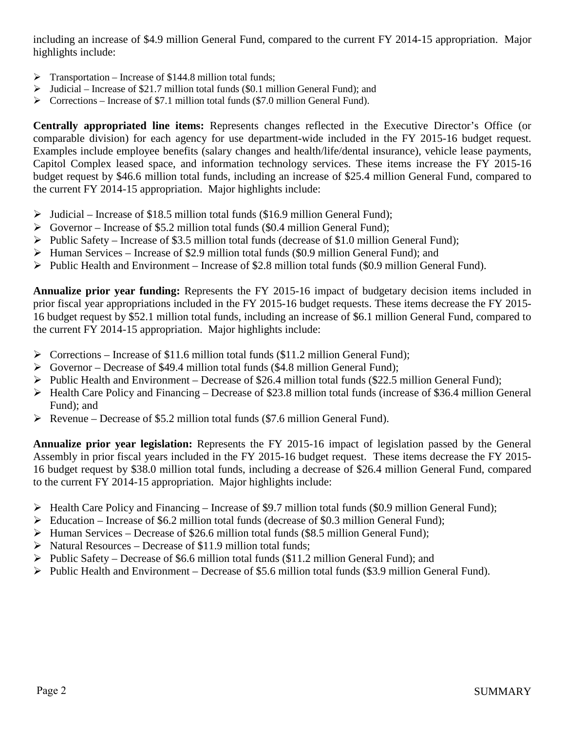including an increase of $4.9 million General Fund, compared to the current FY 2014-15 appropriation. Major highlights include:

- Transportation – Increase of $144.8 million total funds;
- Judicial – Increase of $21.7 million total funds ($0.1 million General Fund); and
- Corrections – Increase of $7.1 million total funds ($7.0 million General Fund).

**Centrally appropriated line items:** Represents changes reflected in the Executive Director's Office (or comparable division) for each agency for use department-wide included in the FY 2015-16 budget request. Examples include employee benefits (salary changes and health/life/dental insurance), vehicle lease payments, Capitol Complex leased space, and information technology services. These items increase the FY 2015-16 budget request by $46.6 million total funds, including an increase of $25.4 million General Fund, compared to the current FY 2014-15 appropriation. Major highlights include:

- Judicial – Increase of $18.5 million total funds ($16.9 million General Fund);
- Governor – Increase of $5.2 million total funds ($0.4 million General Fund);
- Public Safety – Increase of $3.5 million total funds (decrease of $1.0 million General Fund);
- Human Services – Increase of $2.9 million total funds ($0.9 million General Fund); and
- Public Health and Environment – Increase of $2.8 million total funds ($0.9 million General Fund).

**Annualize prior year funding:** Represents the FY 2015-16 impact of budgetary decision items included in prior fiscal year appropriations included in the FY 2015-16 budget requests. These items decrease the FY 2015-16 budget request by $52.1 million total funds, including an increase of $6.1 million General Fund, compared to the current FY 2014-15 appropriation. Major highlights include:

- Corrections – Increase of $11.6 million total funds ($11.2 million General Fund);
- Governor – Decrease of $49.4 million total funds ($4.8 million General Fund);
- Public Health and Environment – Decrease of $26.4 million total funds ($22.5 million General Fund);
- Health Care Policy and Financing – Decrease of $23.8 million total funds (increase of $36.4 million General Fund); and
- Revenue – Decrease of $5.2 million total funds ($7.6 million General Fund).

**Annualize prior year legislation:** Represents the FY 2015-16 impact of legislation passed by the General Assembly in prior fiscal years included in the FY 2015-16 budget request. These items decrease the FY 2015-16 budget request by $38.0 million total funds, including a decrease of $26.4 million General Fund, compared to the current FY 2014-15 appropriation. Major highlights include:

- Health Care Policy and Financing – Increase of $9.7 million total funds ($0.9 million General Fund);
- Education – Increase of $6.2 million total funds (decrease of $0.3 million General Fund);
- Human Services – Decrease of $26.6 million total funds ($8.5 million General Fund);
- Natural Resources – Decrease of $11.9 million total funds;
- Public Safety – Decrease of $6.6 million total funds ($11.2 million General Fund); and
- Public Health and Environment – Decrease of $5.6 million total funds ($3.9 million General Fund).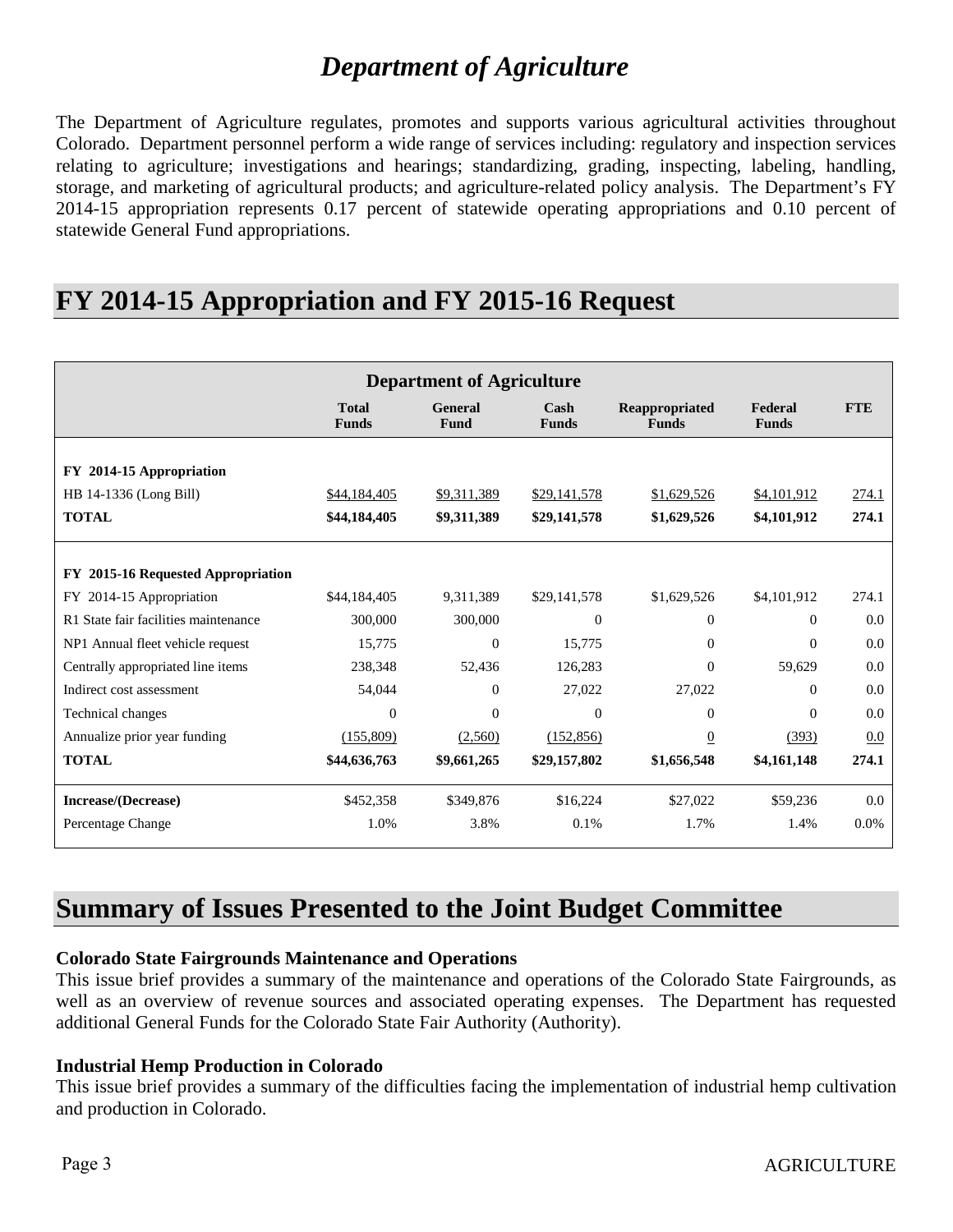# *Department of Agriculture*

The Department of Agriculture regulates, promotes and supports various agricultural activities throughout Colorado. Department personnel perform a wide range of services including: regulatory and inspection services relating to agriculture; investigations and hearings; standardizing, grading, inspecting, labeling, handling, storage, and marketing of agricultural products; and agriculture-related policy analysis. The Department's FY 2014-15 appropriation represents 0.17 percent of statewide operating appropriations and 0.10 percent of statewide General Fund appropriations.

# FY 2014-15 Appropriation and FY 2015-16 Request

| Department of Agriculture | Total Funds | General Fund | Cash Funds | Reappropriated Funds | Federal Funds | FTE |
|---|---|---|---|---|---|---|
| **FY 2014-15 Appropriation** | | | | | | |
| HB 14-1336 (Long Bill) | $44,184,405 | $9,311,389 | $29,141,578 | $1,629,526 | $4,101,912 | 274.1 |
| **TOTAL** | **$44,184,405** | **$9,311,389** | **$29,141,578** | **$1,629,526** | **$4,101,912** | **274.1** |
| **FY 2015-16 Requested Appropriation** | | | | | | |
| FY 2014-15 Appropriation | $44,184,405 | 9,311,389 | $29,141,578 | $1,629,526 | $4,101,912 | 274.1 |
| R1 State fair facilities maintenance | 300,000 | 300,000 | 0 | 0 | 0 | 0.0 |
| NP1 Annual fleet vehicle request | 15,775 | 0 | 15,775 | 0 | 0 | 0.0 |
| Centrally appropriated line items | 238,348 | 52,436 | 126,283 | 0 | 59,629 | 0.0 |
| Indirect cost assessment | 54,044 | 0 | 27,022 | 27,022 | 0 | 0.0 |
| Technical changes | 0 | 0 | 0 | 0 | 0 | 0.0 |
| Annualize prior year funding | (155,809) | (2,560) | (152,856) | 0 | (393) | 0.0 |
| **TOTAL** | **$44,636,763** | **$9,661,265** | **$29,157,802** | **$1,656,548** | **$4,161,148** | **274.1** |
| **Increase/(Decrease)** | $452,358 | $349,876 | $16,224 | $27,022 | $59,236 | 0.0 |
| Percentage Change | 1.0% | 3.8% | 0.1% | 1.7% | 1.4% | 0.0% |

# Summary of Issues Presented to the Joint Budget Committee

**Colorado State Fairgrounds Maintenance and Operations**
This issue brief provides a summary of the maintenance and operations of the Colorado State Fairgrounds, as well as an overview of revenue sources and associated operating expenses. The Department has requested additional General Funds for the Colorado State Fair Authority (Authority).

**Industrial Hemp Production in Colorado**
This issue brief provides a summary of the difficulties facing the implementation of industrial hemp cultivation and production in Colorado.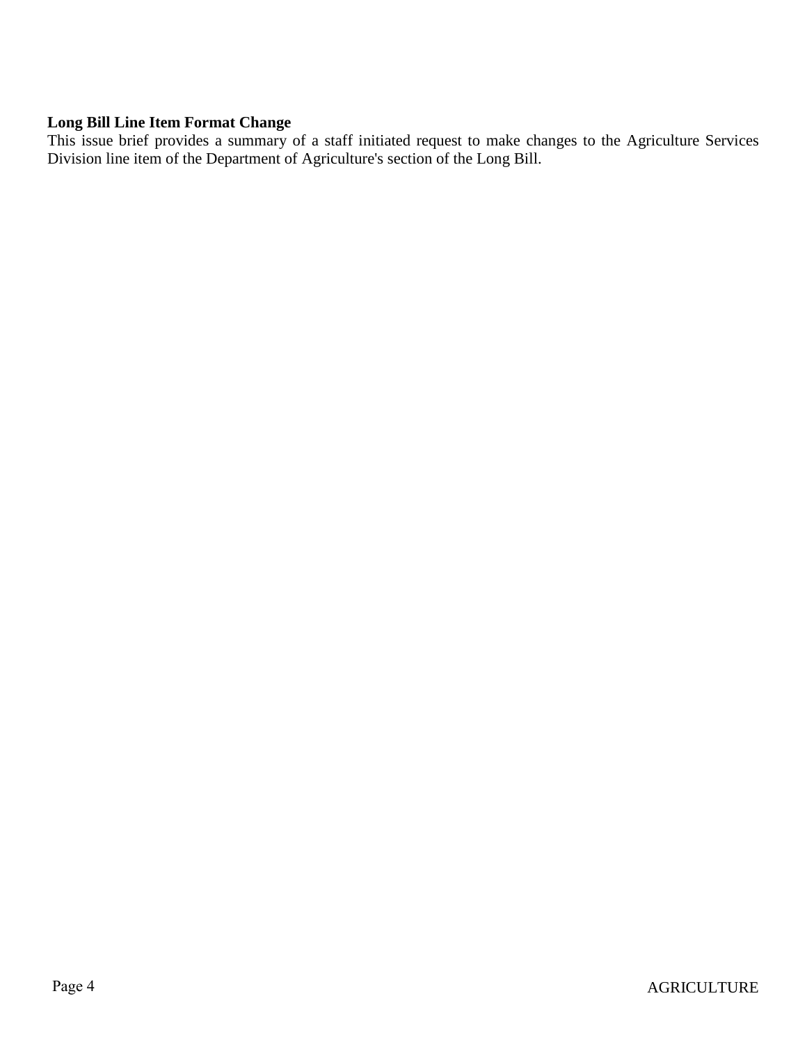**Long Bill Line Item Format Change**

This issue brief provides a summary of a staff initiated request to make changes to the Agriculture Services Division line item of the Department of Agriculture's section of the Long Bill.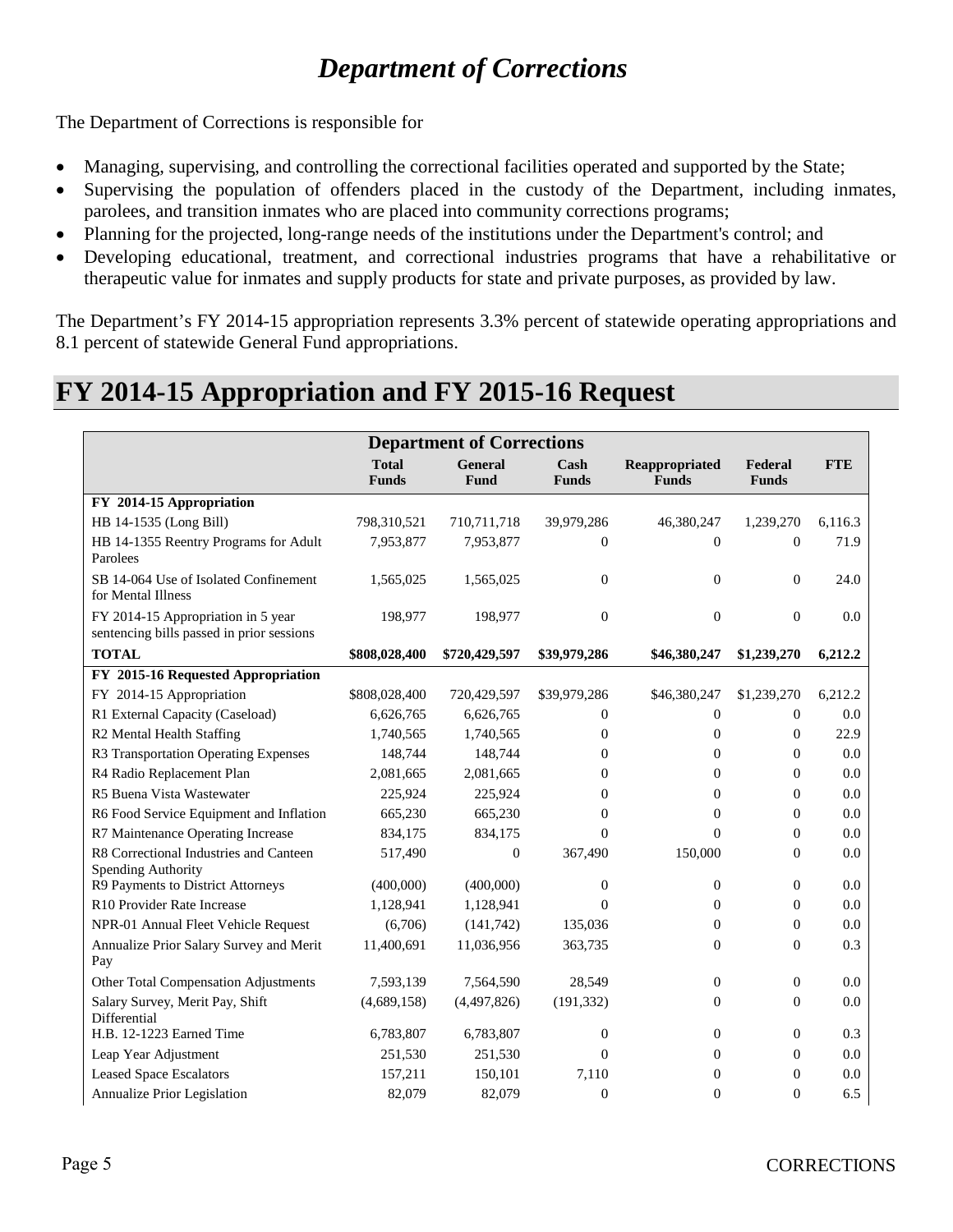# *Department of Corrections*

The Department of Corrections is responsible for

- Managing, supervising, and controlling the correctional facilities operated and supported by the State;
- Supervising the population of offenders placed in the custody of the Department, including inmates, parolees, and transition inmates who are placed into community corrections programs;
- Planning for the projected, long-range needs of the institutions under the Department's control; and
- Developing educational, treatment, and correctional industries programs that have a rehabilitative or therapeutic value for inmates and supply products for state and private purposes, as provided by law.

The Department's FY 2014-15 appropriation represents 3.3% percent of statewide operating appropriations and 8.1 percent of statewide General Fund appropriations.

# FY 2014-15 Appropriation and FY 2015-16 Request

| Department of Corrections | | | | | | |
|---|---|---|---|---|---|---|
| | Total Funds | General Fund | Cash Funds | Reappropriated Funds | Federal Funds | FTE |
| **FY 2014-15 Appropriation** | | | | | | |
| HB 14-1535 (Long Bill) | 798,310,521 | 710,711,718 | 39,979,286 | 46,380,247 | 1,239,270 | 6,116.3 |
| HB 14-1355 Reentry Programs for Adult Parolees | 7,953,877 | 7,953,877 | 0 | 0 | 0 | 71.9 |
| SB 14-064 Use of Isolated Confinement for Mental Illness | 1,565,025 | 1,565,025 | 0 | 0 | 0 | 24.0 |
| FY 2014-15 Appropriation in 5 year sentencing bills passed in prior sessions | 198,977 | 198,977 | 0 | 0 | 0 | 0.0 |
| **TOTAL** | **$808,028,400** | **$720,429,597** | **$39,979,286** | **$46,380,247** | **$1,239,270** | **6,212.2** |
| **FY 2015-16 Requested Appropriation** | | | | | | |
| FY 2014-15 Appropriation | $808,028,400 | 720,429,597 | $39,979,286 | $46,380,247 | $1,239,270 | 6,212.2 |
| R1 External Capacity (Caseload) | 6,626,765 | 6,626,765 | 0 | 0 | 0 | 0.0 |
| R2 Mental Health Staffing | 1,740,565 | 1,740,565 | 0 | 0 | 0 | 22.9 |
| R3 Transportation Operating Expenses | 148,744 | 148,744 | 0 | 0 | 0 | 0.0 |
| R4 Radio Replacement Plan | 2,081,665 | 2,081,665 | 0 | 0 | 0 | 0.0 |
| R5 Buena Vista Wastewater | 225,924 | 225,924 | 0 | 0 | 0 | 0.0 |
| R6 Food Service Equipment and Inflation | 665,230 | 665,230 | 0 | 0 | 0 | 0.0 |
| R7 Maintenance Operating Increase | 834,175 | 834,175 | 0 | 0 | 0 | 0.0 |
| R8 Correctional Industries and Canteen Spending Authority | 517,490 | 0 | 367,490 | 150,000 | 0 | 0.0 |
| R9 Payments to District Attorneys | (400,000) | (400,000) | 0 | 0 | 0 | 0.0 |
| R10 Provider Rate Increase | 1,128,941 | 1,128,941 | 0 | 0 | 0 | 0.0 |
| NPR-01 Annual Fleet Vehicle Request | (6,706) | (141,742) | 135,036 | 0 | 0 | 0.0 |
| Annualize Prior Salary Survey and Merit Pay | 11,400,691 | 11,036,956 | 363,735 | 0 | 0 | 0.3 |
| Other Total Compensation Adjustments | 7,593,139 | 7,564,590 | 28,549 | 0 | 0 | 0.0 |
| Salary Survey, Merit Pay, Shift Differential | (4,689,158) | (4,497,826) | (191,332) | 0 | 0 | 0.0 |
| H.B. 12-1223 Earned Time | 6,783,807 | 6,783,807 | 0 | 0 | 0 | 0.3 |
| Leap Year Adjustment | 251,530 | 251,530 | 0 | 0 | 0 | 0.0 |
| Leased Space Escalators | 157,211 | 150,101 | 7,110 | 0 | 0 | 0.0 |
| Annualize Prior Legislation | 82,079 | 82,079 | 0 | 0 | 0 | 6.5 |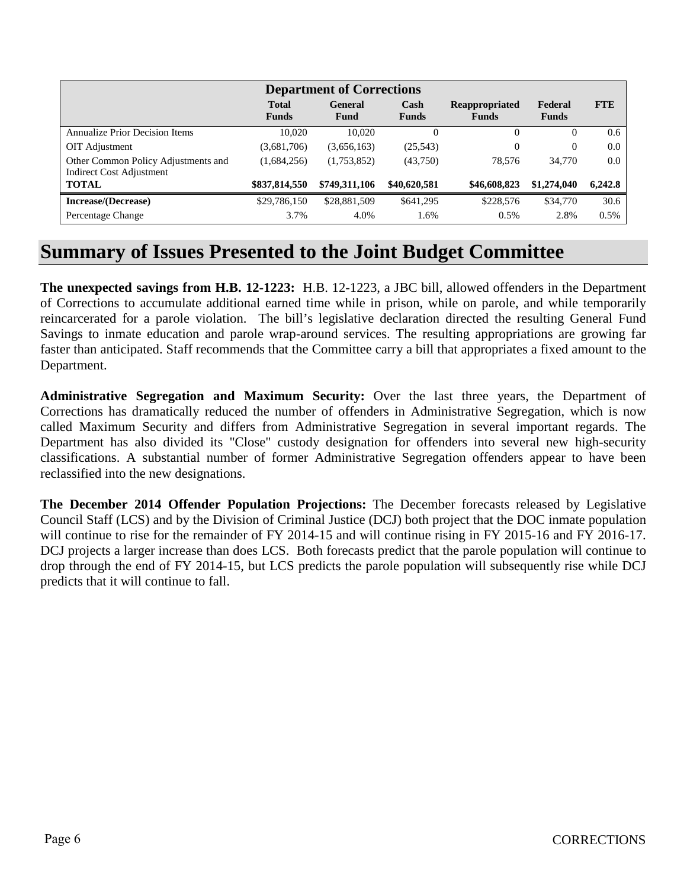| Department of Corrections | | | | | | |
|---|---|---|---|---|---|---|
| | **Total Funds** | **General Fund** | **Cash Funds** | **Reappropriated Funds** | **Federal Funds** | **FTE** |
| Annualize Prior Decision Items | 10,020 | 10,020 | 0 | 0 | 0 | 0.6 |
| OIT Adjustment | (3,681,706) | (3,656,163) | (25,543) | 0 | 0 | 0.0 |
| Other Common Policy Adjustments and Indirect Cost Adjustment | (1,684,256) | (1,753,852) | (43,750) | 78,576 | 34,770 | 0.0 |
| **TOTAL** | **$837,814,550** | **$749,311,106** | **$40,620,581** | **$46,608,823** | **$1,274,040** | **6,242.8** |
| **Increase/(Decrease)** | $29,786,150 | $28,881,509 | $641,295 | $228,576 | $34,770 | 30.6 |
| Percentage Change | 3.7% | 4.0% | 1.6% | 0.5% | 2.8% | 0.5% |

# Summary of Issues Presented to the Joint Budget Committee

**The unexpected savings from H.B. 12-1223:** H.B. 12-1223, a JBC bill, allowed offenders in the Department of Corrections to accumulate additional earned time while in prison, while on parole, and while temporarily reincarcerated for a parole violation. The bill's legislative declaration directed the resulting General Fund Savings to inmate education and parole wrap-around services. The resulting appropriations are growing far faster than anticipated. Staff recommends that the Committee carry a bill that appropriates a fixed amount to the Department.

**Administrative Segregation and Maximum Security:** Over the last three years, the Department of Corrections has dramatically reduced the number of offenders in Administrative Segregation, which is now called Maximum Security and differs from Administrative Segregation in several important regards. The Department has also divided its "Close" custody designation for offenders into several new high-security classifications. A substantial number of former Administrative Segregation offenders appear to have been reclassified into the new designations.

**The December 2014 Offender Population Projections:** The December forecasts released by Legislative Council Staff (LCS) and by the Division of Criminal Justice (DCJ) both project that the DOC inmate population will continue to rise for the remainder of FY 2014-15 and will continue rising in FY 2015-16 and FY 2016-17. DCJ projects a larger increase than does LCS. Both forecasts predict that the parole population will continue to drop through the end of FY 2014-15, but LCS predicts the parole population will subsequently rise while DCJ predicts that it will continue to fall.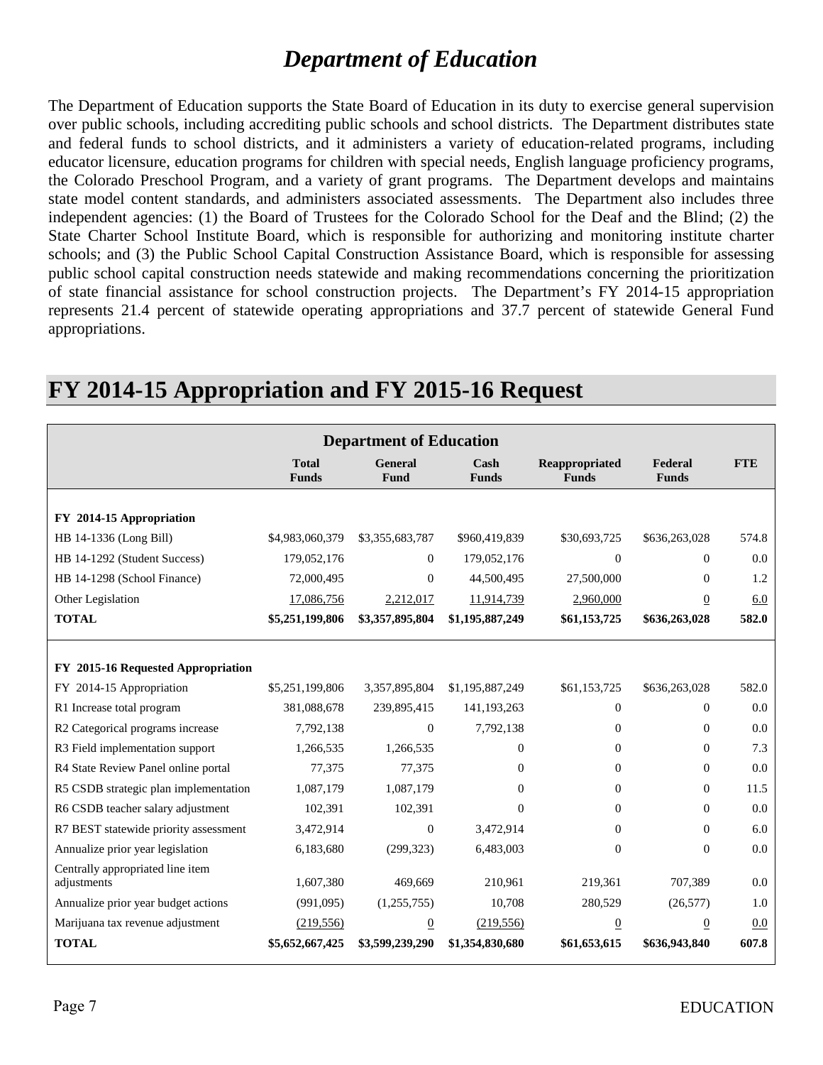# *Department of Education*

The Department of Education supports the State Board of Education in its duty to exercise general supervision over public schools, including accrediting public schools and school districts. The Department distributes state and federal funds to school districts, and it administers a variety of education-related programs, including educator licensure, education programs for children with special needs, English language proficiency programs, the Colorado Preschool Program, and a variety of grant programs. The Department develops and maintains state model content standards, and administers associated assessments. The Department also includes three independent agencies: (1) the Board of Trustees for the Colorado School for the Deaf and the Blind; (2) the State Charter School Institute Board, which is responsible for authorizing and monitoring institute charter schools; and (3) the Public School Capital Construction Assistance Board, which is responsible for assessing public school capital construction needs statewide and making recommendations concerning the prioritization of state financial assistance for school construction projects. The Department's FY 2014-15 appropriation represents 21.4 percent of statewide operating appropriations and 37.7 percent of statewide General Fund appropriations.

## FY 2014-15 Appropriation and FY 2015-16 Request

| Department of Education | Total Funds | General Fund | Cash Funds | Reappropriated Funds | Federal Funds | FTE |
|---|---|---|---|---|---|---|
| **FY 2014-15 Appropriation** | | | | | | |
| HB 14-1336 (Long Bill) | $4,983,060,379 | $3,355,683,787 | $960,419,839 | $30,693,725 | $636,263,028 | 574.8 |
| HB 14-1292 (Student Success) | 179,052,176 | 0 | 179,052,176 | 0 | 0 | 0.0 |
| HB 14-1298 (School Finance) | 72,000,495 | 0 | 44,500,495 | 27,500,000 | 0 | 1.2 |
| Other Legislation | 17,086,756 | 2,212,017 | 11,914,739 | 2,960,000 | 0 | 6.0 |
| **TOTAL** | **$5,251,199,806** | **$3,357,895,804** | **$1,195,887,249** | **$61,153,725** | **$636,263,028** | **582.0** |
| | | | | | | |
| **FY 2015-16 Requested Appropriation** | | | | | | |
| FY 2014-15 Appropriation | $5,251,199,806 | 3,357,895,804 | $1,195,887,249 | $61,153,725 | $636,263,028 | 582.0 |
| R1 Increase total program | 381,088,678 | 239,895,415 | 141,193,263 | 0 | 0 | 0.0 |
| R2 Categorical programs increase | 7,792,138 | 0 | 7,792,138 | 0 | 0 | 0.0 |
| R3 Field implementation support | 1,266,535 | 1,266,535 | 0 | 0 | 0 | 7.3 |
| R4 State Review Panel online portal | 77,375 | 77,375 | 0 | 0 | 0 | 0.0 |
| R5 CSDB strategic plan implementation | 1,087,179 | 1,087,179 | 0 | 0 | 0 | 11.5 |
| R6 CSDB teacher salary adjustment | 102,391 | 102,391 | 0 | 0 | 0 | 0.0 |
| R7 BEST statewide priority assessment | 3,472,914 | 0 | 3,472,914 | 0 | 0 | 6.0 |
| Annualize prior year legislation | 6,183,680 | (299,323) | 6,483,003 | 0 | 0 | 0.0 |
| Centrally appropriated line item adjustments | 1,607,380 | 469,669 | 210,961 | 219,361 | 707,389 | 0.0 |
| Annualize prior year budget actions | (991,095) | (1,255,755) | 10,708 | 280,529 | (26,577) | 1.0 |
| Marijuana tax revenue adjustment | (219,556) | 0 | (219,556) | 0 | 0 | 0.0 |
| **TOTAL** | **$5,652,667,425** | **$3,599,239,290** | **$1,354,830,680** | **$61,653,615** | **$636,943,840** | **607.8** |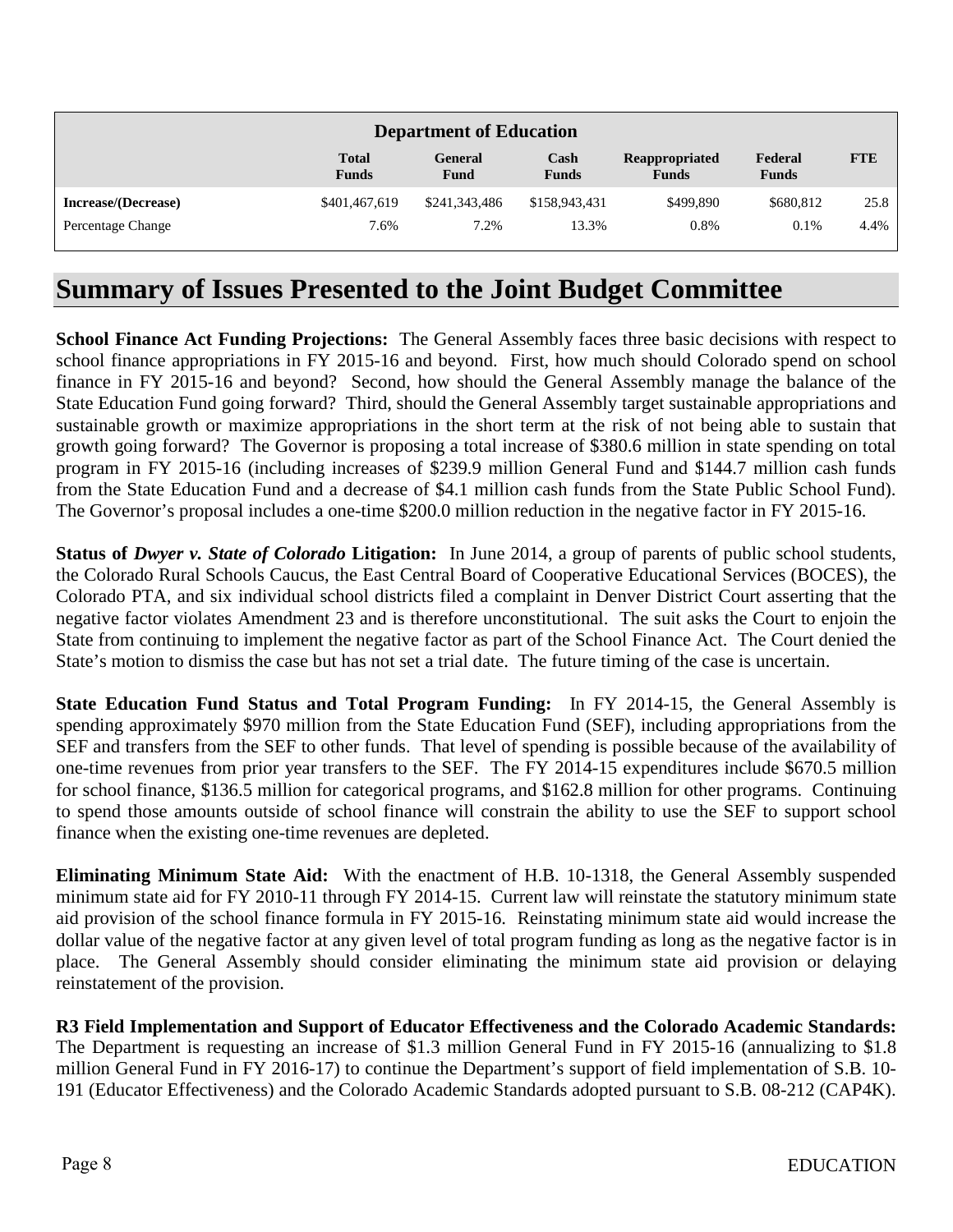| Department of Education | | | | | | |
|---|---|---|---|---|---|---|
| | **Total Funds** | **General Fund** | **Cash Funds** | **Reappropriated Funds** | **Federal Funds** | **FTE** |
| **Increase/(Decrease)** | $401,467,619 | $241,343,486 | $158,943,431 | $499,890 | $680,812 | 25.8 |
| Percentage Change | 7.6% | 7.2% | 13.3% | 0.8% | 0.1% | 4.4% |

# Summary of Issues Presented to the Joint Budget Committee

**School Finance Act Funding Projections:** The General Assembly faces three basic decisions with respect to school finance appropriations in FY 2015-16 and beyond. First, how much should Colorado spend on school finance in FY 2015-16 and beyond? Second, how should the General Assembly manage the balance of the State Education Fund going forward? Third, should the General Assembly target sustainable appropriations and sustainable growth or maximize appropriations in the short term at the risk of not being able to sustain that growth going forward? The Governor is proposing a total increase of $380.6 million in state spending on total program in FY 2015-16 (including increases of $239.9 million General Fund and $144.7 million cash funds from the State Education Fund and a decrease of $4.1 million cash funds from the State Public School Fund). The Governor's proposal includes a one-time $200.0 million reduction in the negative factor in FY 2015-16.

**Status of *Dwyer v. State of Colorado* Litigation:** In June 2014, a group of parents of public school students, the Colorado Rural Schools Caucus, the East Central Board of Cooperative Educational Services (BOCES), the Colorado PTA, and six individual school districts filed a complaint in Denver District Court asserting that the negative factor violates Amendment 23 and is therefore unconstitutional. The suit asks the Court to enjoin the State from continuing to implement the negative factor as part of the School Finance Act. The Court denied the State's motion to dismiss the case but has not set a trial date. The future timing of the case is uncertain.

**State Education Fund Status and Total Program Funding:** In FY 2014-15, the General Assembly is spending approximately $970 million from the State Education Fund (SEF), including appropriations from the SEF and transfers from the SEF to other funds. That level of spending is possible because of the availability of one-time revenues from prior year transfers to the SEF. The FY 2014-15 expenditures include $670.5 million for school finance, $136.5 million for categorical programs, and $162.8 million for other programs. Continuing to spend those amounts outside of school finance will constrain the ability to use the SEF to support school finance when the existing one-time revenues are depleted.

**Eliminating Minimum State Aid:** With the enactment of H.B. 10-1318, the General Assembly suspended minimum state aid for FY 2010-11 through FY 2014-15. Current law will reinstate the statutory minimum state aid provision of the school finance formula in FY 2015-16. Reinstating minimum state aid would increase the dollar value of the negative factor at any given level of total program funding as long as the negative factor is in place. The General Assembly should consider eliminating the minimum state aid provision or delaying reinstatement of the provision.

**R3 Field Implementation and Support of Educator Effectiveness and the Colorado Academic Standards:** The Department is requesting an increase of $1.3 million General Fund in FY 2015-16 (annualizing to $1.8 million General Fund in FY 2016-17) to continue the Department's support of field implementation of S.B. 10-191 (Educator Effectiveness) and the Colorado Academic Standards adopted pursuant to S.B. 08-212 (CAP4K).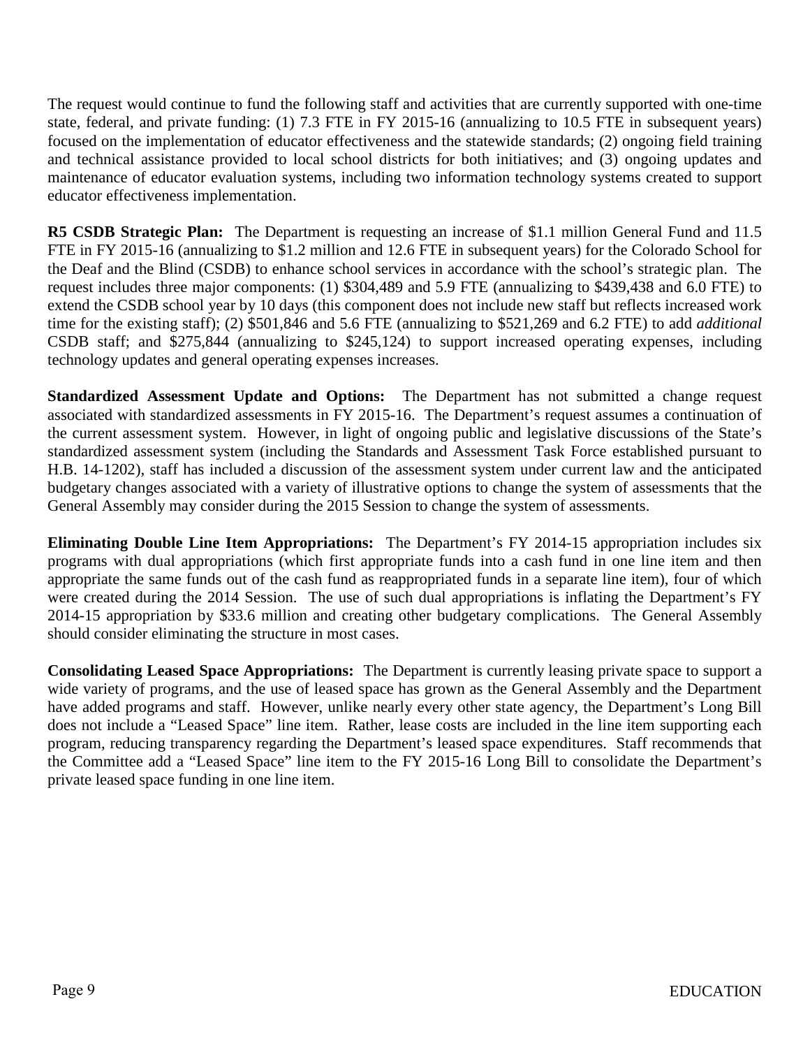The request would continue to fund the following staff and activities that are currently supported with one-time state, federal, and private funding: (1) 7.3 FTE in FY 2015-16 (annualizing to 10.5 FTE in subsequent years) focused on the implementation of educator effectiveness and the statewide standards; (2) ongoing field training and technical assistance provided to local school districts for both initiatives; and (3) ongoing updates and maintenance of educator evaluation systems, including two information technology systems created to support educator effectiveness implementation.

**R5 CSDB Strategic Plan:** The Department is requesting an increase of $1.1 million General Fund and 11.5 FTE in FY 2015-16 (annualizing to $1.2 million and 12.6 FTE in subsequent years) for the Colorado School for the Deaf and the Blind (CSDB) to enhance school services in accordance with the school's strategic plan. The request includes three major components: (1) $304,489 and 5.9 FTE (annualizing to $439,438 and 6.0 FTE) to extend the CSDB school year by 10 days (this component does not include new staff but reflects increased work time for the existing staff); (2) $501,846 and 5.6 FTE (annualizing to $521,269 and 6.2 FTE) to add *additional* CSDB staff; and $275,844 (annualizing to $245,124) to support increased operating expenses, including technology updates and general operating expenses increases.

**Standardized Assessment Update and Options:** The Department has not submitted a change request associated with standardized assessments in FY 2015-16. The Department's request assumes a continuation of the current assessment system. However, in light of ongoing public and legislative discussions of the State's standardized assessment system (including the Standards and Assessment Task Force established pursuant to H.B. 14-1202), staff has included a discussion of the assessment system under current law and the anticipated budgetary changes associated with a variety of illustrative options to change the system of assessments that the General Assembly may consider during the 2015 Session to change the system of assessments.

**Eliminating Double Line Item Appropriations:** The Department's FY 2014-15 appropriation includes six programs with dual appropriations (which first appropriate funds into a cash fund in one line item and then appropriate the same funds out of the cash fund as reappropriated funds in a separate line item), four of which were created during the 2014 Session. The use of such dual appropriations is inflating the Department's FY 2014-15 appropriation by $33.6 million and creating other budgetary complications. The General Assembly should consider eliminating the structure in most cases.

**Consolidating Leased Space Appropriations:** The Department is currently leasing private space to support a wide variety of programs, and the use of leased space has grown as the General Assembly and the Department have added programs and staff. However, unlike nearly every other state agency, the Department's Long Bill does not include a "Leased Space" line item. Rather, lease costs are included in the line item supporting each program, reducing transparency regarding the Department's leased space expenditures. Staff recommends that the Committee add a "Leased Space" line item to the FY 2015-16 Long Bill to consolidate the Department's private leased space funding in one line item.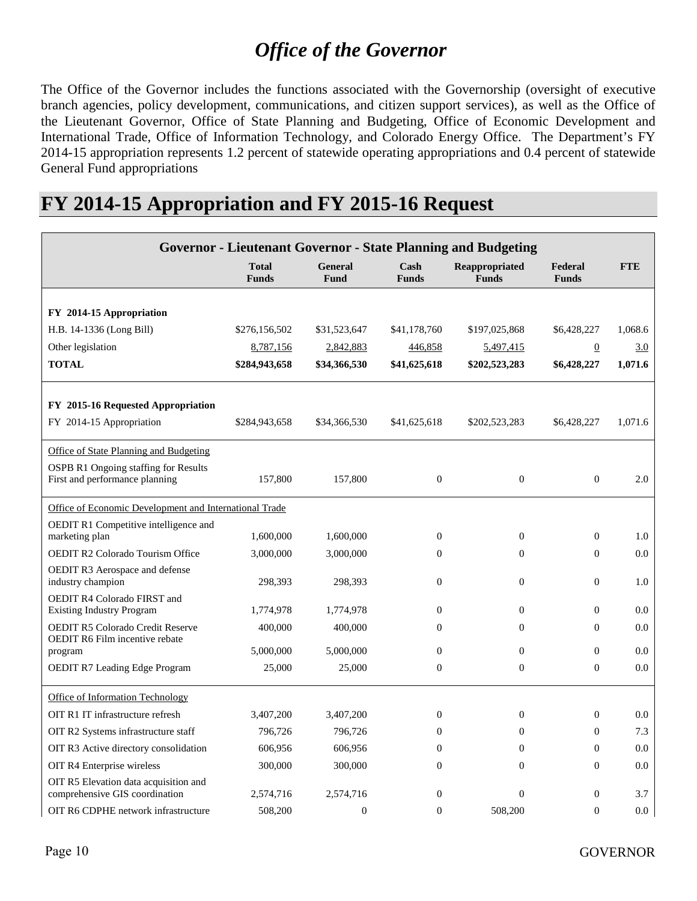# *Office of the Governor*

The Office of the Governor includes the functions associated with the Governorship (oversight of executive branch agencies, policy development, communications, and citizen support services), as well as the Office of the Lieutenant Governor, Office of State Planning and Budgeting, Office of Economic Development and International Trade, Office of Information Technology, and Colorado Energy Office. The Department's FY 2014-15 appropriation represents 1.2 percent of statewide operating appropriations and 0.4 percent of statewide General Fund appropriations

# FY 2014-15 Appropriation and FY 2015-16 Request

| Governor - Lieutenant Governor - State Planning and Budgeting | Total Funds | General Fund | Cash Funds | Reappropriated Funds | Federal Funds | FTE |
|---|---|---|---|---|---|---|
| **FY 2014-15 Appropriation** | | | | | | |
| H.B. 14-1336 (Long Bill) | $276,156,502 | $31,523,647 | $41,178,760 | $197,025,868 | $6,428,227 | 1,068.6 |
| Other legislation | 8,787,156 | 2,842,883 | 446,858 | 5,497,415 | 0 | 3.0 |
| **TOTAL** | **$284,943,658** | **$34,366,530** | **$41,625,618** | **$202,523,283** | **$6,428,227** | **1,071.6** |
| **FY 2015-16 Requested Appropriation** | | | | | | |
| FY 2014-15 Appropriation | $284,943,658 | $34,366,530 | $41,625,618 | $202,523,283 | $6,428,227 | 1,071.6 |
| Office of State Planning and Budgeting | | | | | | |
| OSPB R1 Ongoing staffing for Results First and performance planning | 157,800 | 157,800 | 0 | 0 | 0 | 2.0 |
| Office of Economic Development and International Trade | | | | | | |
| OEDIT R1 Competitive intelligence and marketing plan | 1,600,000 | 1,600,000 | 0 | 0 | 0 | 1.0 |
| OEDIT R2 Colorado Tourism Office | 3,000,000 | 3,000,000 | 0 | 0 | 0 | 0.0 |
| OEDIT R3 Aerospace and defense industry champion | 298,393 | 298,393 | 0 | 0 | 0 | 1.0 |
| OEDIT R4 Colorado FIRST and Existing Industry Program | 1,774,978 | 1,774,978 | 0 | 0 | 0 | 0.0 |
| OEDIT R5 Colorado Credit Reserve | 400,000 | 400,000 | 0 | 0 | 0 | 0.0 |
| OEDIT R6 Film incentive rebate program | 5,000,000 | 5,000,000 | 0 | 0 | 0 | 0.0 |
| OEDIT R7 Leading Edge Program | 25,000 | 25,000 | 0 | 0 | 0 | 0.0 |
| Office of Information Technology | | | | | | |
| OIT R1 IT infrastructure refresh | 3,407,200 | 3,407,200 | 0 | 0 | 0 | 0.0 |
| OIT R2 Systems infrastructure staff | 796,726 | 796,726 | 0 | 0 | 0 | 7.3 |
| OIT R3 Active directory consolidation | 606,956 | 606,956 | 0 | 0 | 0 | 0.0 |
| OIT R4 Enterprise wireless | 300,000 | 300,000 | 0 | 0 | 0 | 0.0 |
| OIT R5 Elevation data acquisition and comprehensive GIS coordination | 2,574,716 | 2,574,716 | 0 | 0 | 0 | 3.7 |
| OIT R6 CDPHE network infrastructure | 508,200 | 0 | 0 | 508,200 | 0 | 0.0 |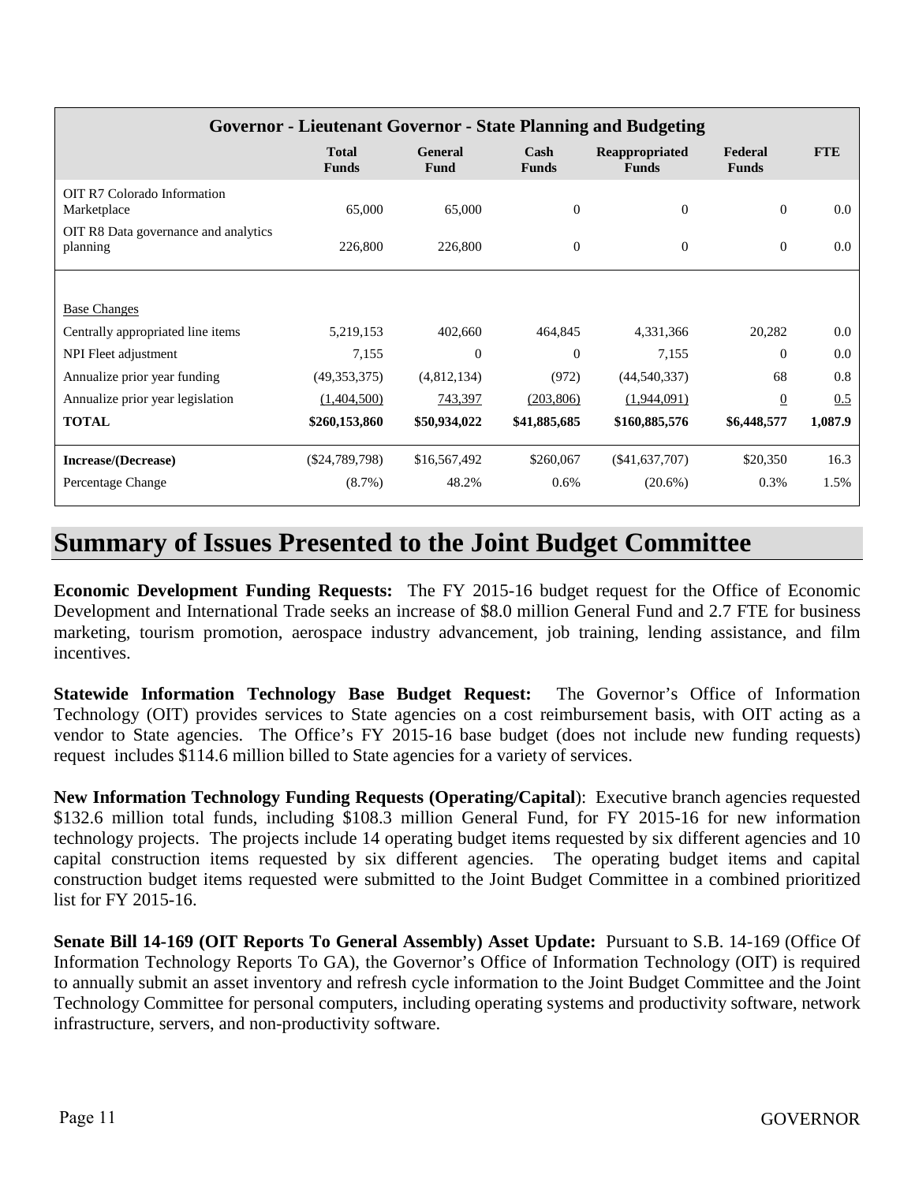| Governor - Lieutenant Governor - State Planning and Budgeting | | | | | | |
|---|---|---|---|---|---|---|
| | Total Funds | General Fund | Cash Funds | Reappropriated Funds | Federal Funds | FTE |
| OIT R7 Colorado Information Marketplace | 65,000 | 65,000 | 0 | 0 | 0 | 0.0 |
| OIT R8 Data governance and analytics planning | 226,800 | 226,800 | 0 | 0 | 0 | 0.0 |
| | | | | | | |
| Base Changes | | | | | | |
| Centrally appropriated line items | 5,219,153 | 402,660 | 464,845 | 4,331,366 | 20,282 | 0.0 |
| NPI Fleet adjustment | 7,155 | 0 | 0 | 7,155 | 0 | 0.0 |
| Annualize prior year funding | (49,353,375) | (4,812,134) | (972) | (44,540,337) | 68 | 0.8 |
| Annualize prior year legislation | (1,404,500) | 743,397 | (203,806) | (1,944,091) | 0 | 0.5 |
| **TOTAL** | **$260,153,860** | **$50,934,022** | **$41,885,685** | **$160,885,576** | **$6,448,577** | **1,087.9** |
| | | | | | | |
| **Increase/(Decrease)** | ($24,789,798) | $16,567,492 | $260,067 | ($41,637,707) | $20,350 | 16.3 |
| Percentage Change | (8.7%) | 48.2% | 0.6% | (20.6%) | 0.3% | 1.5% |

# Summary of Issues Presented to the Joint Budget Committee

**Economic Development Funding Requests:** The FY 2015-16 budget request for the Office of Economic Development and International Trade seeks an increase of $8.0 million General Fund and 2.7 FTE for business marketing, tourism promotion, aerospace industry advancement, job training, lending assistance, and film incentives.

**Statewide Information Technology Base Budget Request:** The Governor's Office of Information Technology (OIT) provides services to State agencies on a cost reimbursement basis, with OIT acting as a vendor to State agencies. The Office's FY 2015-16 base budget (does not include new funding requests) request includes $114.6 million billed to State agencies for a variety of services.

**New Information Technology Funding Requests (Operating/Capital)**: Executive branch agencies requested $132.6 million total funds, including $108.3 million General Fund, for FY 2015-16 for new information technology projects. The projects include 14 operating budget items requested by six different agencies and 10 capital construction items requested by six different agencies. The operating budget items and capital construction budget items requested were submitted to the Joint Budget Committee in a combined prioritized list for FY 2015-16.

**Senate Bill 14-169 (OIT Reports To General Assembly) Asset Update:** Pursuant to S.B. 14-169 (Office Of Information Technology Reports To GA), the Governor's Office of Information Technology (OIT) is required to annually submit an asset inventory and refresh cycle information to the Joint Budget Committee and the Joint Technology Committee for personal computers, including operating systems and productivity software, network infrastructure, servers, and non-productivity software.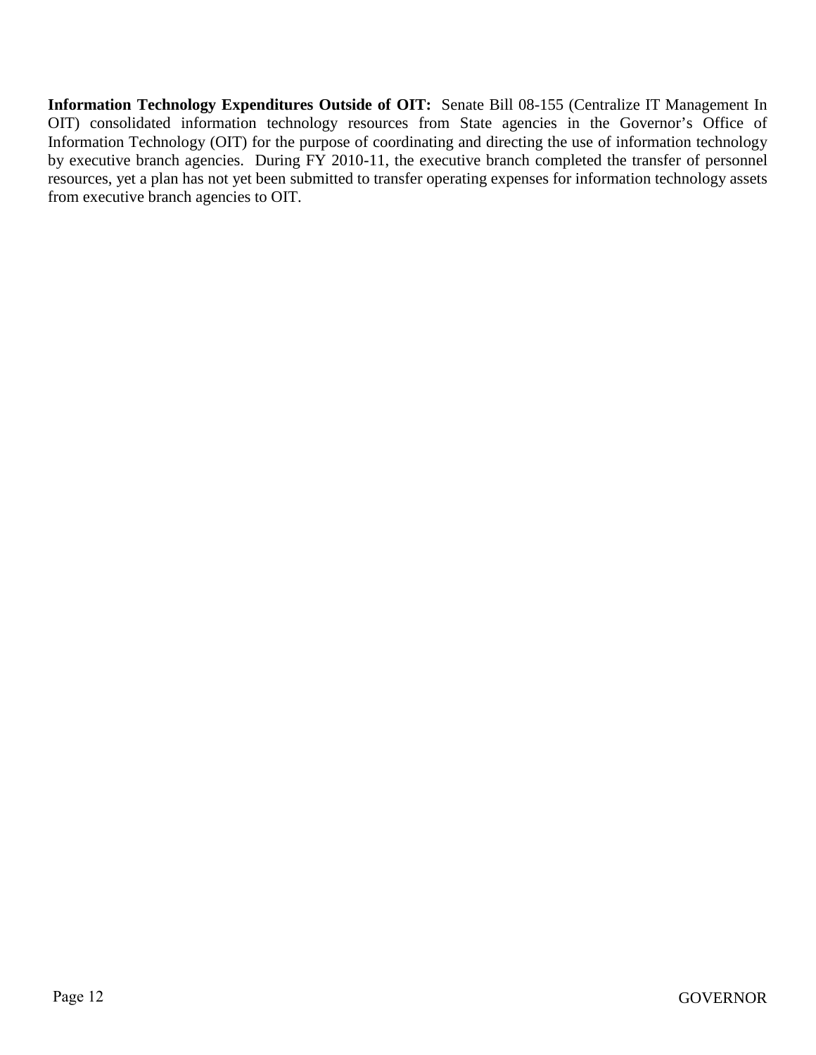**Information Technology Expenditures Outside of OIT:** Senate Bill 08-155 (Centralize IT Management In OIT) consolidated information technology resources from State agencies in the Governor's Office of Information Technology (OIT) for the purpose of coordinating and directing the use of information technology by executive branch agencies. During FY 2010-11, the executive branch completed the transfer of personnel resources, yet a plan has not yet been submitted to transfer operating expenses for information technology assets from executive branch agencies to OIT.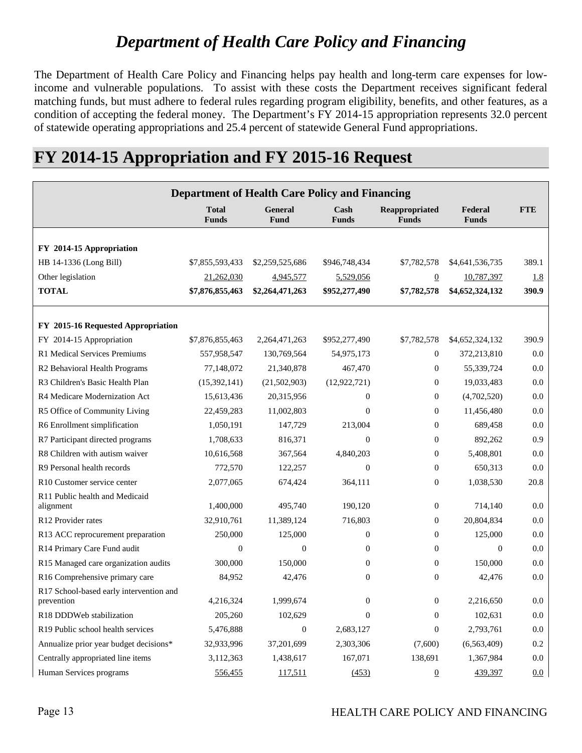# *Department of Health Care Policy and Financing*

The Department of Health Care Policy and Financing helps pay health and long-term care expenses for low-income and vulnerable populations. To assist with these costs the Department receives significant federal matching funds, but must adhere to federal rules regarding program eligibility, benefits, and other features, as a condition of accepting the federal money. The Department's FY 2014-15 appropriation represents 32.0 percent of statewide operating appropriations and 25.4 percent of statewide General Fund appropriations.

# FY 2014-15 Appropriation and FY 2015-16 Request

| Department of Health Care Policy and Financing | Total Funds | General Fund | Cash Funds | Reappropriated Funds | Federal Funds | FTE |
|---|---|---|---|---|---|---|
| **FY 2014-15 Appropriation** | | | | | | |
| HB 14-1336 (Long Bill) | $7,855,593,433 | $2,259,525,686 | $946,748,434 | $7,782,578 | $4,641,536,735 | 389.1 |
| Other legislation | 21,262,030 | 4,945,577 | 5,529,056 | 0 | 10,787,397 | 1.8 |
| **TOTAL** | **$7,876,855,463** | **$2,264,471,263** | **$952,277,490** | **$7,782,578** | **$4,652,324,132** | **390.9** |
| | | | | | | |
| **FY 2015-16 Requested Appropriation** | | | | | | |
| FY 2014-15 Appropriation | $7,876,855,463 | 2,264,471,263 | $952,277,490 | $7,782,578 | $4,652,324,132 | 390.9 |
| R1 Medical Services Premiums | 557,958,547 | 130,769,564 | 54,975,173 | 0 | 372,213,810 | 0.0 |
| R2 Behavioral Health Programs | 77,148,072 | 21,340,878 | 467,470 | 0 | 55,339,724 | 0.0 |
| R3 Children's Basic Health Plan | (15,392,141) | (21,502,903) | (12,922,721) | 0 | 19,033,483 | 0.0 |
| R4 Medicare Modernization Act | 15,613,436 | 20,315,956 | 0 | 0 | (4,702,520) | 0.0 |
| R5 Office of Community Living | 22,459,283 | 11,002,803 | 0 | 0 | 11,456,480 | 0.0 |
| R6 Enrollment simplification | 1,050,191 | 147,729 | 213,004 | 0 | 689,458 | 0.0 |
| R7 Participant directed programs | 1,708,633 | 816,371 | 0 | 0 | 892,262 | 0.9 |
| R8 Children with autism waiver | 10,616,568 | 367,564 | 4,840,203 | 0 | 5,408,801 | 0.0 |
| R9 Personal health records | 772,570 | 122,257 | 0 | 0 | 650,313 | 0.0 |
| R10 Customer service center | 2,077,065 | 674,424 | 364,111 | 0 | 1,038,530 | 20.8 |
| R11 Public health and Medicaid alignment | 1,400,000 | 495,740 | 190,120 | 0 | 714,140 | 0.0 |
| R12 Provider rates | 32,910,761 | 11,389,124 | 716,803 | 0 | 20,804,834 | 0.0 |
| R13 ACC reprocurement preparation | 250,000 | 125,000 | 0 | 0 | 125,000 | 0.0 |
| R14 Primary Care Fund audit | 0 | 0 | 0 | 0 | 0 | 0.0 |
| R15 Managed care organization audits | 300,000 | 150,000 | 0 | 0 | 150,000 | 0.0 |
| R16 Comprehensive primary care | 84,952 | 42,476 | 0 | 0 | 42,476 | 0.0 |
| R17 School-based early intervention and prevention | 4,216,324 | 1,999,674 | 0 | 0 | 2,216,650 | 0.0 |
| R18 DDDWeb stabilization | 205,260 | 102,629 | 0 | 0 | 102,631 | 0.0 |
| R19 Public school health services | 5,476,888 | 0 | 2,683,127 | 0 | 2,793,761 | 0.0 |
| Annualize prior year budget decisions* | 32,933,996 | 37,201,699 | 2,303,306 | (7,600) | (6,563,409) | 0.2 |
| Centrally appropriated line items | 3,112,363 | 1,438,617 | 167,071 | 138,691 | 1,367,984 | 0.0 |
| Human Services programs | 556,455 | 117,511 | (453) | 0 | 439,397 | 0.0 |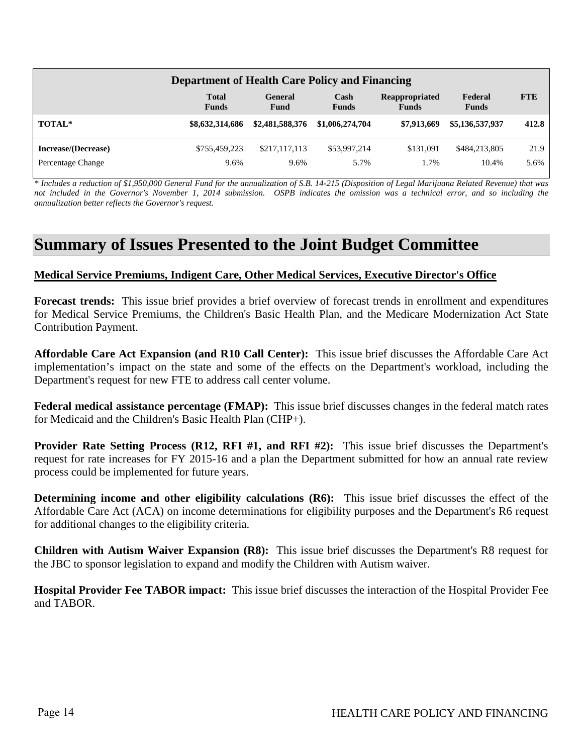| Department of Health Care Policy and Financing | | | | | | |
|---|---|---|---|---|---|---|
| | **Total Funds** | **General Fund** | **Cash Funds** | **Reappropriated Funds** | **Federal Funds** | **FTE** |
| **TOTAL*** | **$8,632,314,686** | **$2,481,588,376** | **$1,006,274,704** | **$7,913,669** | **$5,136,537,937** | **412.8** |
| **Increase/(Decrease)** | $755,459,223 | $217,117,113 | $53,997,214 | $131,091 | $484,213,805 | 21.9 |
| Percentage Change | 9.6% | 9.6% | 5.7% | 1.7% | 10.4% | 5.6% |

*\* Includes a reduction of $1,950,000 General Fund for the annualization of S.B. 14-215 (Disposition of Legal Marijuana Related Revenue) that was not included in the Governor's November 1, 2014 submission. OSPB indicates the omission was a technical error, and so including the annualization better reflects the Governor's request.*

# Summary of Issues Presented to the Joint Budget Committee

**Medical Service Premiums, Indigent Care, Other Medical Services, Executive Director's Office**

**Forecast trends:** This issue brief provides a brief overview of forecast trends in enrollment and expenditures for Medical Service Premiums, the Children's Basic Health Plan, and the Medicare Modernization Act State Contribution Payment.

**Affordable Care Act Expansion (and R10 Call Center):** This issue brief discusses the Affordable Care Act implementation's impact on the state and some of the effects on the Department's workload, including the Department's request for new FTE to address call center volume.

**Federal medical assistance percentage (FMAP):** This issue brief discusses changes in the federal match rates for Medicaid and the Children's Basic Health Plan (CHP+).

**Provider Rate Setting Process (R12, RFI #1, and RFI #2):** This issue brief discusses the Department's request for rate increases for FY 2015-16 and a plan the Department submitted for how an annual rate review process could be implemented for future years.

**Determining income and other eligibility calculations (R6):** This issue brief discusses the effect of the Affordable Care Act (ACA) on income determinations for eligibility purposes and the Department's R6 request for additional changes to the eligibility criteria.

**Children with Autism Waiver Expansion (R8):** This issue brief discusses the Department's R8 request for the JBC to sponsor legislation to expand and modify the Children with Autism waiver.

**Hospital Provider Fee TABOR impact:** This issue brief discusses the interaction of the Hospital Provider Fee and TABOR.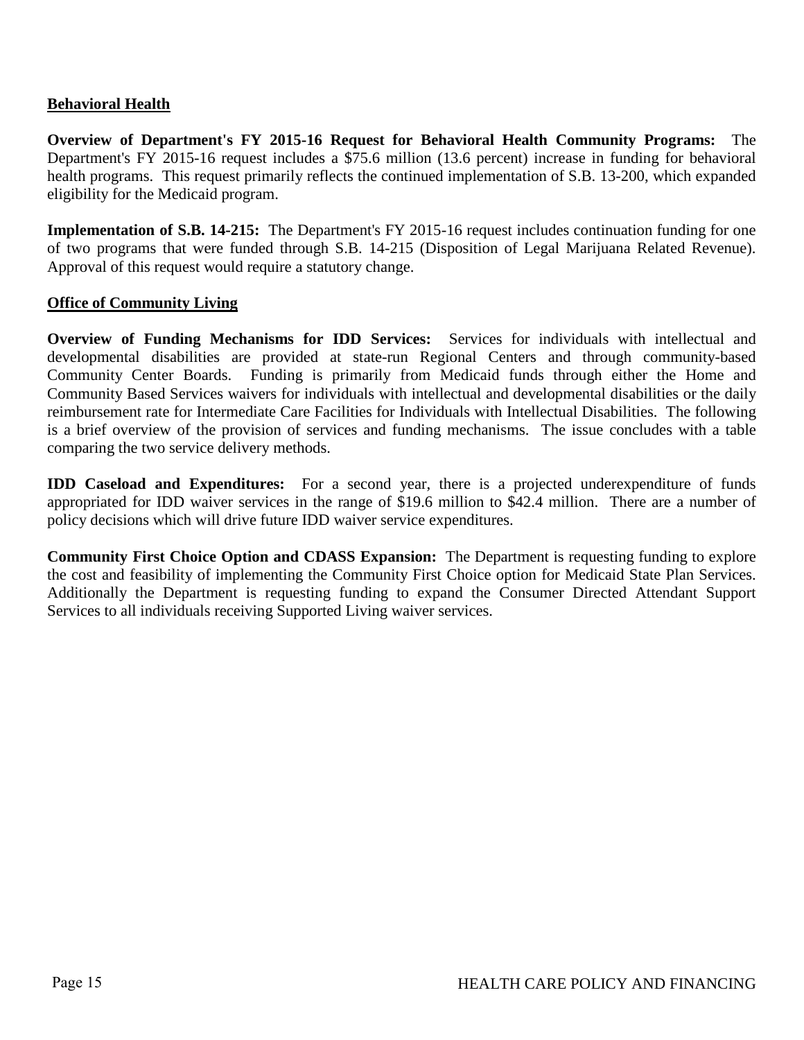## Behavioral Health

**Overview of Department's FY 2015-16 Request for Behavioral Health Community Programs:** The Department's FY 2015-16 request includes a $75.6 million (13.6 percent) increase in funding for behavioral health programs. This request primarily reflects the continued implementation of S.B. 13-200, which expanded eligibility for the Medicaid program.

**Implementation of S.B. 14-215:** The Department's FY 2015-16 request includes continuation funding for one of two programs that were funded through S.B. 14-215 (Disposition of Legal Marijuana Related Revenue). Approval of this request would require a statutory change.

## Office of Community Living

**Overview of Funding Mechanisms for IDD Services:** Services for individuals with intellectual and developmental disabilities are provided at state-run Regional Centers and through community-based Community Center Boards. Funding is primarily from Medicaid funds through either the Home and Community Based Services waivers for individuals with intellectual and developmental disabilities or the daily reimbursement rate for Intermediate Care Facilities for Individuals with Intellectual Disabilities. The following is a brief overview of the provision of services and funding mechanisms. The issue concludes with a table comparing the two service delivery methods.

**IDD Caseload and Expenditures:** For a second year, there is a projected underexpenditure of funds appropriated for IDD waiver services in the range of $19.6 million to $42.4 million. There are a number of policy decisions which will drive future IDD waiver service expenditures.

**Community First Choice Option and CDASS Expansion:** The Department is requesting funding to explore the cost and feasibility of implementing the Community First Choice option for Medicaid State Plan Services. Additionally the Department is requesting funding to expand the Consumer Directed Attendant Support Services to all individuals receiving Supported Living waiver services.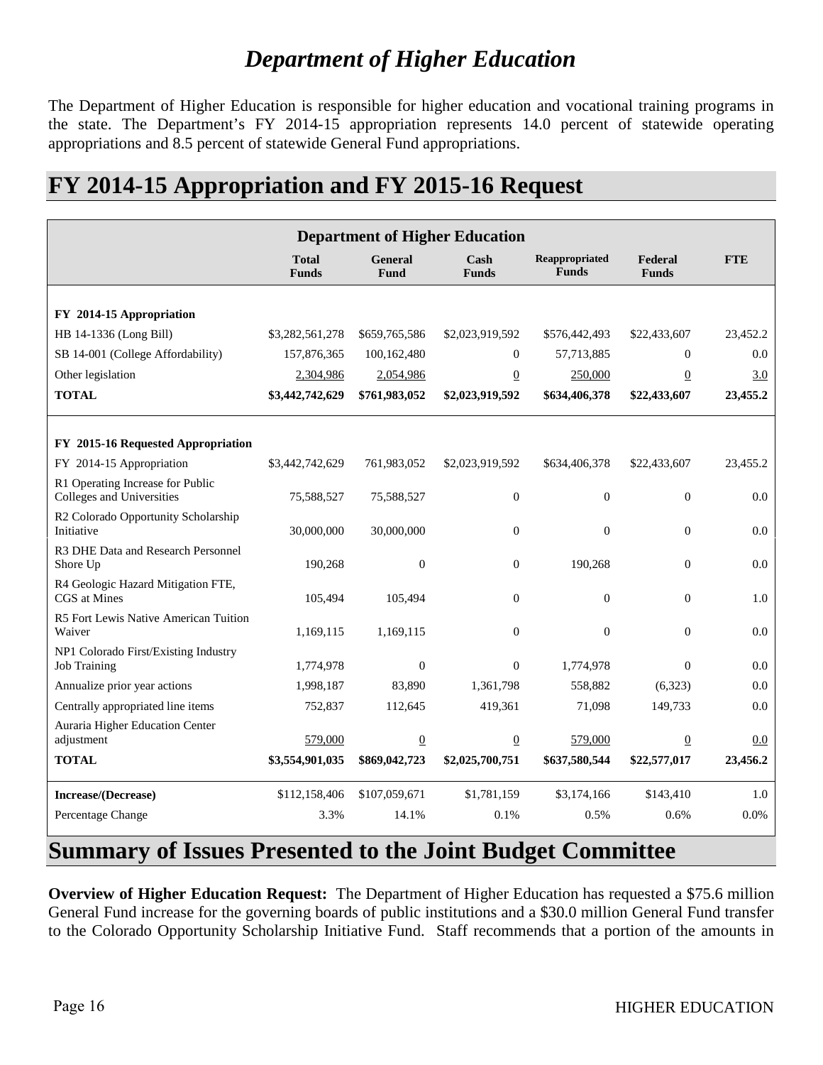# *Department of Higher Education*

The Department of Higher Education is responsible for higher education and vocational training programs in the state. The Department's FY 2014-15 appropriation represents 14.0 percent of statewide operating appropriations and 8.5 percent of statewide General Fund appropriations.

# FY 2014-15 Appropriation and FY 2015-16 Request

| Department of Higher Education | Total Funds | General Fund | Cash Funds | Reappropriated Funds | Federal Funds | FTE |
|---|---|---|---|---|---|---|
| **FY 2014-15 Appropriation** | | | | | | |
| HB 14-1336 (Long Bill) | $3,282,561,278 | $659,765,586 | $2,023,919,592 | $576,442,493 | $22,433,607 | 23,452.2 |
| SB 14-001 (College Affordability) | 157,876,365 | 100,162,480 | 0 | 57,713,885 | 0 | 0.0 |
| Other legislation | 2,304,986 | 2,054,986 | 0 | 250,000 | 0 | 3.0 |
| **TOTAL** | **$3,442,742,629** | **$761,983,052** | **$2,023,919,592** | **$634,406,378** | **$22,433,607** | **23,455.2** |
| | | | | | | |
| **FY 2015-16 Requested Appropriation** | | | | | | |
| FY 2014-15 Appropriation | $3,442,742,629 | 761,983,052 | $2,023,919,592 | $634,406,378 | $22,433,607 | 23,455.2 |
| R1 Operating Increase for Public Colleges and Universities | 75,588,527 | 75,588,527 | 0 | 0 | 0 | 0.0 |
| R2 Colorado Opportunity Scholarship Initiative | 30,000,000 | 30,000,000 | 0 | 0 | 0 | 0.0 |
| R3 DHE Data and Research Personnel Shore Up | 190,268 | 0 | 0 | 190,268 | 0 | 0.0 |
| R4 Geologic Hazard Mitigation FTE, CGS at Mines | 105,494 | 105,494 | 0 | 0 | 0 | 1.0 |
| R5 Fort Lewis Native American Tuition Waiver | 1,169,115 | 1,169,115 | 0 | 0 | 0 | 0.0 |
| NP1 Colorado First/Existing Industry Job Training | 1,774,978 | 0 | 0 | 1,774,978 | 0 | 0.0 |
| Annualize prior year actions | 1,998,187 | 83,890 | 1,361,798 | 558,882 | (6,323) | 0.0 |
| Centrally appropriated line items | 752,837 | 112,645 | 419,361 | 71,098 | 149,733 | 0.0 |
| Auraria Higher Education Center adjustment | 579,000 | 0 | 0 | 579,000 | 0 | 0.0 |
| **TOTAL** | **$3,554,901,035** | **$869,042,723** | **$2,025,700,751** | **$637,580,544** | **$22,577,017** | **23,456.2** |
| | | | | | | |
| **Increase/(Decrease)** | $112,158,406 | $107,059,671 | $1,781,159 | $3,174,166 | $143,410 | 1.0 |
| Percentage Change | 3.3% | 14.1% | 0.1% | 0.5% | 0.6% | 0.0% |

# Summary of Issues Presented to the Joint Budget Committee

**Overview of Higher Education Request:** The Department of Higher Education has requested a $75.6 million General Fund increase for the governing boards of public institutions and a $30.0 million General Fund transfer to the Colorado Opportunity Scholarship Initiative Fund. Staff recommends that a portion of the amounts in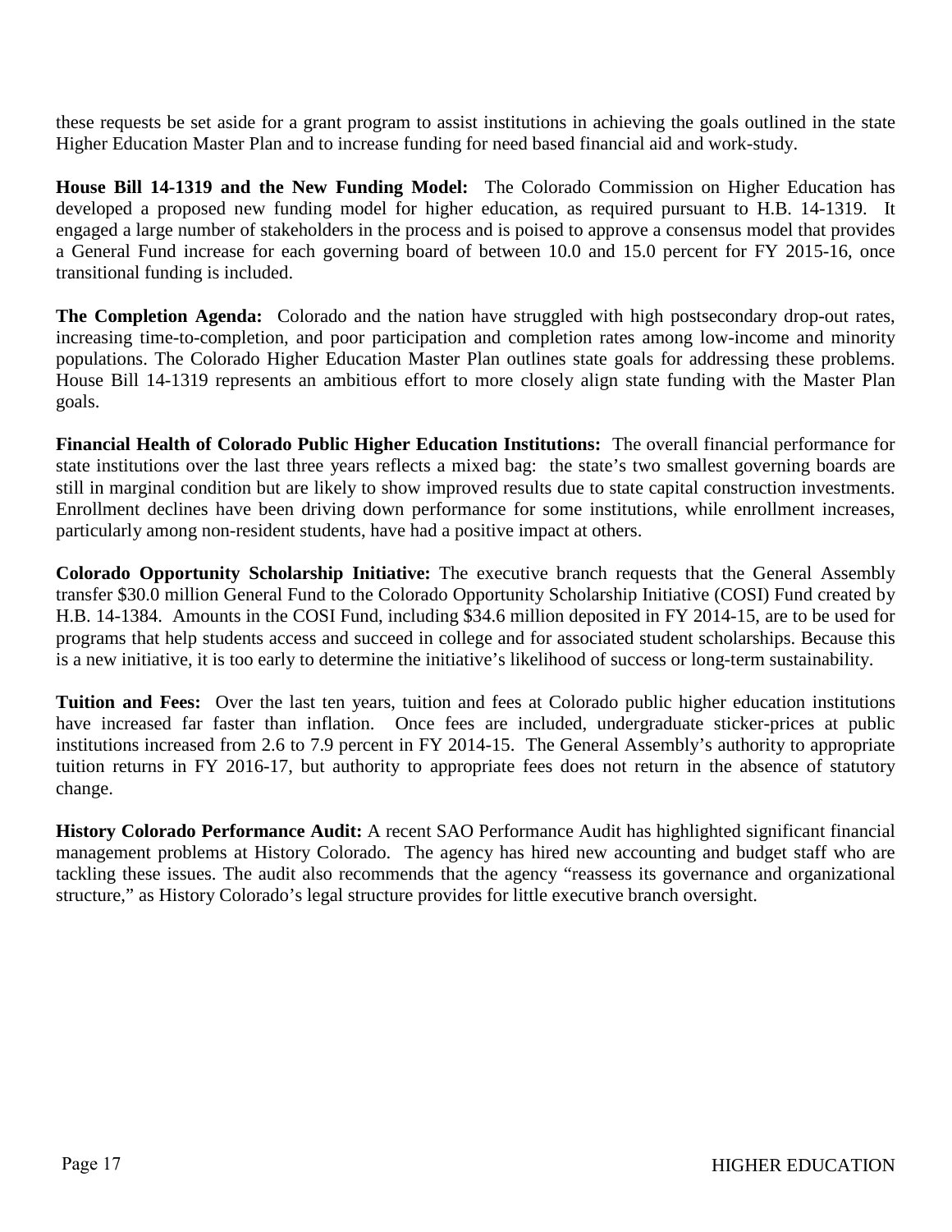these requests be set aside for a grant program to assist institutions in achieving the goals outlined in the state Higher Education Master Plan and to increase funding for need based financial aid and work-study.

**House Bill 14-1319 and the New Funding Model:** The Colorado Commission on Higher Education has developed a proposed new funding model for higher education, as required pursuant to H.B. 14-1319. It engaged a large number of stakeholders in the process and is poised to approve a consensus model that provides a General Fund increase for each governing board of between 10.0 and 15.0 percent for FY 2015-16, once transitional funding is included.

**The Completion Agenda:** Colorado and the nation have struggled with high postsecondary drop-out rates, increasing time-to-completion, and poor participation and completion rates among low-income and minority populations. The Colorado Higher Education Master Plan outlines state goals for addressing these problems. House Bill 14-1319 represents an ambitious effort to more closely align state funding with the Master Plan goals.

**Financial Health of Colorado Public Higher Education Institutions:** The overall financial performance for state institutions over the last three years reflects a mixed bag: the state's two smallest governing boards are still in marginal condition but are likely to show improved results due to state capital construction investments. Enrollment declines have been driving down performance for some institutions, while enrollment increases, particularly among non-resident students, have had a positive impact at others.

**Colorado Opportunity Scholarship Initiative:** The executive branch requests that the General Assembly transfer $30.0 million General Fund to the Colorado Opportunity Scholarship Initiative (COSI) Fund created by H.B. 14-1384. Amounts in the COSI Fund, including $34.6 million deposited in FY 2014-15, are to be used for programs that help students access and succeed in college and for associated student scholarships. Because this is a new initiative, it is too early to determine the initiative's likelihood of success or long-term sustainability.

**Tuition and Fees:** Over the last ten years, tuition and fees at Colorado public higher education institutions have increased far faster than inflation. Once fees are included, undergraduate sticker-prices at public institutions increased from 2.6 to 7.9 percent in FY 2014-15. The General Assembly's authority to appropriate tuition returns in FY 2016-17, but authority to appropriate fees does not return in the absence of statutory change.

**History Colorado Performance Audit:** A recent SAO Performance Audit has highlighted significant financial management problems at History Colorado. The agency has hired new accounting and budget staff who are tackling these issues. The audit also recommends that the agency "reassess its governance and organizational structure," as History Colorado's legal structure provides for little executive branch oversight.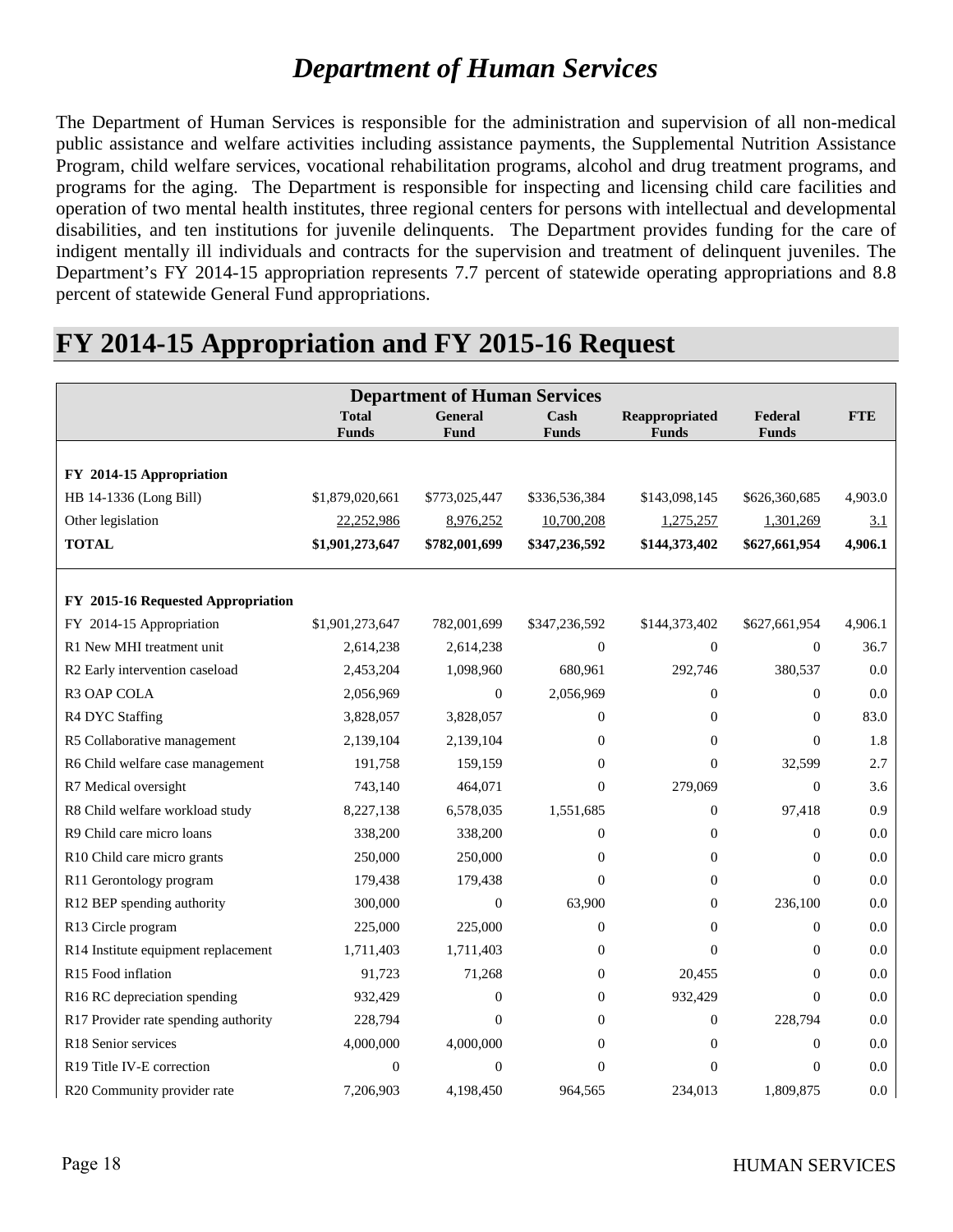# *Department of Human Services*

The Department of Human Services is responsible for the administration and supervision of all non-medical public assistance and welfare activities including assistance payments, the Supplemental Nutrition Assistance Program, child welfare services, vocational rehabilitation programs, alcohol and drug treatment programs, and programs for the aging. The Department is responsible for inspecting and licensing child care facilities and operation of two mental health institutes, three regional centers for persons with intellectual and developmental disabilities, and ten institutions for juvenile delinquents. The Department provides funding for the care of indigent mentally ill individuals and contracts for the supervision and treatment of delinquent juveniles. The Department's FY 2014-15 appropriation represents 7.7 percent of statewide operating appropriations and 8.8 percent of statewide General Fund appropriations.

## FY 2014-15 Appropriation and FY 2015-16 Request

| Department of Human Services | Total Funds | General Fund | Cash Funds | Reappropriated Funds | Federal Funds | FTE |
|---|---|---|---|---|---|---|
| **FY 2014-15 Appropriation** | | | | | | |
| HB 14-1336 (Long Bill) | $1,879,020,661 | $773,025,447 | $336,536,384 | $143,098,145 | $626,360,685 | 4,903.0 |
| Other legislation | 22,252,986 | 8,976,252 | 10,700,208 | 1,275,257 | 1,301,269 | 3.1 |
| **TOTAL** | **$1,901,273,647** | **$782,001,699** | **$347,236,592** | **$144,373,402** | **$627,661,954** | **4,906.1** |
| | | | | | | |
| **FY 2015-16 Requested Appropriation** | | | | | | |
| FY 2014-15 Appropriation | $1,901,273,647 | 782,001,699 | $347,236,592 | $144,373,402 | $627,661,954 | 4,906.1 |
| R1 New MHI treatment unit | 2,614,238 | 2,614,238 | 0 | 0 | 0 | 36.7 |
| R2 Early intervention caseload | 2,453,204 | 1,098,960 | 680,961 | 292,746 | 380,537 | 0.0 |
| R3 OAP COLA | 2,056,969 | 0 | 2,056,969 | 0 | 0 | 0.0 |
| R4 DYC Staffing | 3,828,057 | 3,828,057 | 0 | 0 | 0 | 83.0 |
| R5 Collaborative management | 2,139,104 | 2,139,104 | 0 | 0 | 0 | 1.8 |
| R6 Child welfare case management | 191,758 | 159,159 | 0 | 0 | 32,599 | 2.7 |
| R7 Medical oversight | 743,140 | 464,071 | 0 | 279,069 | 0 | 3.6 |
| R8 Child welfare workload study | 8,227,138 | 6,578,035 | 1,551,685 | 0 | 97,418 | 0.9 |
| R9 Child care micro loans | 338,200 | 338,200 | 0 | 0 | 0 | 0.0 |
| R10 Child care micro grants | 250,000 | 250,000 | 0 | 0 | 0 | 0.0 |
| R11 Gerontology program | 179,438 | 179,438 | 0 | 0 | 0 | 0.0 |
| R12 BEP spending authority | 300,000 | 0 | 63,900 | 0 | 236,100 | 0.0 |
| R13 Circle program | 225,000 | 225,000 | 0 | 0 | 0 | 0.0 |
| R14 Institute equipment replacement | 1,711,403 | 1,711,403 | 0 | 0 | 0 | 0.0 |
| R15 Food inflation | 91,723 | 71,268 | 0 | 20,455 | 0 | 0.0 |
| R16 RC depreciation spending | 932,429 | 0 | 0 | 932,429 | 0 | 0.0 |
| R17 Provider rate spending authority | 228,794 | 0 | 0 | 0 | 228,794 | 0.0 |
| R18 Senior services | 4,000,000 | 4,000,000 | 0 | 0 | 0 | 0.0 |
| R19 Title IV-E correction | 0 | 0 | 0 | 0 | 0 | 0.0 |
| R20 Community provider rate | 7,206,903 | 4,198,450 | 964,565 | 234,013 | 1,809,875 | 0.0 |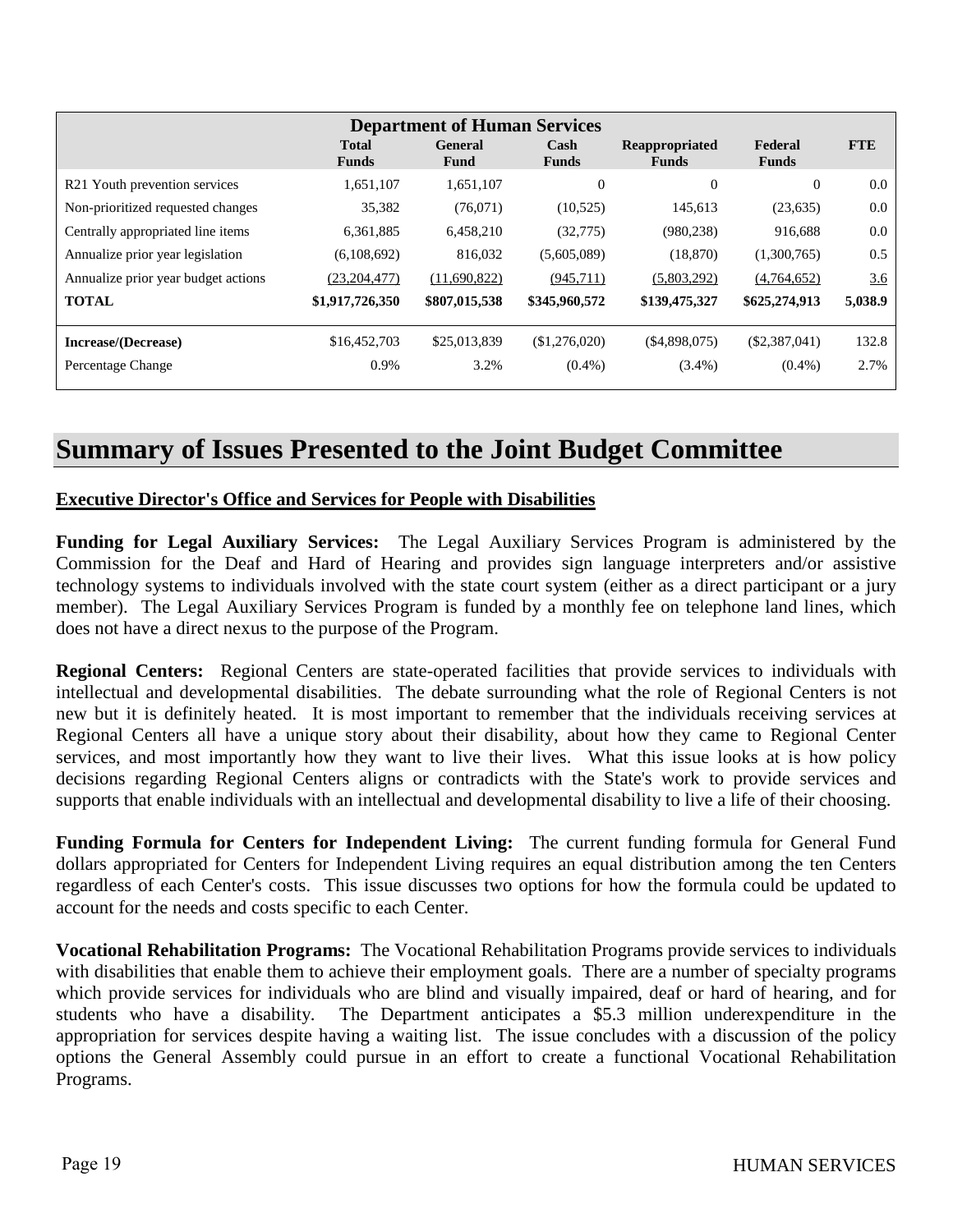| Department of Human Services | | | | | | |
| --- | --- | --- | --- | --- | --- | --- |
| | Total Funds | General Fund | Cash Funds | Reappropriated Funds | Federal Funds | FTE |
| R21 Youth prevention services | 1,651,107 | 1,651,107 | 0 | 0 | 0 | 0.0 |
| Non-prioritized requested changes | 35,382 | (76,071) | (10,525) | 145,613 | (23,635) | 0.0 |
| Centrally appropriated line items | 6,361,885 | 6,458,210 | (32,775) | (980,238) | 916,688 | 0.0 |
| Annualize prior year legislation | (6,108,692) | 816,032 | (5,605,089) | (18,870) | (1,300,765) | 0.5 |
| Annualize prior year budget actions | (23,204,477) | (11,690,822) | (945,711) | (5,803,292) | (4,764,652) | 3.6 |
| **TOTAL** | **$1,917,726,350** | **$807,015,538** | **$345,960,572** | **$139,475,327** | **$625,274,913** | **5,038.9** |
| | | | | | | |
| **Increase/(Decrease)** | $16,452,703 | $25,013,839 | ($1,276,020) | ($4,898,075) | ($2,387,041) | 132.8 |
| Percentage Change | 0.9% | 3.2% | (0.4%) | (3.4%) | (0.4%) | 2.7% |

# Summary of Issues Presented to the Joint Budget Committee

**Executive Director's Office and Services for People with Disabilities**

**Funding for Legal Auxiliary Services:** The Legal Auxiliary Services Program is administered by the Commission for the Deaf and Hard of Hearing and provides sign language interpreters and/or assistive technology systems to individuals involved with the state court system (either as a direct participant or a jury member). The Legal Auxiliary Services Program is funded by a monthly fee on telephone land lines, which does not have a direct nexus to the purpose of the Program.

**Regional Centers:** Regional Centers are state-operated facilities that provide services to individuals with intellectual and developmental disabilities. The debate surrounding what the role of Regional Centers is not new but it is definitely heated. It is most important to remember that the individuals receiving services at Regional Centers all have a unique story about their disability, about how they came to Regional Center services, and most importantly how they want to live their lives. What this issue looks at is how policy decisions regarding Regional Centers aligns or contradicts with the State's work to provide services and supports that enable individuals with an intellectual and developmental disability to live a life of their choosing.

**Funding Formula for Centers for Independent Living:** The current funding formula for General Fund dollars appropriated for Centers for Independent Living requires an equal distribution among the ten Centers regardless of each Center's costs. This issue discusses two options for how the formula could be updated to account for the needs and costs specific to each Center.

**Vocational Rehabilitation Programs:** The Vocational Rehabilitation Programs provide services to individuals with disabilities that enable them to achieve their employment goals. There are a number of specialty programs which provide services for individuals who are blind and visually impaired, deaf or hard of hearing, and for students who have a disability. The Department anticipates a $5.3 million underexpenditure in the appropriation for services despite having a waiting list. The issue concludes with a discussion of the policy options the General Assembly could pursue in an effort to create a functional Vocational Rehabilitation Programs.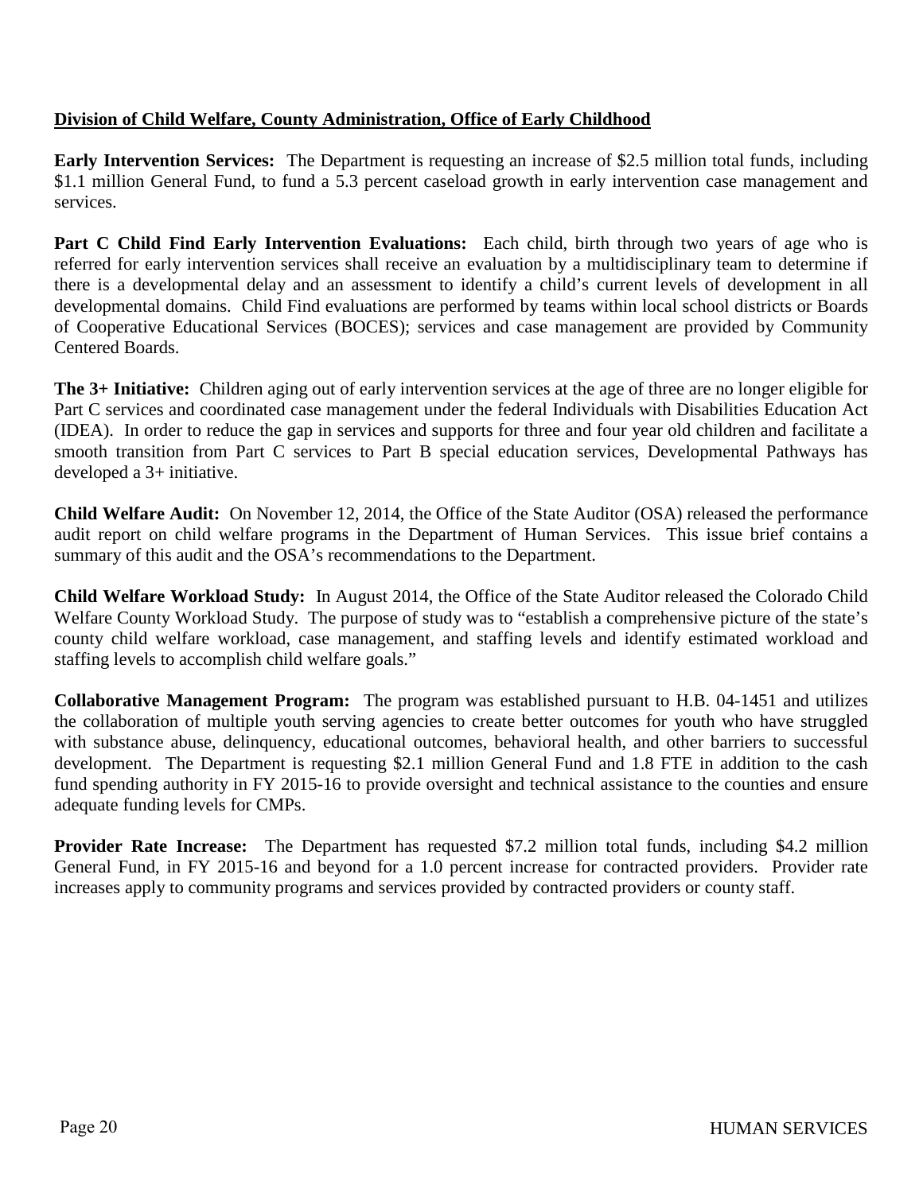**Division of Child Welfare, County Administration, Office of Early Childhood**

**Early Intervention Services:** The Department is requesting an increase of $2.5 million total funds, including $1.1 million General Fund, to fund a 5.3 percent caseload growth in early intervention case management and services.

**Part C Child Find Early Intervention Evaluations:** Each child, birth through two years of age who is referred for early intervention services shall receive an evaluation by a multidisciplinary team to determine if there is a developmental delay and an assessment to identify a child's current levels of development in all developmental domains. Child Find evaluations are performed by teams within local school districts or Boards of Cooperative Educational Services (BOCES); services and case management are provided by Community Centered Boards.

**The 3+ Initiative:** Children aging out of early intervention services at the age of three are no longer eligible for Part C services and coordinated case management under the federal Individuals with Disabilities Education Act (IDEA). In order to reduce the gap in services and supports for three and four year old children and facilitate a smooth transition from Part C services to Part B special education services, Developmental Pathways has developed a 3+ initiative.

**Child Welfare Audit:** On November 12, 2014, the Office of the State Auditor (OSA) released the performance audit report on child welfare programs in the Department of Human Services. This issue brief contains a summary of this audit and the OSA's recommendations to the Department.

**Child Welfare Workload Study:** In August 2014, the Office of the State Auditor released the Colorado Child Welfare County Workload Study. The purpose of study was to "establish a comprehensive picture of the state's county child welfare workload, case management, and staffing levels and identify estimated workload and staffing levels to accomplish child welfare goals."

**Collaborative Management Program:** The program was established pursuant to H.B. 04-1451 and utilizes the collaboration of multiple youth serving agencies to create better outcomes for youth who have struggled with substance abuse, delinquency, educational outcomes, behavioral health, and other barriers to successful development. The Department is requesting $2.1 million General Fund and 1.8 FTE in addition to the cash fund spending authority in FY 2015-16 to provide oversight and technical assistance to the counties and ensure adequate funding levels for CMPs.

**Provider Rate Increase:** The Department has requested $7.2 million total funds, including $4.2 million General Fund, in FY 2015-16 and beyond for a 1.0 percent increase for contracted providers. Provider rate increases apply to community programs and services provided by contracted providers or county staff.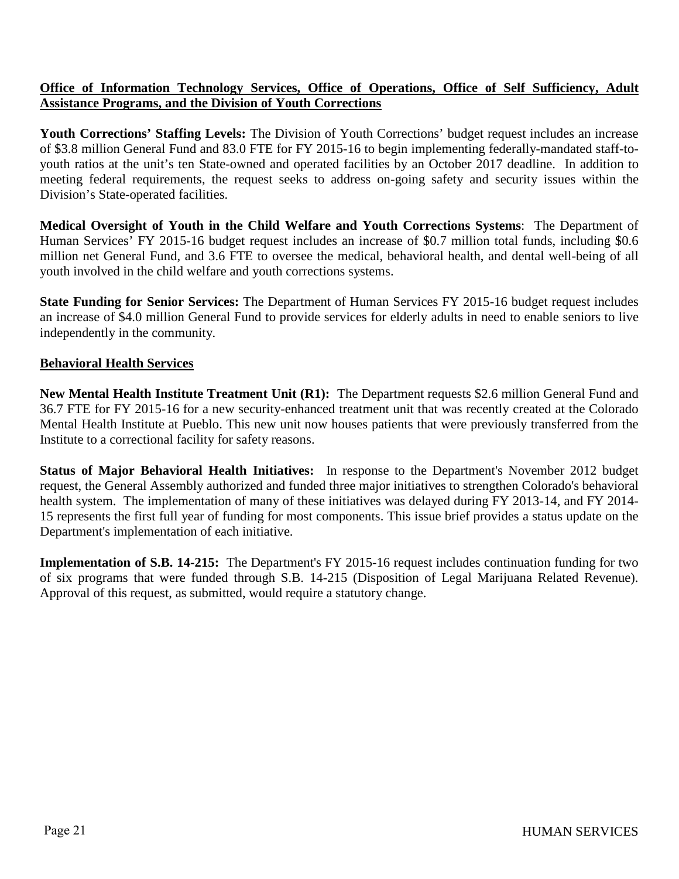**Office of Information Technology Services, Office of Operations, Office of Self Sufficiency, Adult Assistance Programs, and the Division of Youth Corrections**

**Youth Corrections' Staffing Levels:** The Division of Youth Corrections' budget request includes an increase of $3.8 million General Fund and 83.0 FTE for FY 2015-16 to begin implementing federally-mandated staff-to-youth ratios at the unit's ten State-owned and operated facilities by an October 2017 deadline. In addition to meeting federal requirements, the request seeks to address on-going safety and security issues within the Division's State-operated facilities.

**Medical Oversight of Youth in the Child Welfare and Youth Corrections Systems**: The Department of Human Services' FY 2015-16 budget request includes an increase of $0.7 million total funds, including $0.6 million net General Fund, and 3.6 FTE to oversee the medical, behavioral health, and dental well-being of all youth involved in the child welfare and youth corrections systems.

**State Funding for Senior Services:** The Department of Human Services FY 2015-16 budget request includes an increase of $4.0 million General Fund to provide services for elderly adults in need to enable seniors to live independently in the community.

**Behavioral Health Services**

**New Mental Health Institute Treatment Unit (R1):** The Department requests $2.6 million General Fund and 36.7 FTE for FY 2015-16 for a new security-enhanced treatment unit that was recently created at the Colorado Mental Health Institute at Pueblo. This new unit now houses patients that were previously transferred from the Institute to a correctional facility for safety reasons.

**Status of Major Behavioral Health Initiatives:** In response to the Department's November 2012 budget request, the General Assembly authorized and funded three major initiatives to strengthen Colorado's behavioral health system. The implementation of many of these initiatives was delayed during FY 2013-14, and FY 2014-15 represents the first full year of funding for most components. This issue brief provides a status update on the Department's implementation of each initiative.

**Implementation of S.B. 14-215:** The Department's FY 2015-16 request includes continuation funding for two of six programs that were funded through S.B. 14-215 (Disposition of Legal Marijuana Related Revenue). Approval of this request, as submitted, would require a statutory change.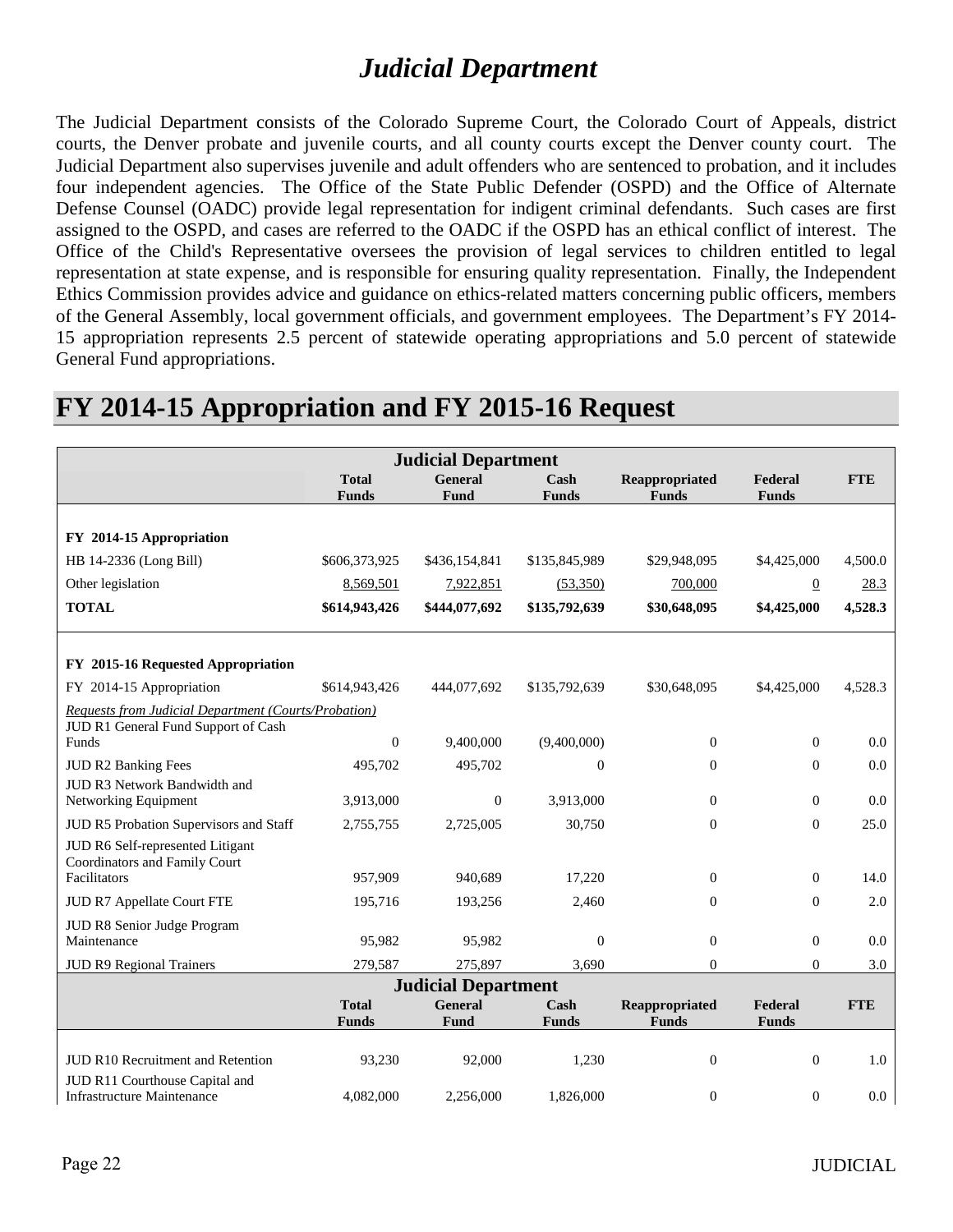# Judicial Department

The Judicial Department consists of the Colorado Supreme Court, the Colorado Court of Appeals, district courts, the Denver probate and juvenile courts, and all county courts except the Denver county court. The Judicial Department also supervises juvenile and adult offenders who are sentenced to probation, and it includes four independent agencies. The Office of the State Public Defender (OSPD) and the Office of Alternate Defense Counsel (OADC) provide legal representation for indigent criminal defendants. Such cases are first assigned to the OSPD, and cases are referred to the OADC if the OSPD has an ethical conflict of interest. The Office of the Child's Representative oversees the provision of legal services to children entitled to legal representation at state expense, and is responsible for ensuring quality representation. Finally, the Independent Ethics Commission provides advice and guidance on ethics-related matters concerning public officers, members of the General Assembly, local government officials, and government employees. The Department's FY 2014-15 appropriation represents 2.5 percent of statewide operating appropriations and 5.0 percent of statewide General Fund appropriations.

## FY 2014-15 Appropriation and FY 2015-16 Request

| Judicial Department | Total Funds | General Fund | Cash Funds | Reappropriated Funds | Federal Funds | FTE |
|---|---|---|---|---|---|---|
| **FY 2014-15 Appropriation** | | | | | | |
| HB 14-2336 (Long Bill) | $606,373,925 | $436,154,841 | $135,845,989 | $29,948,095 | $4,425,000 | 4,500.0 |
| Other legislation | 8,569,501 | 7,922,851 | (53,350) | 700,000 | 0 | 28.3 |
| **TOTAL** | **$614,943,426** | **$444,077,692** | **$135,792,639** | **$30,648,095** | **$4,425,000** | **4,528.3** |
| | | | | | | |
| **FY 2015-16 Requested Appropriation** | | | | | | |
| FY 2014-15 Appropriation | $614,943,426 | 444,077,692 | $135,792,639 | $30,648,095 | $4,425,000 | 4,528.3 |
| *Requests from Judicial Department (Courts/Probation)* | | | | | | |
| JUD R1 General Fund Support of Cash Funds | 0 | 9,400,000 | (9,400,000) | 0 | 0 | 0.0 |
| JUD R2 Banking Fees | 495,702 | 495,702 | 0 | 0 | 0 | 0.0 |
| JUD R3 Network Bandwidth and Networking Equipment | 3,913,000 | 0 | 3,913,000 | 0 | 0 | 0.0 |
| JUD R5 Probation Supervisors and Staff | 2,755,755 | 2,725,005 | 30,750 | 0 | 0 | 25.0 |
| JUD R6 Self-represented Litigant Coordinators and Family Court Facilitators | 957,909 | 940,689 | 17,220 | 0 | 0 | 14.0 |
| JUD R7 Appellate Court FTE | 195,716 | 193,256 | 2,460 | 0 | 0 | 2.0 |
| JUD R8 Senior Judge Program Maintenance | 95,982 | 95,982 | 0 | 0 | 0 | 0.0 |
| JUD R9 Regional Trainers | 279,587 | 275,897 | 3,690 | 0 | 0 | 3.0 |
| JUD R10 Recruitment and Retention | 93,230 | 92,000 | 1,230 | 0 | 0 | 1.0 |
| JUD R11 Courthouse Capital and Infrastructure Maintenance | 4,082,000 | 2,256,000 | 1,826,000 | 0 | 0 | 0.0 |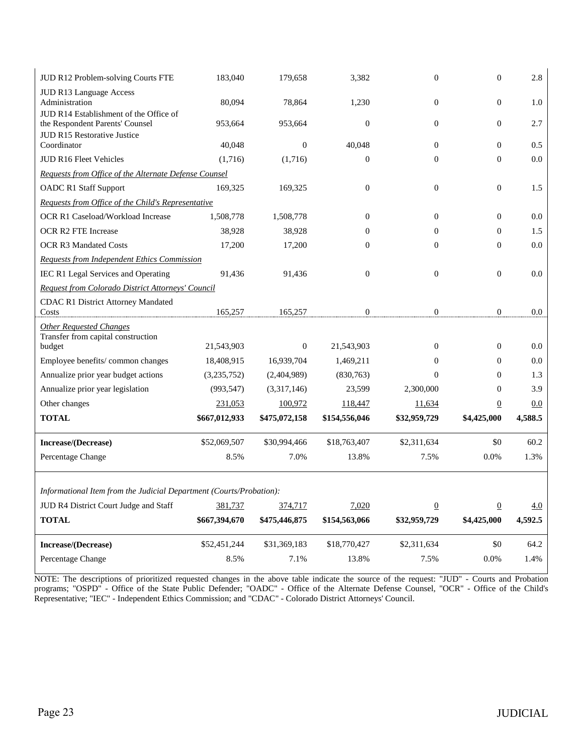| | | | | | | |
|---|---|---|---|---|---|---|
| JUD R12 Problem-solving Courts FTE | 183,040 | 179,658 | 3,382 | 0 | 0 | 2.8 |
| JUD R13 Language Access Administration | 80,094 | 78,864 | 1,230 | 0 | 0 | 1.0 |
| JUD R14 Establishment of the Office of the Respondent Parents' Counsel | 953,664 | 953,664 | 0 | 0 | 0 | 2.7 |
| JUD R15 Restorative Justice Coordinator | 40,048 | 0 | 40,048 | 0 | 0 | 0.5 |
| JUD R16 Fleet Vehicles | (1,716) | (1,716) | 0 | 0 | 0 | 0.0 |
| *Requests from Office of the Alternate Defense Counsel* | | | | | | |
| OADC R1 Staff Support | 169,325 | 169,325 | 0 | 0 | 0 | 1.5 |
| *Requests from Office of the Child's Representative* | | | | | | |
| OCR R1 Caseload/Workload Increase | 1,508,778 | 1,508,778 | 0 | 0 | 0 | 0.0 |
| OCR R2 FTE Increase | 38,928 | 38,928 | 0 | 0 | 0 | 1.5 |
| OCR R3 Mandated Costs | 17,200 | 17,200 | 0 | 0 | 0 | 0.0 |
| *Requests from Independent Ethics Commission* | | | | | | |
| IEC R1 Legal Services and Operating | 91,436 | 91,436 | 0 | 0 | 0 | 0.0 |
| *Request from Colorado District Attorneys' Council* | | | | | | |
| CDAC R1 District Attorney Mandated Costs | 165,257 | 165,257 | 0 | 0 | 0 | 0.0 |
| *Other Requested Changes* | | | | | | |
| Transfer from capital construction budget | 21,543,903 | 0 | 21,543,903 | 0 | 0 | 0.0 |
| Employee benefits/ common changes | 18,408,915 | 16,939,704 | 1,469,211 | 0 | 0 | 0.0 |
| Annualize prior year budget actions | (3,235,752) | (2,404,989) | (830,763) | 0 | 0 | 1.3 |
| Annualize prior year legislation | (993,547) | (3,317,146) | 23,599 | 2,300,000 | 0 | 3.9 |
| Other changes | 231,053 | 100,972 | 118,447 | 11,634 | 0 | 0.0 |
| **TOTAL** | **$667,012,933** | **$475,072,158** | **$154,556,046** | **$32,959,729** | **$4,425,000** | **4,588.5** |
| **Increase/(Decrease)** | $52,069,507 | $30,994,466 | $18,763,407 | $2,311,634 | $0 | 60.2 |
| Percentage Change | 8.5% | 7.0% | 13.8% | 7.5% | 0.0% | 1.3% |
| *Informational Item from the Judicial Department (Courts/Probation):* | | | | | | |
| JUD R4 District Court Judge and Staff | 381,737 | 374,717 | 7,020 | 0 | 0 | 4.0 |
| **TOTAL** | **$667,394,670** | **$475,446,875** | **$154,563,066** | **$32,959,729** | **$4,425,000** | **4,592.5** |
| **Increase/(Decrease)** | $52,451,244 | $31,369,183 | $18,770,427 | $2,311,634 | $0 | 64.2 |
| Percentage Change | 8.5% | 7.1% | 13.8% | 7.5% | 0.0% | 1.4% |

NOTE: The descriptions of prioritized requested changes in the above table indicate the source of the request: "JUD" - Courts and Probation programs; "OSPD" - Office of the State Public Defender; "OADC" - Office of the Alternate Defense Counsel, "OCR" - Office of the Child's Representative; "IEC" - Independent Ethics Commission; and "CDAC" - Colorado District Attorneys' Council.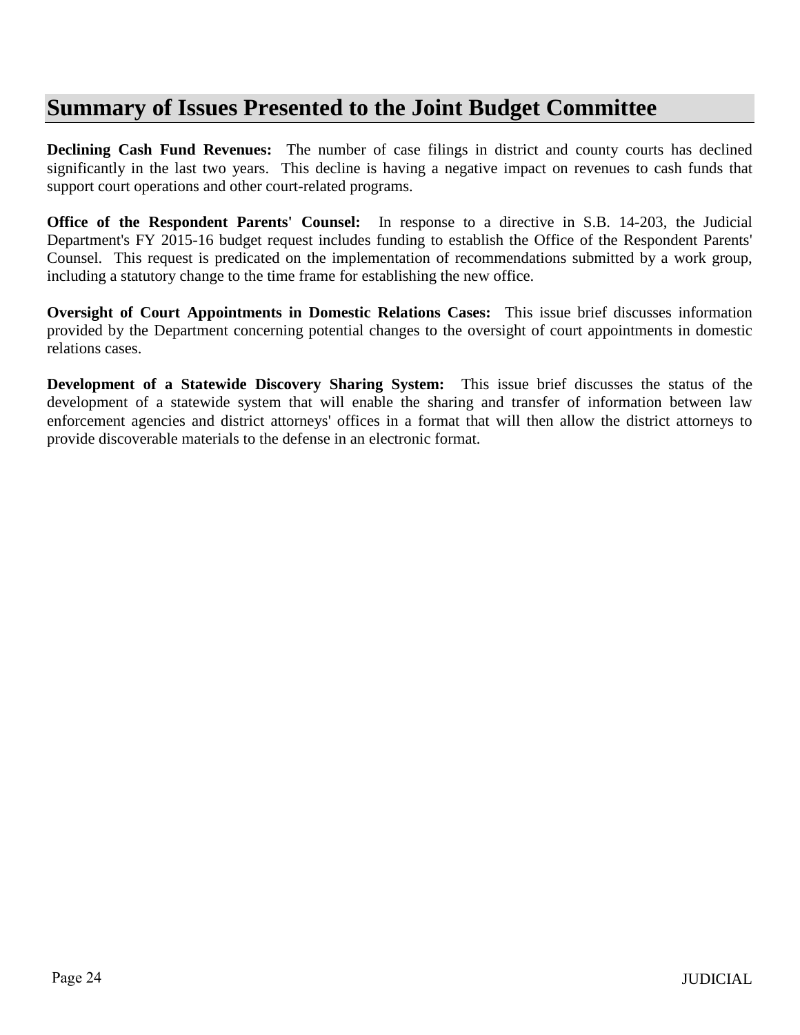# Summary of Issues Presented to the Joint Budget Committee

**Declining Cash Fund Revenues:** The number of case filings in district and county courts has declined significantly in the last two years. This decline is having a negative impact on revenues to cash funds that support court operations and other court-related programs.

**Office of the Respondent Parents' Counsel:** In response to a directive in S.B. 14-203, the Judicial Department's FY 2015-16 budget request includes funding to establish the Office of the Respondent Parents' Counsel. This request is predicated on the implementation of recommendations submitted by a work group, including a statutory change to the time frame for establishing the new office.

**Oversight of Court Appointments in Domestic Relations Cases:** This issue brief discusses information provided by the Department concerning potential changes to the oversight of court appointments in domestic relations cases.

**Development of a Statewide Discovery Sharing System:** This issue brief discusses the status of the development of a statewide system that will enable the sharing and transfer of information between law enforcement agencies and district attorneys' offices in a format that will then allow the district attorneys to provide discoverable materials to the defense in an electronic format.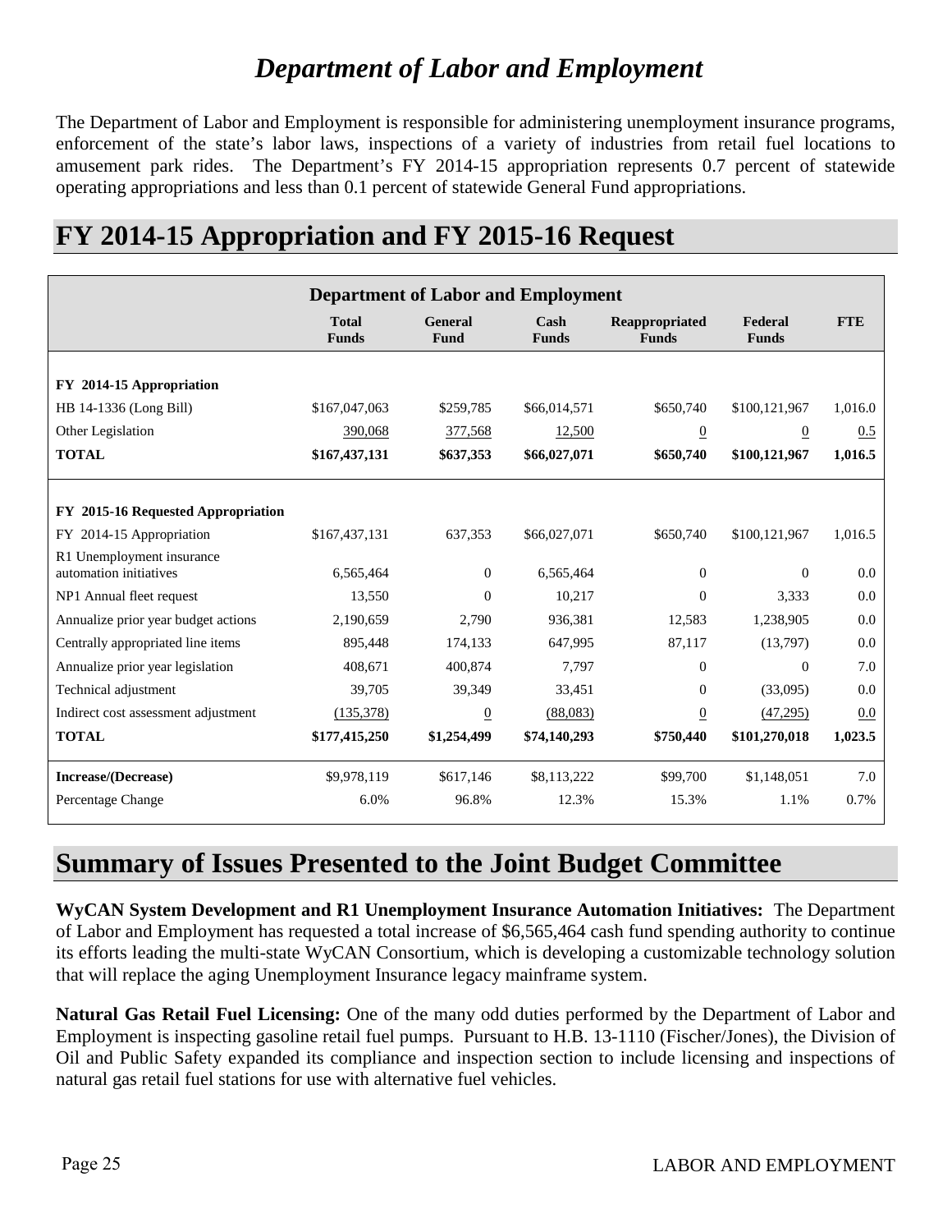# *Department of Labor and Employment*

The Department of Labor and Employment is responsible for administering unemployment insurance programs, enforcement of the state's labor laws, inspections of a variety of industries from retail fuel locations to amusement park rides. The Department's FY 2014-15 appropriation represents 0.7 percent of statewide operating appropriations and less than 0.1 percent of statewide General Fund appropriations.

## FY 2014-15 Appropriation and FY 2015-16 Request

| Department of Labor and Employment | | | | | | |
|---|---|---|---|---|---|---|
| | **Total Funds** | **General Fund** | **Cash Funds** | **Reappropriated Funds** | **Federal Funds** | **FTE** |
| **FY 2014-15 Appropriation** | | | | | | |
| HB 14-1336 (Long Bill) | $167,047,063 | $259,785 | $66,014,571 | $650,740 | $100,121,967 | 1,016.0 |
| Other Legislation | 390,068 | 377,568 | 12,500 | 0 | 0 | 0.5 |
| **TOTAL** | **$167,437,131** | **$637,353** | **$66,027,071** | **$650,740** | **$100,121,967** | **1,016.5** |
| **FY 2015-16 Requested Appropriation** | | | | | | |
| FY 2014-15 Appropriation | $167,437,131 | 637,353 | $66,027,071 | $650,740 | $100,121,967 | 1,016.5 |
| R1 Unemployment insurance automation initiatives | 6,565,464 | 0 | 6,565,464 | 0 | 0 | 0.0 |
| NP1 Annual fleet request | 13,550 | 0 | 10,217 | 0 | 3,333 | 0.0 |
| Annualize prior year budget actions | 2,190,659 | 2,790 | 936,381 | 12,583 | 1,238,905 | 0.0 |
| Centrally appropriated line items | 895,448 | 174,133 | 647,995 | 87,117 | (13,797) | 0.0 |
| Annualize prior year legislation | 408,671 | 400,874 | 7,797 | 0 | 0 | 7.0 |
| Technical adjustment | 39,705 | 39,349 | 33,451 | 0 | (33,095) | 0.0 |
| Indirect cost assessment adjustment | (135,378) | 0 | (88,083) | 0 | (47,295) | 0.0 |
| **TOTAL** | **$177,415,250** | **$1,254,499** | **$74,140,293** | **$750,440** | **$101,270,018** | **1,023.5** |
| **Increase/(Decrease)** | $9,978,119 | $617,146 | $8,113,222 | $99,700 | $1,148,051 | 7.0 |
| Percentage Change | 6.0% | 96.8% | 12.3% | 15.3% | 1.1% | 0.7% |

## Summary of Issues Presented to the Joint Budget Committee

**WyCAN System Development and R1 Unemployment Insurance Automation Initiatives:** The Department of Labor and Employment has requested a total increase of $6,565,464 cash fund spending authority to continue its efforts leading the multi-state WyCAN Consortium, which is developing a customizable technology solution that will replace the aging Unemployment Insurance legacy mainframe system.

**Natural Gas Retail Fuel Licensing:** One of the many odd duties performed by the Department of Labor and Employment is inspecting gasoline retail fuel pumps. Pursuant to H.B. 13-1110 (Fischer/Jones), the Division of Oil and Public Safety expanded its compliance and inspection section to include licensing and inspections of natural gas retail fuel stations for use with alternative fuel vehicles.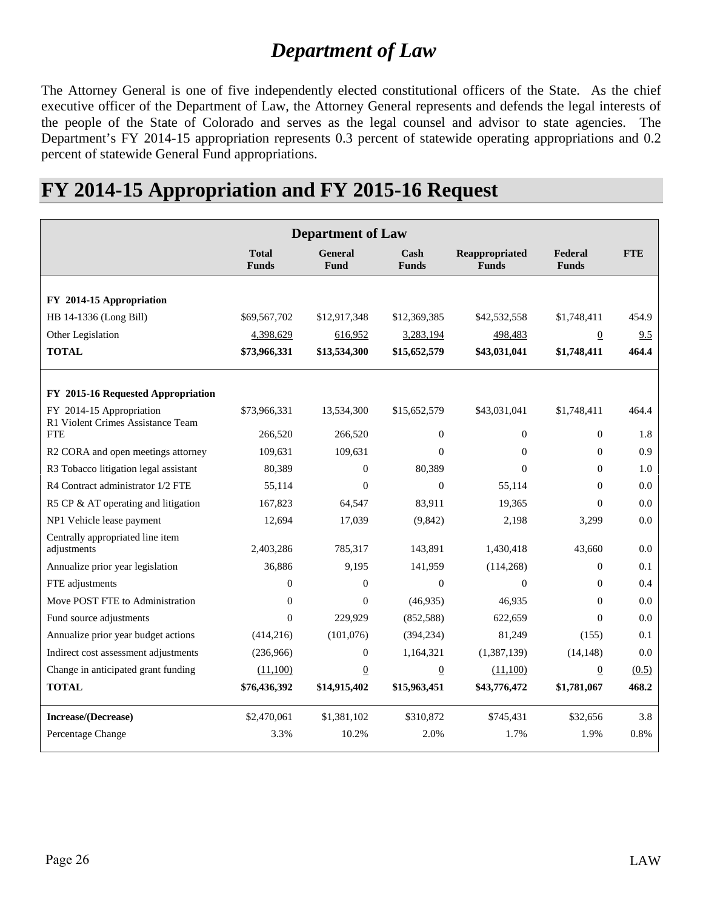# *Department of Law*

The Attorney General is one of five independently elected constitutional officers of the State. As the chief executive officer of the Department of Law, the Attorney General represents and defends the legal interests of the people of the State of Colorado and serves as the legal counsel and advisor to state agencies. The Department's FY 2014-15 appropriation represents 0.3 percent of statewide operating appropriations and 0.2 percent of statewide General Fund appropriations.

# FY 2014-15 Appropriation and FY 2015-16 Request

| Department of Law | Total Funds | General Fund | Cash Funds | Reappropriated Funds | Federal Funds | FTE |
|---|---|---|---|---|---|---|
| **FY 2014-15 Appropriation** | | | | | | |
| HB 14-1336 (Long Bill) | $69,567,702 | $12,917,348 | $12,369,385 | $42,532,558 | $1,748,411 | 454.9 |
| Other Legislation | 4,398,629 | 616,952 | 3,283,194 | 498,483 | 0 | 9.5 |
| **TOTAL** | **$73,966,331** | **$13,534,300** | **$15,652,579** | **$43,031,041** | **$1,748,411** | **464.4** |
| **FY 2015-16 Requested Appropriation** | | | | | | |
| FY 2014-15 Appropriation | $73,966,331 | 13,534,300 | $15,652,579 | $43,031,041 | $1,748,411 | 464.4 |
| R1 Violent Crimes Assistance Team FTE | 266,520 | 266,520 | 0 | 0 | 0 | 1.8 |
| R2 CORA and open meetings attorney | 109,631 | 109,631 | 0 | 0 | 0 | 0.9 |
| R3 Tobacco litigation legal assistant | 80,389 | 0 | 80,389 | 0 | 0 | 1.0 |
| R4 Contract administrator 1/2 FTE | 55,114 | 0 | 0 | 55,114 | 0 | 0.0 |
| R5 CP & AT operating and litigation | 167,823 | 64,547 | 83,911 | 19,365 | 0 | 0.0 |
| NP1 Vehicle lease payment | 12,694 | 17,039 | (9,842) | 2,198 | 3,299 | 0.0 |
| Centrally appropriated line item adjustments | 2,403,286 | 785,317 | 143,891 | 1,430,418 | 43,660 | 0.0 |
| Annualize prior year legislation | 36,886 | 9,195 | 141,959 | (114,268) | 0 | 0.1 |
| FTE adjustments | 0 | 0 | 0 | 0 | 0 | 0.4 |
| Move POST FTE to Administration | 0 | 0 | (46,935) | 46,935 | 0 | 0.0 |
| Fund source adjustments | 0 | 229,929 | (852,588) | 622,659 | 0 | 0.0 |
| Annualize prior year budget actions | (414,216) | (101,076) | (394,234) | 81,249 | (155) | 0.1 |
| Indirect cost assessment adjustments | (236,966) | 0 | 1,164,321 | (1,387,139) | (14,148) | 0.0 |
| Change in anticipated grant funding | (11,100) | 0 | 0 | (11,100) | 0 | (0.5) |
| **TOTAL** | **$76,436,392** | **$14,915,402** | **$15,963,451** | **$43,776,472** | **$1,781,067** | **468.2** |
| **Increase/(Decrease)** | $2,470,061 | $1,381,102 | $310,872 | $745,431 | $32,656 | 3.8 |
| Percentage Change | 3.3% | 10.2% | 2.0% | 1.7% | 1.9% | 0.8% |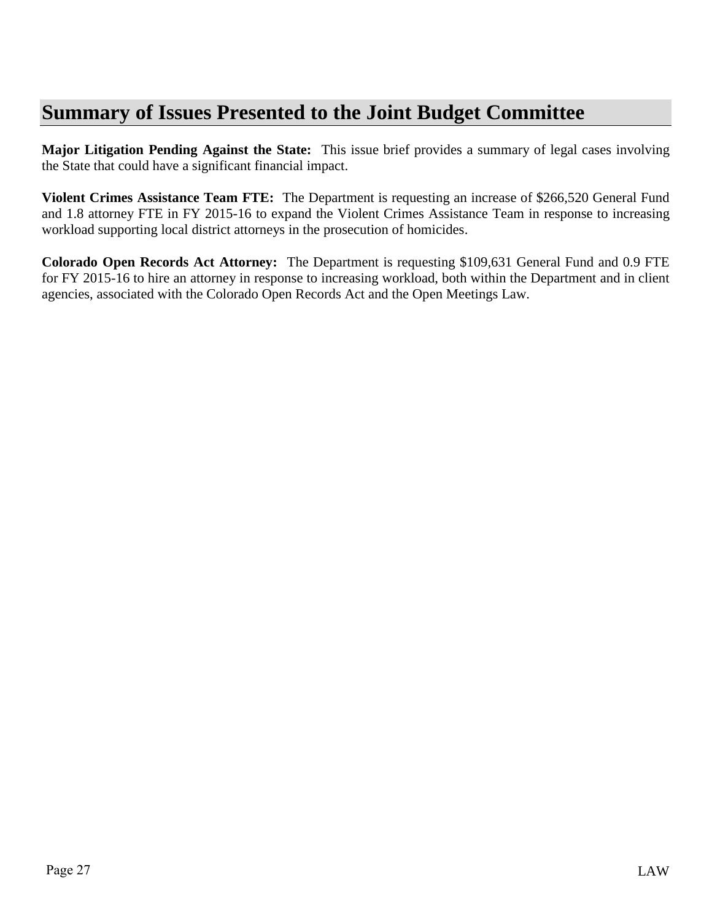# Summary of Issues Presented to the Joint Budget Committee

**Major Litigation Pending Against the State:** This issue brief provides a summary of legal cases involving the State that could have a significant financial impact.

**Violent Crimes Assistance Team FTE:** The Department is requesting an increase of $266,520 General Fund and 1.8 attorney FTE in FY 2015-16 to expand the Violent Crimes Assistance Team in response to increasing workload supporting local district attorneys in the prosecution of homicides.

**Colorado Open Records Act Attorney:** The Department is requesting $109,631 General Fund and 0.9 FTE for FY 2015-16 to hire an attorney in response to increasing workload, both within the Department and in client agencies, associated with the Colorado Open Records Act and the Open Meetings Law.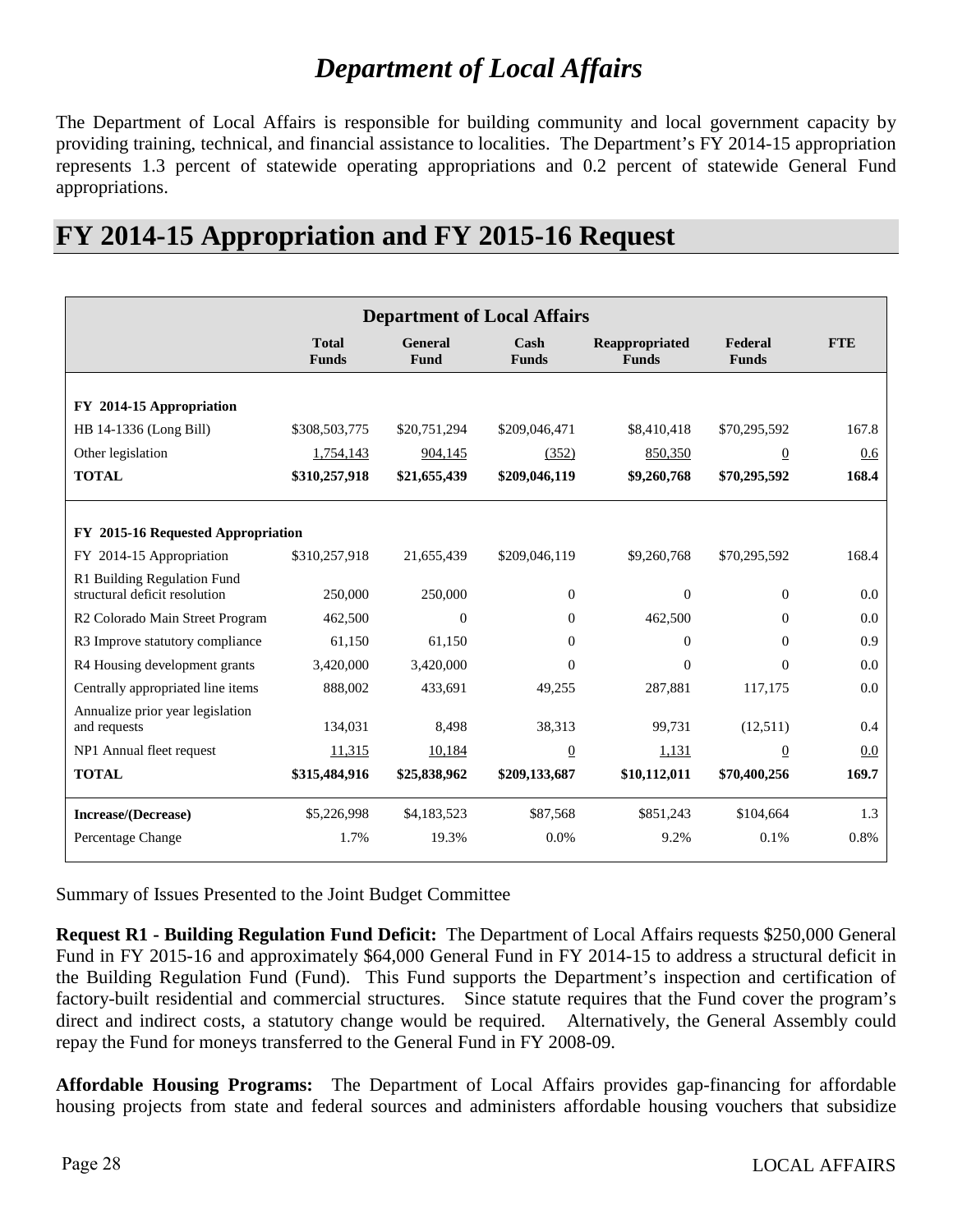# *Department of Local Affairs*

The Department of Local Affairs is responsible for building community and local government capacity by providing training, technical, and financial assistance to localities. The Department's FY 2014-15 appropriation represents 1.3 percent of statewide operating appropriations and 0.2 percent of statewide General Fund appropriations.

# FY 2014-15 Appropriation and FY 2015-16 Request

| Department of Local Affairs | | | | | | |
|---|---|---|---|---|---|---|
| | Total Funds | General Fund | Cash Funds | Reappropriated Funds | Federal Funds | FTE |
| **FY 2014-15 Appropriation** | | | | | | |
| HB 14-1336 (Long Bill) | $308,503,775 | $20,751,294 | $209,046,471 | $8,410,418 | $70,295,592 | 167.8 |
| Other legislation | 1,754,143 | 904,145 | (352) | 850,350 | 0 | 0.6 |
| **TOTAL** | **$310,257,918** | **$21,655,439** | **$209,046,119** | **$9,260,768** | **$70,295,592** | **168.4** |
| **FY 2015-16 Requested Appropriation** | | | | | | |
| FY 2014-15 Appropriation | $310,257,918 | 21,655,439 | $209,046,119 | $9,260,768 | $70,295,592 | 168.4 |
| R1 Building Regulation Fund structural deficit resolution | 250,000 | 250,000 | 0 | 0 | 0 | 0.0 |
| R2 Colorado Main Street Program | 462,500 | 0 | 0 | 462,500 | 0 | 0.0 |
| R3 Improve statutory compliance | 61,150 | 61,150 | 0 | 0 | 0 | 0.9 |
| R4 Housing development grants | 3,420,000 | 3,420,000 | 0 | 0 | 0 | 0.0 |
| Centrally appropriated line items | 888,002 | 433,691 | 49,255 | 287,881 | 117,175 | 0.0 |
| Annualize prior year legislation and requests | 134,031 | 8,498 | 38,313 | 99,731 | (12,511) | 0.4 |
| NP1 Annual fleet request | 11,315 | 10,184 | 0 | 1,131 | 0 | 0.0 |
| **TOTAL** | **$315,484,916** | **$25,838,962** | **$209,133,687** | **$10,112,011** | **$70,400,256** | **169.7** |
| **Increase/(Decrease)** | $5,226,998 | $4,183,523 | $87,568 | $851,243 | $104,664 | 1.3 |
| Percentage Change | 1.7% | 19.3% | 0.0% | 9.2% | 0.1% | 0.8% |

Summary of Issues Presented to the Joint Budget Committee

**Request R1 - Building Regulation Fund Deficit:** The Department of Local Affairs requests $250,000 General Fund in FY 2015-16 and approximately $64,000 General Fund in FY 2014-15 to address a structural deficit in the Building Regulation Fund (Fund). This Fund supports the Department's inspection and certification of factory-built residential and commercial structures. Since statute requires that the Fund cover the program's direct and indirect costs, a statutory change would be required. Alternatively, the General Assembly could repay the Fund for moneys transferred to the General Fund in FY 2008-09.

**Affordable Housing Programs:** The Department of Local Affairs provides gap-financing for affordable housing projects from state and federal sources and administers affordable housing vouchers that subsidize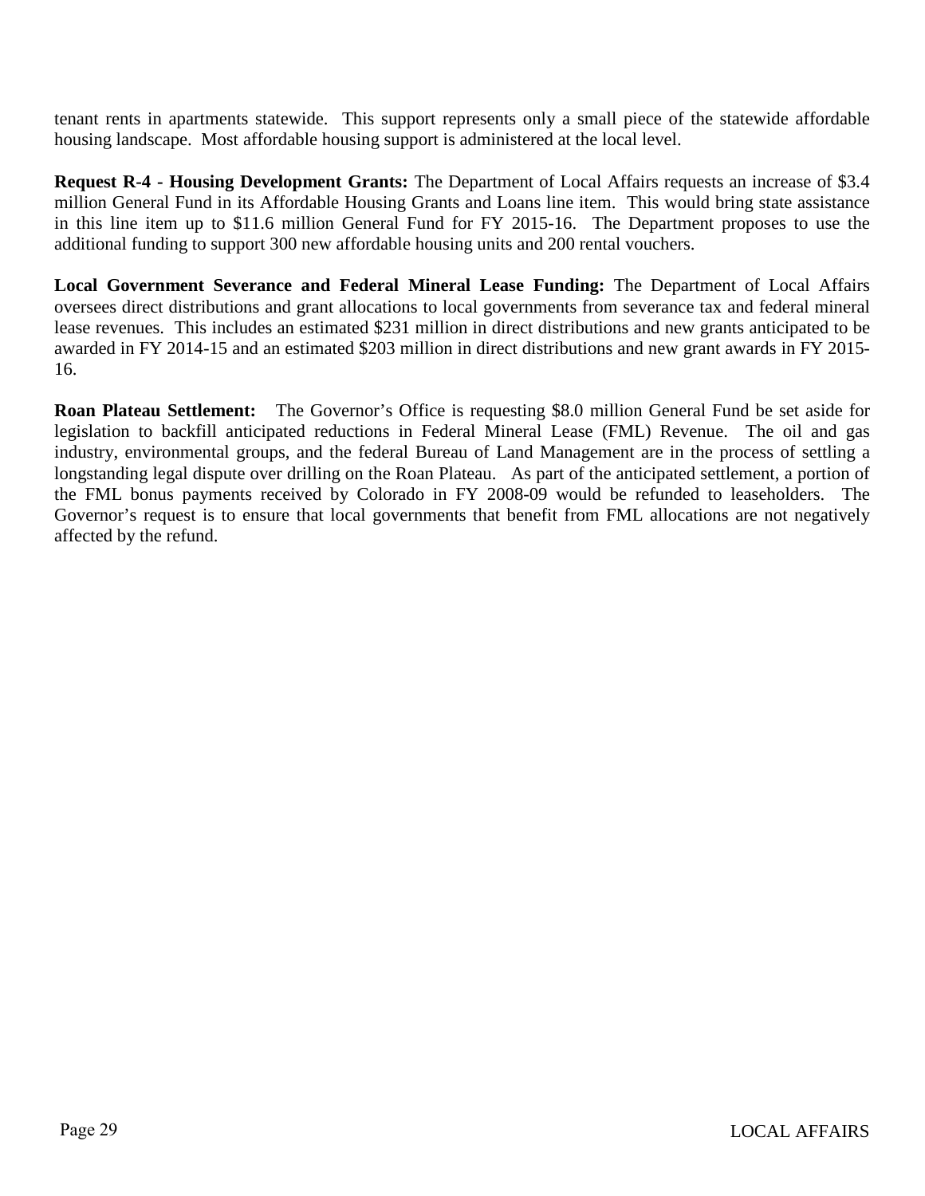tenant rents in apartments statewide. This support represents only a small piece of the statewide affordable housing landscape. Most affordable housing support is administered at the local level.

**Request R-4 - Housing Development Grants:** The Department of Local Affairs requests an increase of $3.4 million General Fund in its Affordable Housing Grants and Loans line item. This would bring state assistance in this line item up to $11.6 million General Fund for FY 2015-16. The Department proposes to use the additional funding to support 300 new affordable housing units and 200 rental vouchers.

**Local Government Severance and Federal Mineral Lease Funding:** The Department of Local Affairs oversees direct distributions and grant allocations to local governments from severance tax and federal mineral lease revenues. This includes an estimated $231 million in direct distributions and new grants anticipated to be awarded in FY 2014-15 and an estimated $203 million in direct distributions and new grant awards in FY 2015-16.

**Roan Plateau Settlement:** The Governor's Office is requesting $8.0 million General Fund be set aside for legislation to backfill anticipated reductions in Federal Mineral Lease (FML) Revenue. The oil and gas industry, environmental groups, and the federal Bureau of Land Management are in the process of settling a longstanding legal dispute over drilling on the Roan Plateau. As part of the anticipated settlement, a portion of the FML bonus payments received by Colorado in FY 2008-09 would be refunded to leaseholders. The Governor's request is to ensure that local governments that benefit from FML allocations are not negatively affected by the refund.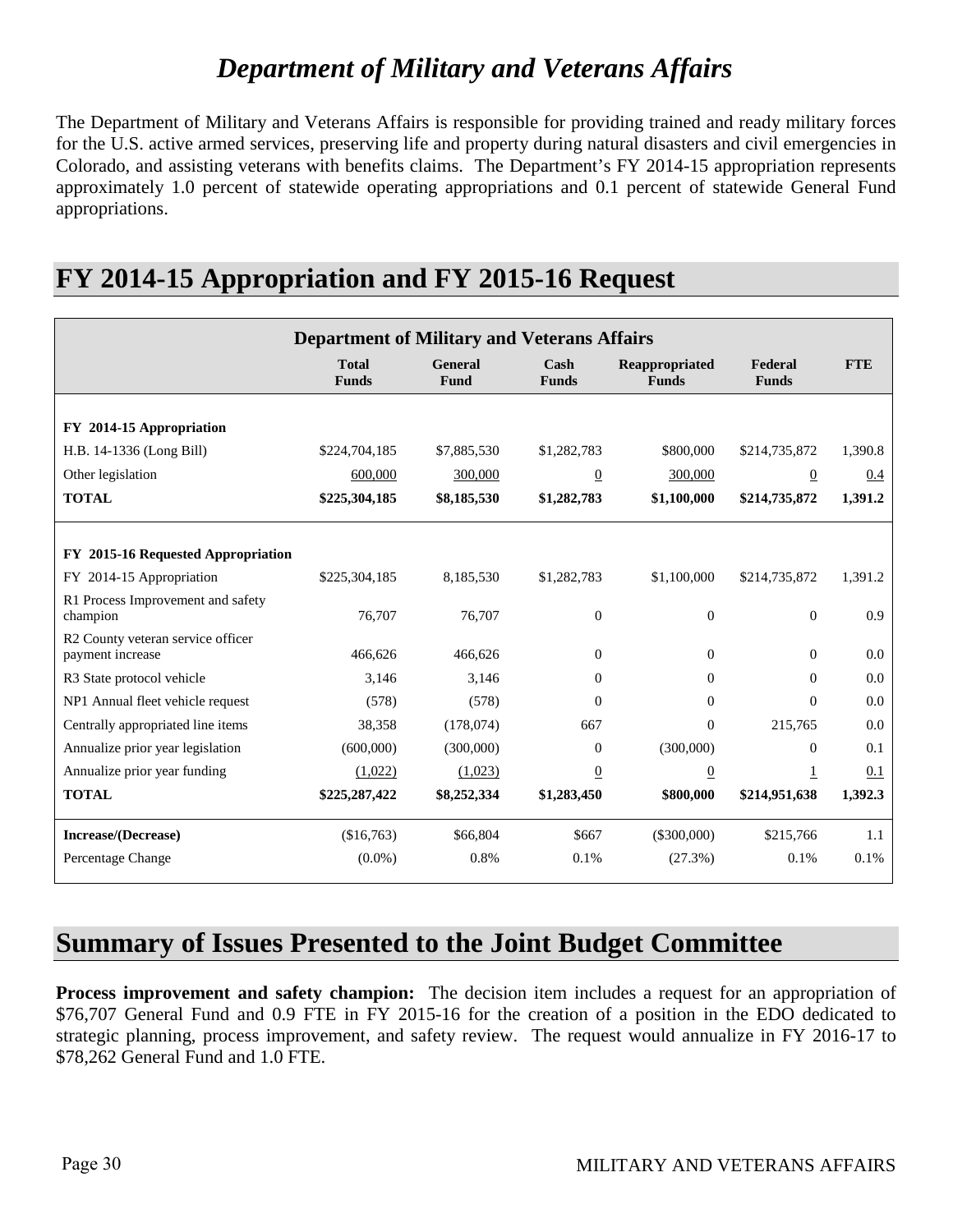# *Department of Military and Veterans Affairs*

The Department of Military and Veterans Affairs is responsible for providing trained and ready military forces for the U.S. active armed services, preserving life and property during natural disasters and civil emergencies in Colorado, and assisting veterans with benefits claims. The Department's FY 2014-15 appropriation represents approximately 1.0 percent of statewide operating appropriations and 0.1 percent of statewide General Fund appropriations.

# FY 2014-15 Appropriation and FY 2015-16 Request

| Department of Military and Veterans Affairs | | | | | | |
|---|---|---|---|---|---|---|
| | **Total Funds** | **General Fund** | **Cash Funds** | **Reappropriated Funds** | **Federal Funds** | **FTE** |
| **FY 2014-15 Appropriation** | | | | | | |
| H.B. 14-1336 (Long Bill) | $224,704,185 | $7,885,530 | $1,282,783 | $800,000 | $214,735,872 | 1,390.8 |
| Other legislation | 600,000 | 300,000 | 0 | 300,000 | 0 | 0.4 |
| **TOTAL** | **$225,304,185** | **$8,185,530** | **$1,282,783** | **$1,100,000** | **$214,735,872** | **1,391.2** |
| | | | | | | |
| **FY 2015-16 Requested Appropriation** | | | | | | |
| FY 2014-15 Appropriation | $225,304,185 | 8,185,530 | $1,282,783 | $1,100,000 | $214,735,872 | 1,391.2 |
| R1 Process Improvement and safety champion | 76,707 | 76,707 | 0 | 0 | 0 | 0.9 |
| R2 County veteran service officer payment increase | 466,626 | 466,626 | 0 | 0 | 0 | 0.0 |
| R3 State protocol vehicle | 3,146 | 3,146 | 0 | 0 | 0 | 0.0 |
| NP1 Annual fleet vehicle request | (578) | (578) | 0 | 0 | 0 | 0.0 |
| Centrally appropriated line items | 38,358 | (178,074) | 667 | 0 | 215,765 | 0.0 |
| Annualize prior year legislation | (600,000) | (300,000) | 0 | (300,000) | 0 | 0.1 |
| Annualize prior year funding | (1,022) | (1,023) | 0 | 0 | 1 | 0.1 |
| **TOTAL** | **$225,287,422** | **$8,252,334** | **$1,283,450** | **$800,000** | **$214,951,638** | **1,392.3** |
| | | | | | | |
| **Increase/(Decrease)** | ($16,763) | $66,804 | $667 | ($300,000) | $215,766 | 1.1 |
| Percentage Change | (0.0%) | 0.8% | 0.1% | (27.3%) | 0.1% | 0.1% |

# Summary of Issues Presented to the Joint Budget Committee

**Process improvement and safety champion:** The decision item includes a request for an appropriation of $76,707 General Fund and 0.9 FTE in FY 2015-16 for the creation of a position in the EDO dedicated to strategic planning, process improvement, and safety review. The request would annualize in FY 2016-17 to $78,262 General Fund and 1.0 FTE.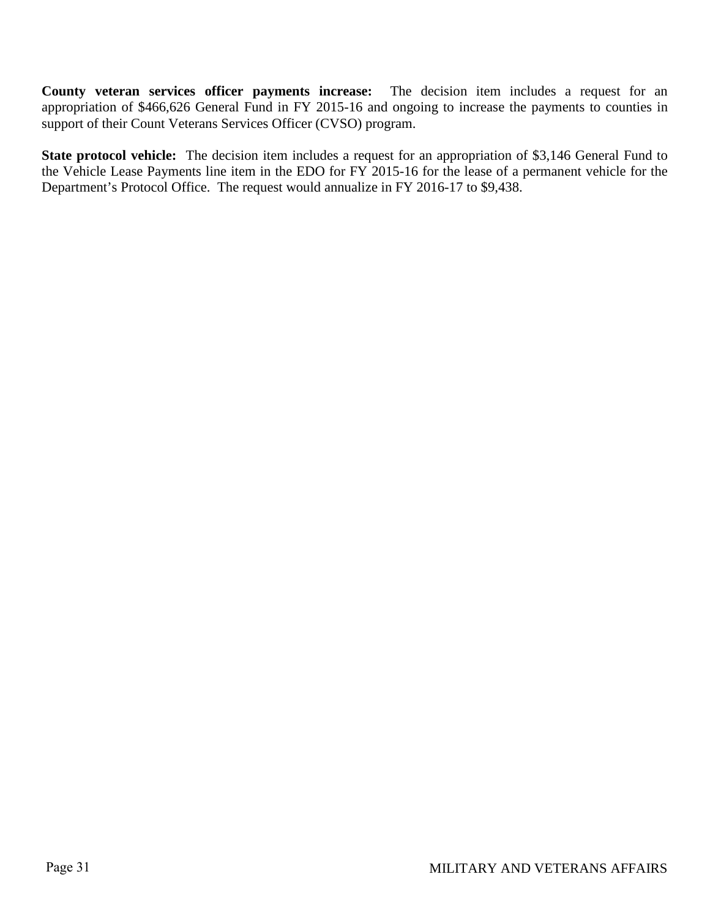**County veteran services officer payments increase:** The decision item includes a request for an appropriation of $466,626 General Fund in FY 2015-16 and ongoing to increase the payments to counties in support of their Count Veterans Services Officer (CVSO) program.

**State protocol vehicle:** The decision item includes a request for an appropriation of $3,146 General Fund to the Vehicle Lease Payments line item in the EDO for FY 2015-16 for the lease of a permanent vehicle for the Department's Protocol Office. The request would annualize in FY 2016-17 to $9,438.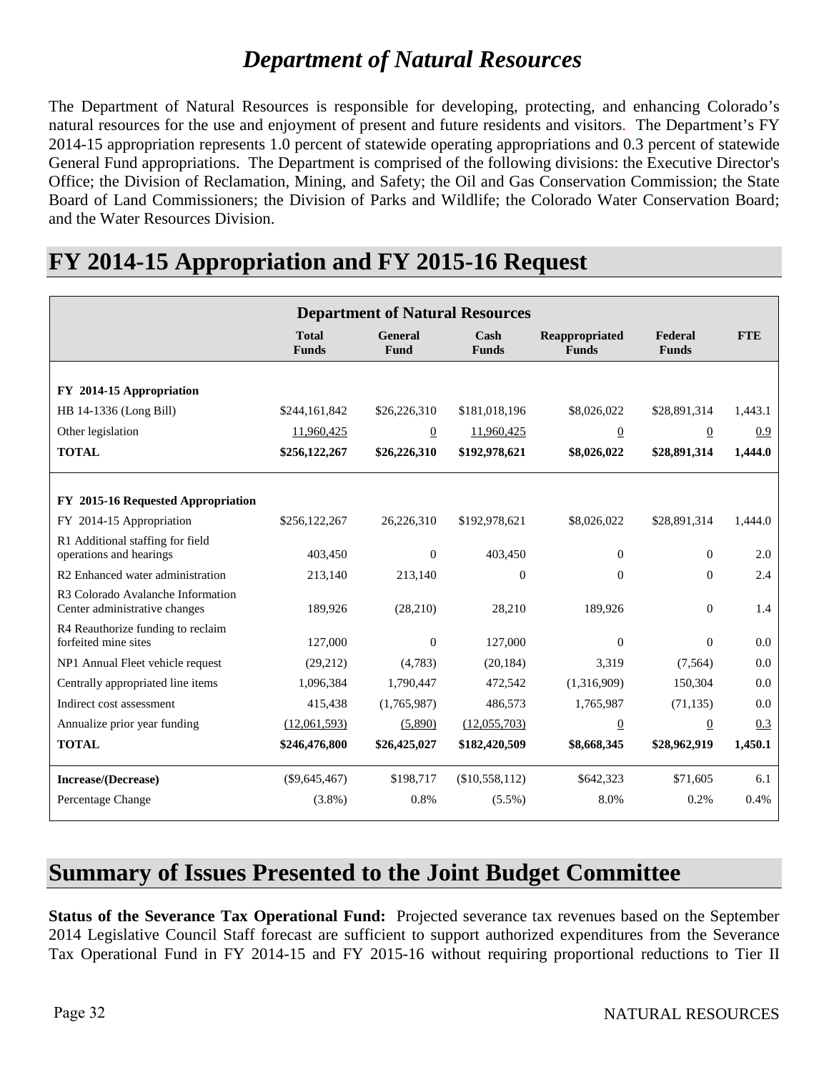# *Department of Natural Resources*

The Department of Natural Resources is responsible for developing, protecting, and enhancing Colorado's natural resources for the use and enjoyment of present and future residents and visitors. The Department's FY 2014-15 appropriation represents 1.0 percent of statewide operating appropriations and 0.3 percent of statewide General Fund appropriations. The Department is comprised of the following divisions: the Executive Director's Office; the Division of Reclamation, Mining, and Safety; the Oil and Gas Conservation Commission; the State Board of Land Commissioners; the Division of Parks and Wildlife; the Colorado Water Conservation Board; and the Water Resources Division.

## FY 2014-15 Appropriation and FY 2015-16 Request

| Department of Natural Resources | | | | | | |
|---|---|---|---|---|---|---|
| | **Total Funds** | **General Fund** | **Cash Funds** | **Reappropriated Funds** | **Federal Funds** | **FTE** |
| **FY 2014-15 Appropriation** | | | | | | |
| HB 14-1336 (Long Bill) | $244,161,842 | $26,226,310 | $181,018,196 | $8,026,022 | $28,891,314 | 1,443.1 |
| Other legislation | 11,960,425 | 0 | 11,960,425 | 0 | 0 | 0.9 |
| **TOTAL** | **$256,122,267** | **$26,226,310** | **$192,978,621** | **$8,026,022** | **$28,891,314** | **1,444.0** |
| **FY 2015-16 Requested Appropriation** | | | | | | |
| FY 2014-15 Appropriation | $256,122,267 | 26,226,310 | $192,978,621 | $8,026,022 | $28,891,314 | 1,444.0 |
| R1 Additional staffing for field operations and hearings | 403,450 | 0 | 403,450 | 0 | 0 | 2.0 |
| R2 Enhanced water administration | 213,140 | 213,140 | 0 | 0 | 0 | 2.4 |
| R3 Colorado Avalanche Information Center administrative changes | 189,926 | (28,210) | 28,210 | 189,926 | 0 | 1.4 |
| R4 Reauthorize funding to reclaim forfeited mine sites | 127,000 | 0 | 127,000 | 0 | 0 | 0.0 |
| NP1 Annual Fleet vehicle request | (29,212) | (4,783) | (20,184) | 3,319 | (7,564) | 0.0 |
| Centrally appropriated line items | 1,096,384 | 1,790,447 | 472,542 | (1,316,909) | 150,304 | 0.0 |
| Indirect cost assessment | 415,438 | (1,765,987) | 486,573 | 1,765,987 | (71,135) | 0.0 |
| Annualize prior year funding | (12,061,593) | (5,890) | (12,055,703) | 0 | 0 | 0.3 |
| **TOTAL** | **$246,476,800** | **$26,425,027** | **$182,420,509** | **$8,668,345** | **$28,962,919** | **1,450.1** |
| **Increase/(Decrease)** | ($9,645,467) | $198,717 | ($10,558,112) | $642,323 | $71,605 | 6.1 |
| Percentage Change | (3.8%) | 0.8% | (5.5%) | 8.0% | 0.2% | 0.4% |

## Summary of Issues Presented to the Joint Budget Committee

**Status of the Severance Tax Operational Fund:** Projected severance tax revenues based on the September 2014 Legislative Council Staff forecast are sufficient to support authorized expenditures from the Severance Tax Operational Fund in FY 2014-15 and FY 2015-16 without requiring proportional reductions to Tier II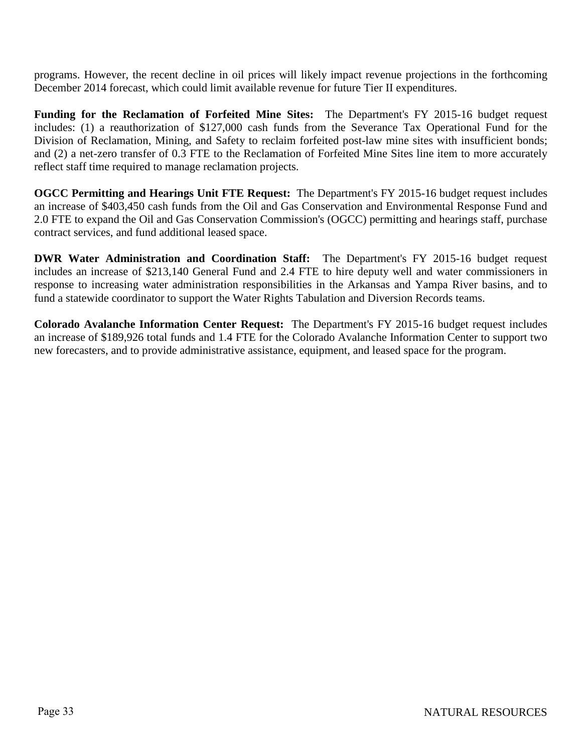programs. However, the recent decline in oil prices will likely impact revenue projections in the forthcoming December 2014 forecast, which could limit available revenue for future Tier II expenditures.

**Funding for the Reclamation of Forfeited Mine Sites:** The Department's FY 2015-16 budget request includes: (1) a reauthorization of $127,000 cash funds from the Severance Tax Operational Fund for the Division of Reclamation, Mining, and Safety to reclaim forfeited post-law mine sites with insufficient bonds; and (2) a net-zero transfer of 0.3 FTE to the Reclamation of Forfeited Mine Sites line item to more accurately reflect staff time required to manage reclamation projects.

**OGCC Permitting and Hearings Unit FTE Request:** The Department's FY 2015-16 budget request includes an increase of $403,450 cash funds from the Oil and Gas Conservation and Environmental Response Fund and 2.0 FTE to expand the Oil and Gas Conservation Commission's (OGCC) permitting and hearings staff, purchase contract services, and fund additional leased space.

**DWR Water Administration and Coordination Staff:** The Department's FY 2015-16 budget request includes an increase of $213,140 General Fund and 2.4 FTE to hire deputy well and water commissioners in response to increasing water administration responsibilities in the Arkansas and Yampa River basins, and to fund a statewide coordinator to support the Water Rights Tabulation and Diversion Records teams.

**Colorado Avalanche Information Center Request:** The Department's FY 2015-16 budget request includes an increase of $189,926 total funds and 1.4 FTE for the Colorado Avalanche Information Center to support two new forecasters, and to provide administrative assistance, equipment, and leased space for the program.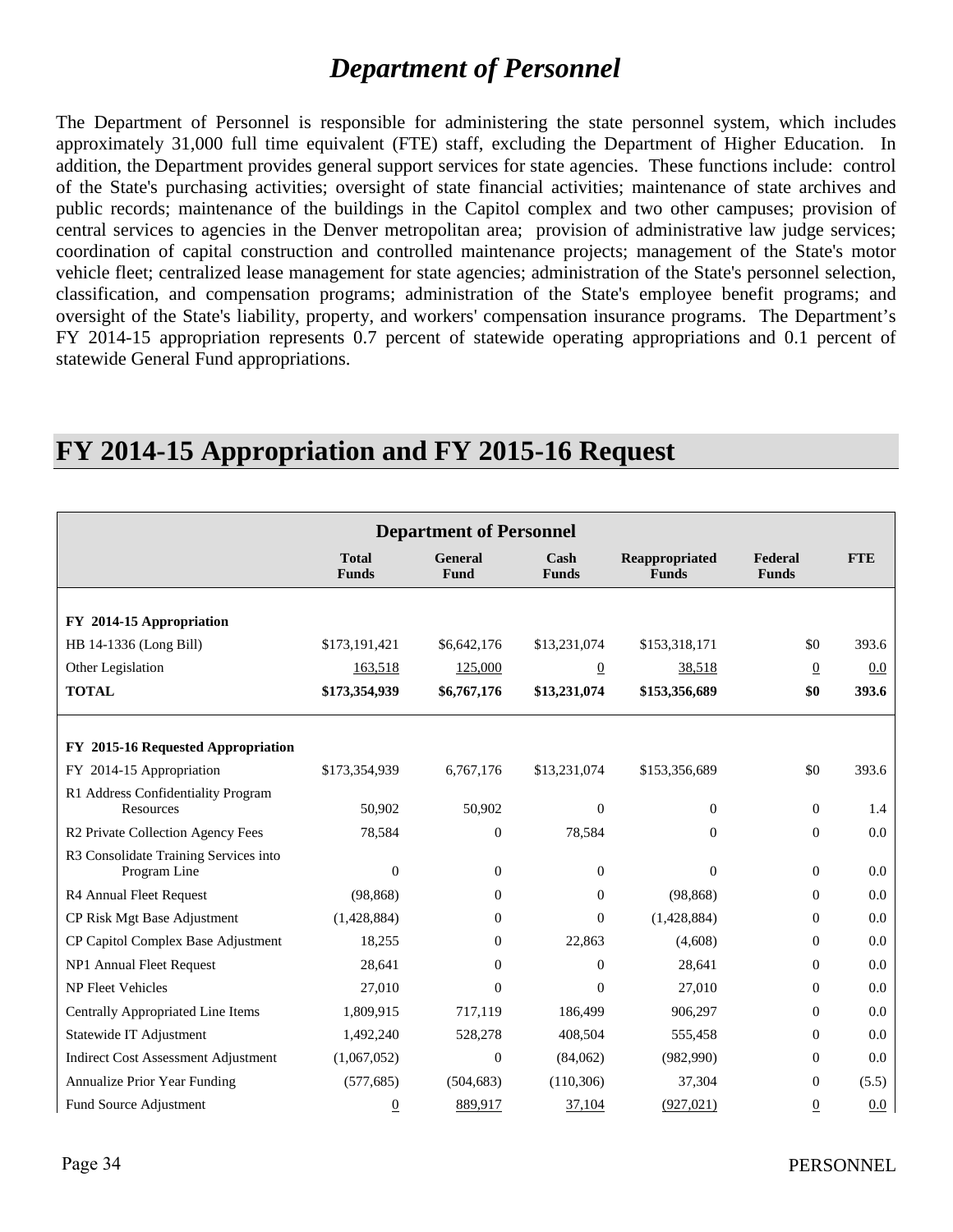# *Department of Personnel*

The Department of Personnel is responsible for administering the state personnel system, which includes approximately 31,000 full time equivalent (FTE) staff, excluding the Department of Higher Education. In addition, the Department provides general support services for state agencies. These functions include: control of the State's purchasing activities; oversight of state financial activities; maintenance of state archives and public records; maintenance of the buildings in the Capitol complex and two other campuses; provision of central services to agencies in the Denver metropolitan area; provision of administrative law judge services; coordination of capital construction and controlled maintenance projects; management of the State's motor vehicle fleet; centralized lease management for state agencies; administration of the State's personnel selection, classification, and compensation programs; administration of the State's employee benefit programs; and oversight of the State's liability, property, and workers' compensation insurance programs. The Department's FY 2014-15 appropriation represents 0.7 percent of statewide operating appropriations and 0.1 percent of statewide General Fund appropriations.

## FY 2014-15 Appropriation and FY 2015-16 Request

| Department of Personnel | | | | | | |
|---|---|---|---|---|---|---|
| | Total Funds | General Fund | Cash Funds | Reappropriated Funds | Federal Funds | FTE |
| **FY 2014-15 Appropriation** | | | | | | |
| HB 14-1336 (Long Bill) | $173,191,421 | $6,642,176 | $13,231,074 | $153,318,171 | $0 | 393.6 |
| Other Legislation | 163,518 | 125,000 | 0 | 38,518 | 0 | 0.0 |
| **TOTAL** | **$173,354,939** | **$6,767,176** | **$13,231,074** | **$153,356,689** | **$0** | **393.6** |
| **FY 2015-16 Requested Appropriation** | | | | | | |
| FY 2014-15 Appropriation | $173,354,939 | 6,767,176 | $13,231,074 | $153,356,689 | $0 | 393.6 |
| R1 Address Confidentiality Program Resources | 50,902 | 50,902 | 0 | 0 | 0 | 1.4 |
| R2 Private Collection Agency Fees | 78,584 | 0 | 78,584 | 0 | 0 | 0.0 |
| R3 Consolidate Training Services into Program Line | 0 | 0 | 0 | 0 | 0 | 0.0 |
| R4 Annual Fleet Request | (98,868) | 0 | 0 | (98,868) | 0 | 0.0 |
| CP Risk Mgt Base Adjustment | (1,428,884) | 0 | 0 | (1,428,884) | 0 | 0.0 |
| CP Capitol Complex Base Adjustment | 18,255 | 0 | 22,863 | (4,608) | 0 | 0.0 |
| NP1 Annual Fleet Request | 28,641 | 0 | 0 | 28,641 | 0 | 0.0 |
| NP Fleet Vehicles | 27,010 | 0 | 0 | 27,010 | 0 | 0.0 |
| Centrally Appropriated Line Items | 1,809,915 | 717,119 | 186,499 | 906,297 | 0 | 0.0 |
| Statewide IT Adjustment | 1,492,240 | 528,278 | 408,504 | 555,458 | 0 | 0.0 |
| Indirect Cost Assessment Adjustment | (1,067,052) | 0 | (84,062) | (982,990) | 0 | 0.0 |
| Annualize Prior Year Funding | (577,685) | (504,683) | (110,306) | 37,304 | 0 | (5.5) |
| Fund Source Adjustment | 0 | 889,917 | 37,104 | (927,021) | 0 | 0.0 |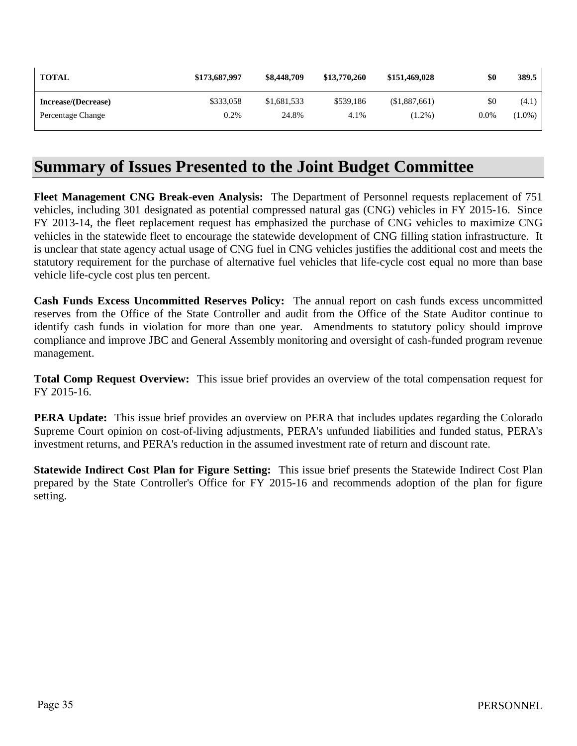| TOTAL | $173,687,997 | $8,448,709 | $13,770,260 | $151,469,028 | $0 | 389.5 |
|---|---|---|---|---|---|---|
| **Increase/(Decrease)** | $333,058 | $1,681,533 | $539,186 | ($1,887,661) | $0 | (4.1) |
| Percentage Change | 0.2% | 24.8% | 4.1% | (1.2%) | 0.0% | (1.0%) |

# Summary of Issues Presented to the Joint Budget Committee

**Fleet Management CNG Break-even Analysis:** The Department of Personnel requests replacement of 751 vehicles, including 301 designated as potential compressed natural gas (CNG) vehicles in FY 2015-16. Since FY 2013-14, the fleet replacement request has emphasized the purchase of CNG vehicles to maximize CNG vehicles in the statewide fleet to encourage the statewide development of CNG filling station infrastructure. It is unclear that state agency actual usage of CNG fuel in CNG vehicles justifies the additional cost and meets the statutory requirement for the purchase of alternative fuel vehicles that life-cycle cost equal no more than base vehicle life-cycle cost plus ten percent.

**Cash Funds Excess Uncommitted Reserves Policy:** The annual report on cash funds excess uncommitted reserves from the Office of the State Controller and audit from the Office of the State Auditor continue to identify cash funds in violation for more than one year. Amendments to statutory policy should improve compliance and improve JBC and General Assembly monitoring and oversight of cash-funded program revenue management.

**Total Comp Request Overview:** This issue brief provides an overview of the total compensation request for FY 2015-16.

**PERA Update:** This issue brief provides an overview on PERA that includes updates regarding the Colorado Supreme Court opinion on cost-of-living adjustments, PERA's unfunded liabilities and funded status, PERA's investment returns, and PERA's reduction in the assumed investment rate of return and discount rate.

**Statewide Indirect Cost Plan for Figure Setting:** This issue brief presents the Statewide Indirect Cost Plan prepared by the State Controller's Office for FY 2015-16 and recommends adoption of the plan for figure setting.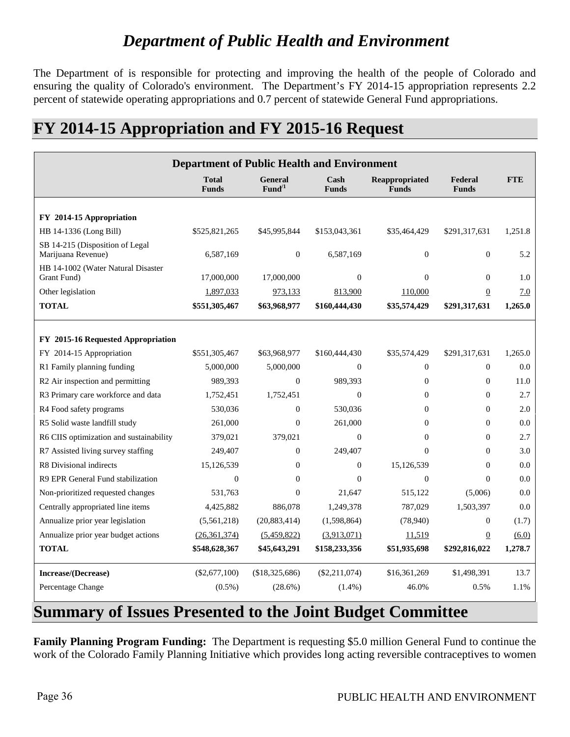# *Department of Public Health and Environment*

The Department of is responsible for protecting and improving the health of the people of Colorado and ensuring the quality of Colorado's environment. The Department's FY 2014-15 appropriation represents 2.2 percent of statewide operating appropriations and 0.7 percent of statewide General Fund appropriations.

# FY 2014-15 Appropriation and FY 2015-16 Request

| Department of Public Health and Environment | | | | | | |
|---|---|---|---|---|---|---|
| | **Total Funds** | **General Fund**[1] | **Cash Funds** | **Reappropriated Funds** | **Federal Funds** | **FTE** |
| **FY 2014-15 Appropriation** | | | | | | |
| HB 14-1336 (Long Bill) | $525,821,265 | $45,995,844 | $153,043,361 | $35,464,429 | $291,317,631 | 1,251.8 |
| SB 14-215 (Disposition of Legal Marijuana Revenue) | 6,587,169 | 0 | 6,587,169 | 0 | 0 | 5.2 |
| HB 14-1002 (Water Natural Disaster Grant Fund) | 17,000,000 | 17,000,000 | 0 | 0 | 0 | 1.0 |
| Other legislation | 1,897,033 | 973,133 | 813,900 | 110,000 | 0 | 7.0 |
| **TOTAL** | **$551,305,467** | **$63,968,977** | **$160,444,430** | **$35,574,429** | **$291,317,631** | **1,265.0** |
| **FY 2015-16 Requested Appropriation** | | | | | | |
| FY 2014-15 Appropriation | $551,305,467 | $63,968,977 | $160,444,430 | $35,574,429 | $291,317,631 | 1,265.0 |
| R1 Family planning funding | 5,000,000 | 5,000,000 | 0 | 0 | 0 | 0.0 |
| R2 Air inspection and permitting | 989,393 | 0 | 989,393 | 0 | 0 | 11.0 |
| R3 Primary care workforce and data | 1,752,451 | 1,752,451 | 0 | 0 | 0 | 2.7 |
| R4 Food safety programs | 530,036 | 0 | 530,036 | 0 | 0 | 2.0 |
| R5 Solid waste landfill study | 261,000 | 0 | 261,000 | 0 | 0 | 0.0 |
| R6 CIIS optimization and sustainability | 379,021 | 379,021 | 0 | 0 | 0 | 2.7 |
| R7 Assisted living survey staffing | 249,407 | 0 | 249,407 | 0 | 0 | 3.0 |
| R8 Divisional indirects | 15,126,539 | 0 | 0 | 15,126,539 | 0 | 0.0 |
| R9 EPR General Fund stabilization | 0 | 0 | 0 | 0 | 0 | 0.0 |
| Non-prioritized requested changes | 531,763 | 0 | 21,647 | 515,122 | (5,006) | 0.0 |
| Centrally appropriated line items | 4,425,882 | 886,078 | 1,249,378 | 787,029 | 1,503,397 | 0.0 |
| Annualize prior year legislation | (5,561,218) | (20,883,414) | (1,598,864) | (78,940) | 0 | (1.7) |
| Annualize prior year budget actions | (26,361,374) | (5,459,822) | (3,913,071) | 11,519 | 0 | (6.0) |
| **TOTAL** | **$548,628,367** | **$45,643,291** | **$158,233,356** | **$51,935,698** | **$292,816,022** | **1,278.7** |
| **Increase/(Decrease)** | ($2,677,100) | ($18,325,686) | ($2,211,074) | $16,361,269 | $1,498,391 | 13.7 |
| Percentage Change | (0.5%) | (28.6%) | (1.4%) | 46.0% | 0.5% | 1.1% |

# Summary of Issues Presented to the Joint Budget Committee

**Family Planning Program Funding:** The Department is requesting $5.0 million General Fund to continue the work of the Colorado Family Planning Initiative which provides long acting reversible contraceptives to women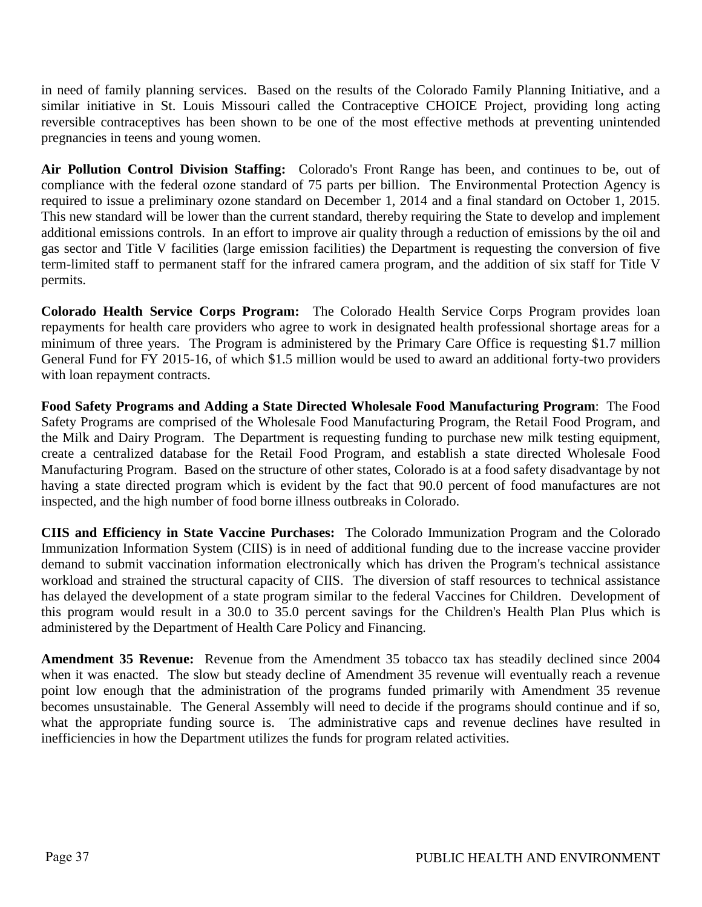in need of family planning services. Based on the results of the Colorado Family Planning Initiative, and a similar initiative in St. Louis Missouri called the Contraceptive CHOICE Project, providing long acting reversible contraceptives has been shown to be one of the most effective methods at preventing unintended pregnancies in teens and young women.

**Air Pollution Control Division Staffing:** Colorado's Front Range has been, and continues to be, out of compliance with the federal ozone standard of 75 parts per billion. The Environmental Protection Agency is required to issue a preliminary ozone standard on December 1, 2014 and a final standard on October 1, 2015. This new standard will be lower than the current standard, thereby requiring the State to develop and implement additional emissions controls. In an effort to improve air quality through a reduction of emissions by the oil and gas sector and Title V facilities (large emission facilities) the Department is requesting the conversion of five term-limited staff to permanent staff for the infrared camera program, and the addition of six staff for Title V permits.

**Colorado Health Service Corps Program:** The Colorado Health Service Corps Program provides loan repayments for health care providers who agree to work in designated health professional shortage areas for a minimum of three years. The Program is administered by the Primary Care Office is requesting $1.7 million General Fund for FY 2015-16, of which $1.5 million would be used to award an additional forty-two providers with loan repayment contracts.

**Food Safety Programs and Adding a State Directed Wholesale Food Manufacturing Program**: The Food Safety Programs are comprised of the Wholesale Food Manufacturing Program, the Retail Food Program, and the Milk and Dairy Program. The Department is requesting funding to purchase new milk testing equipment, create a centralized database for the Retail Food Program, and establish a state directed Wholesale Food Manufacturing Program. Based on the structure of other states, Colorado is at a food safety disadvantage by not having a state directed program which is evident by the fact that 90.0 percent of food manufactures are not inspected, and the high number of food borne illness outbreaks in Colorado.

**CIIS and Efficiency in State Vaccine Purchases:** The Colorado Immunization Program and the Colorado Immunization Information System (CIIS) is in need of additional funding due to the increase vaccine provider demand to submit vaccination information electronically which has driven the Program's technical assistance workload and strained the structural capacity of CIIS. The diversion of staff resources to technical assistance has delayed the development of a state program similar to the federal Vaccines for Children. Development of this program would result in a 30.0 to 35.0 percent savings for the Children's Health Plan Plus which is administered by the Department of Health Care Policy and Financing.

**Amendment 35 Revenue:** Revenue from the Amendment 35 tobacco tax has steadily declined since 2004 when it was enacted. The slow but steady decline of Amendment 35 revenue will eventually reach a revenue point low enough that the administration of the programs funded primarily with Amendment 35 revenue becomes unsustainable. The General Assembly will need to decide if the programs should continue and if so, what the appropriate funding source is. The administrative caps and revenue declines have resulted in inefficiencies in how the Department utilizes the funds for program related activities.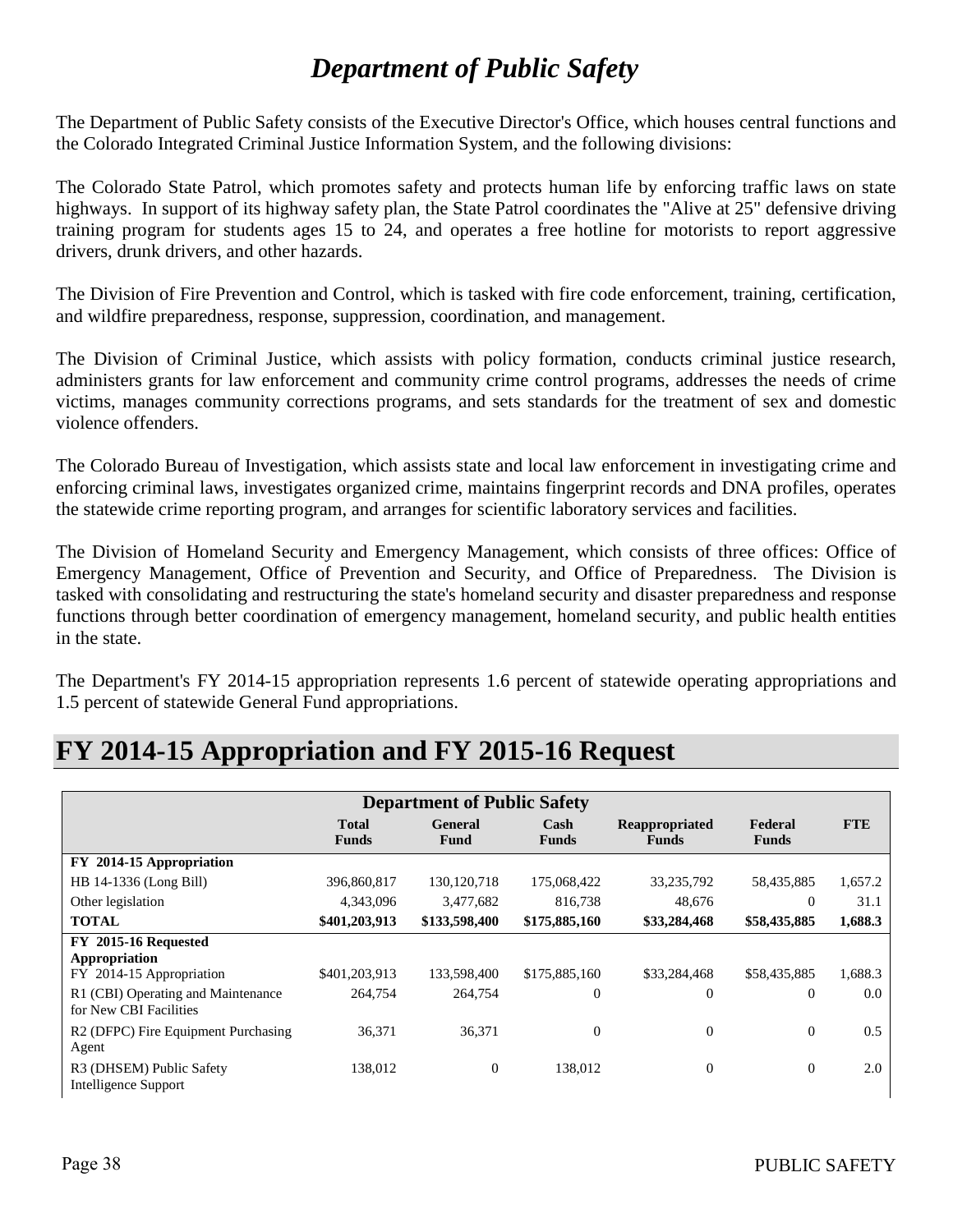# *Department of Public Safety*

The Department of Public Safety consists of the Executive Director's Office, which houses central functions and the Colorado Integrated Criminal Justice Information System, and the following divisions:

The Colorado State Patrol, which promotes safety and protects human life by enforcing traffic laws on state highways. In support of its highway safety plan, the State Patrol coordinates the "Alive at 25" defensive driving training program for students ages 15 to 24, and operates a free hotline for motorists to report aggressive drivers, drunk drivers, and other hazards.

The Division of Fire Prevention and Control, which is tasked with fire code enforcement, training, certification, and wildfire preparedness, response, suppression, coordination, and management.

The Division of Criminal Justice, which assists with policy formation, conducts criminal justice research, administers grants for law enforcement and community crime control programs, addresses the needs of crime victims, manages community corrections programs, and sets standards for the treatment of sex and domestic violence offenders.

The Colorado Bureau of Investigation, which assists state and local law enforcement in investigating crime and enforcing criminal laws, investigates organized crime, maintains fingerprint records and DNA profiles, operates the statewide crime reporting program, and arranges for scientific laboratory services and facilities.

The Division of Homeland Security and Emergency Management, which consists of three offices: Office of Emergency Management, Office of Prevention and Security, and Office of Preparedness. The Division is tasked with consolidating and restructuring the state's homeland security and disaster preparedness and response functions through better coordination of emergency management, homeland security, and public health entities in the state.

The Department's FY 2014-15 appropriation represents 1.6 percent of statewide operating appropriations and 1.5 percent of statewide General Fund appropriations.

## FY 2014-15 Appropriation and FY 2015-16 Request

| Department of Public Safety | Total Funds | General Fund | Cash Funds | Reappropriated Funds | Federal Funds | FTE |
|---|---|---|---|---|---|---|
| **FY 2014-15 Appropriation** | | | | | | |
| HB 14-1336 (Long Bill) | 396,860,817 | 130,120,718 | 175,068,422 | 33,235,792 | 58,435,885 | 1,657.2 |
| Other legislation | 4,343,096 | 3,477,682 | 816,738 | 48,676 | 0 | 31.1 |
| **TOTAL** | **$401,203,913** | **$133,598,400** | **$175,885,160** | **$33,284,468** | **$58,435,885** | **1,688.3** |
| **FY 2015-16 Requested Appropriation** | | | | | | |
| FY 2014-15 Appropriation | $401,203,913 | 133,598,400 | $175,885,160 | $33,284,468 | $58,435,885 | 1,688.3 |
| R1 (CBI) Operating and Maintenance for New CBI Facilities | 264,754 | 264,754 | 0 | 0 | 0 | 0.0 |
| R2 (DFPC) Fire Equipment Purchasing Agent | 36,371 | 36,371 | 0 | 0 | 0 | 0.5 |
| R3 (DHSEM) Public Safety Intelligence Support | 138,012 | 0 | 138,012 | 0 | 0 | 2.0 |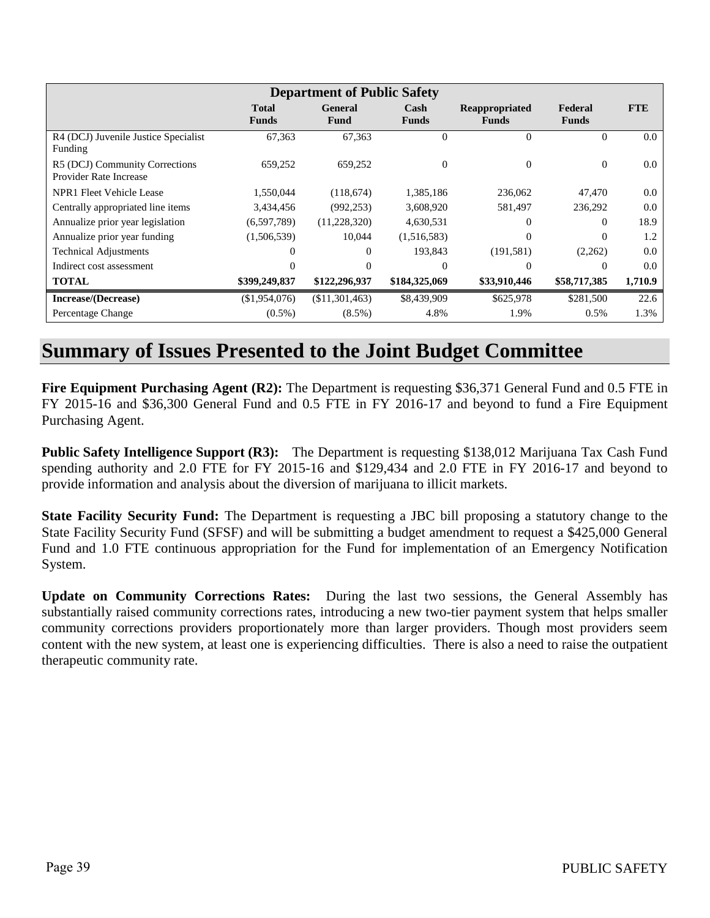| Department of Public Safety | | | | | | |
|---|---|---|---|---|---|---|
| | Total Funds | General Fund | Cash Funds | Reappropriated Funds | Federal Funds | FTE |
| R4 (DCJ) Juvenile Justice Specialist Funding | 67,363 | 67,363 | 0 | 0 | 0 | 0.0 |
| R5 (DCJ) Community Corrections Provider Rate Increase | 659,252 | 659,252 | 0 | 0 | 0 | 0.0 |
| NPR1 Fleet Vehicle Lease | 1,550,044 | (118,674) | 1,385,186 | 236,062 | 47,470 | 0.0 |
| Centrally appropriated line items | 3,434,456 | (992,253) | 3,608,920 | 581,497 | 236,292 | 0.0 |
| Annualize prior year legislation | (6,597,789) | (11,228,320) | 4,630,531 | 0 | 0 | 18.9 |
| Annualize prior year funding | (1,506,539) | 10,044 | (1,516,583) | 0 | 0 | 1.2 |
| Technical Adjustments | 0 | 0 | 193,843 | (191,581) | (2,262) | 0.0 |
| Indirect cost assessment | 0 | 0 | 0 | 0 | 0 | 0.0 |
| **TOTAL** | **$399,249,837** | **$122,296,937** | **$184,325,069** | **$33,910,446** | **$58,717,385** | **1,710.9** |
| **Increase/(Decrease)** | ($1,954,076) | ($11,301,463) | $8,439,909 | $625,978 | $281,500 | 22.6 |
| Percentage Change | (0.5%) | (8.5%) | 4.8% | 1.9% | 0.5% | 1.3% |

# Summary of Issues Presented to the Joint Budget Committee

**Fire Equipment Purchasing Agent (R2):** The Department is requesting $36,371 General Fund and 0.5 FTE in FY 2015-16 and $36,300 General Fund and 0.5 FTE in FY 2016-17 and beyond to fund a Fire Equipment Purchasing Agent.

**Public Safety Intelligence Support (R3):** The Department is requesting $138,012 Marijuana Tax Cash Fund spending authority and 2.0 FTE for FY 2015-16 and $129,434 and 2.0 FTE in FY 2016-17 and beyond to provide information and analysis about the diversion of marijuana to illicit markets.

**State Facility Security Fund:** The Department is requesting a JBC bill proposing a statutory change to the State Facility Security Fund (SFSF) and will be submitting a budget amendment to request a $425,000 General Fund and 1.0 FTE continuous appropriation for the Fund for implementation of an Emergency Notification System.

**Update on Community Corrections Rates:** During the last two sessions, the General Assembly has substantially raised community corrections rates, introducing a new two-tier payment system that helps smaller community corrections providers proportionately more than larger providers. Though most providers seem content with the new system, at least one is experiencing difficulties. There is also a need to raise the outpatient therapeutic community rate.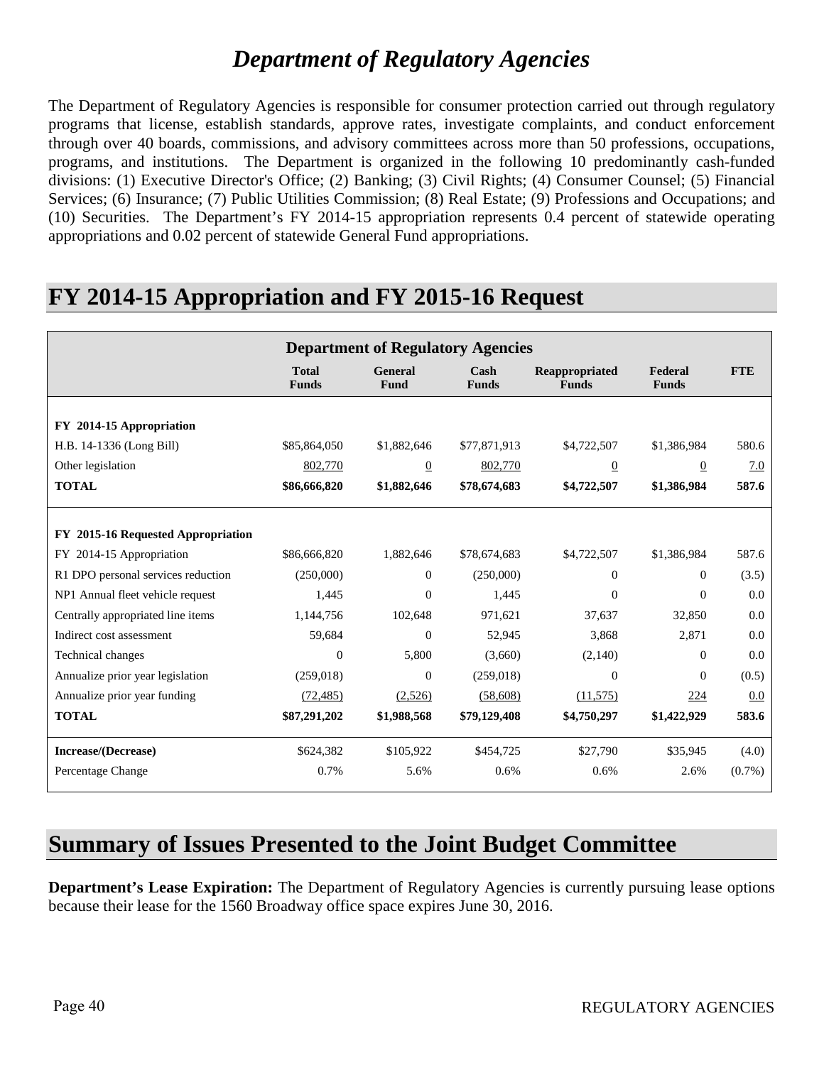# *Department of Regulatory Agencies*

The Department of Regulatory Agencies is responsible for consumer protection carried out through regulatory programs that license, establish standards, approve rates, investigate complaints, and conduct enforcement through over 40 boards, commissions, and advisory committees across more than 50 professions, occupations, programs, and institutions. The Department is organized in the following 10 predominantly cash-funded divisions: (1) Executive Director's Office; (2) Banking; (3) Civil Rights; (4) Consumer Counsel; (5) Financial Services; (6) Insurance; (7) Public Utilities Commission; (8) Real Estate; (9) Professions and Occupations; and (10) Securities. The Department's FY 2014-15 appropriation represents 0.4 percent of statewide operating appropriations and 0.02 percent of statewide General Fund appropriations.

## FY 2014-15 Appropriation and FY 2015-16 Request

| Department of Regulatory Agencies | Total Funds | General Fund | Cash Funds | Reappropriated Funds | Federal Funds | FTE |
|---|---|---|---|---|---|---|
| **FY 2014-15 Appropriation** | | | | | | |
| H.B. 14-1336 (Long Bill) | $85,864,050 | $1,882,646 | $77,871,913 | $4,722,507 | $1,386,984 | 580.6 |
| Other legislation | 802,770 | 0 | 802,770 | 0 | 0 | 7.0 |
| **TOTAL** | **$86,666,820** | **$1,882,646** | **$78,674,683** | **$4,722,507** | **$1,386,984** | **587.6** |
| **FY 2015-16 Requested Appropriation** | | | | | | |
| FY 2014-15 Appropriation | $86,666,820 | 1,882,646 | $78,674,683 | $4,722,507 | $1,386,984 | 587.6 |
| R1 DPO personal services reduction | (250,000) | 0 | (250,000) | 0 | 0 | (3.5) |
| NP1 Annual fleet vehicle request | 1,445 | 0 | 1,445 | 0 | 0 | 0.0 |
| Centrally appropriated line items | 1,144,756 | 102,648 | 971,621 | 37,637 | 32,850 | 0.0 |
| Indirect cost assessment | 59,684 | 0 | 52,945 | 3,868 | 2,871 | 0.0 |
| Technical changes | 0 | 5,800 | (3,660) | (2,140) | 0 | 0.0 |
| Annualize prior year legislation | (259,018) | 0 | (259,018) | 0 | 0 | (0.5) |
| Annualize prior year funding | (72,485) | (2,526) | (58,608) | (11,575) | 224 | 0.0 |
| **TOTAL** | **$87,291,202** | **$1,988,568** | **$79,129,408** | **$4,750,297** | **$1,422,929** | **583.6** |
| **Increase/(Decrease)** | $624,382 | $105,922 | $454,725 | $27,790 | $35,945 | (4.0) |
| Percentage Change | 0.7% | 5.6% | 0.6% | 0.6% | 2.6% | (0.7%) |

## Summary of Issues Presented to the Joint Budget Committee

**Department's Lease Expiration:** The Department of Regulatory Agencies is currently pursuing lease options because their lease for the 1560 Broadway office space expires June 30, 2016.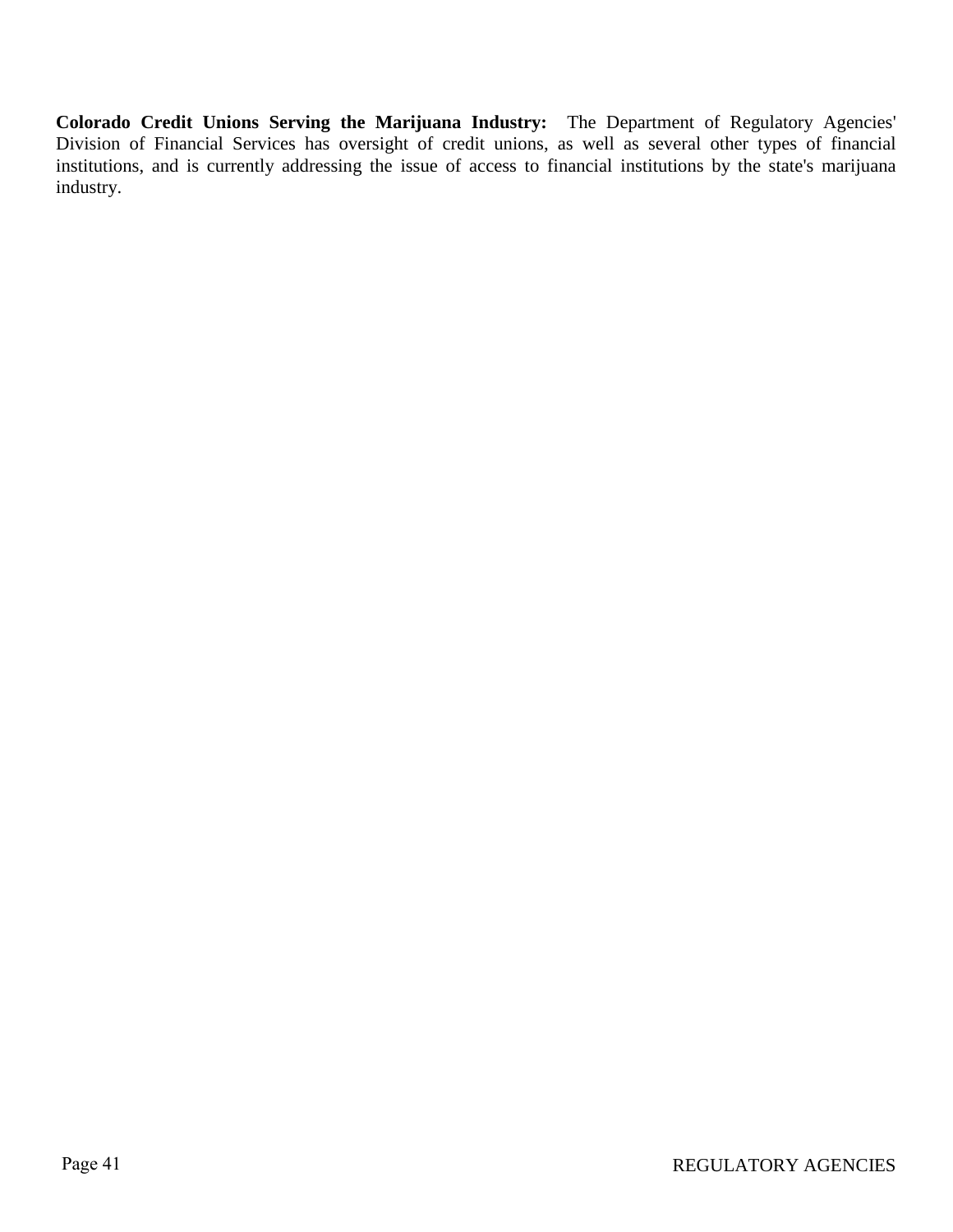**Colorado Credit Unions Serving the Marijuana Industry:** The Department of Regulatory Agencies' Division of Financial Services has oversight of credit unions, as well as several other types of financial institutions, and is currently addressing the issue of access to financial institutions by the state's marijuana industry.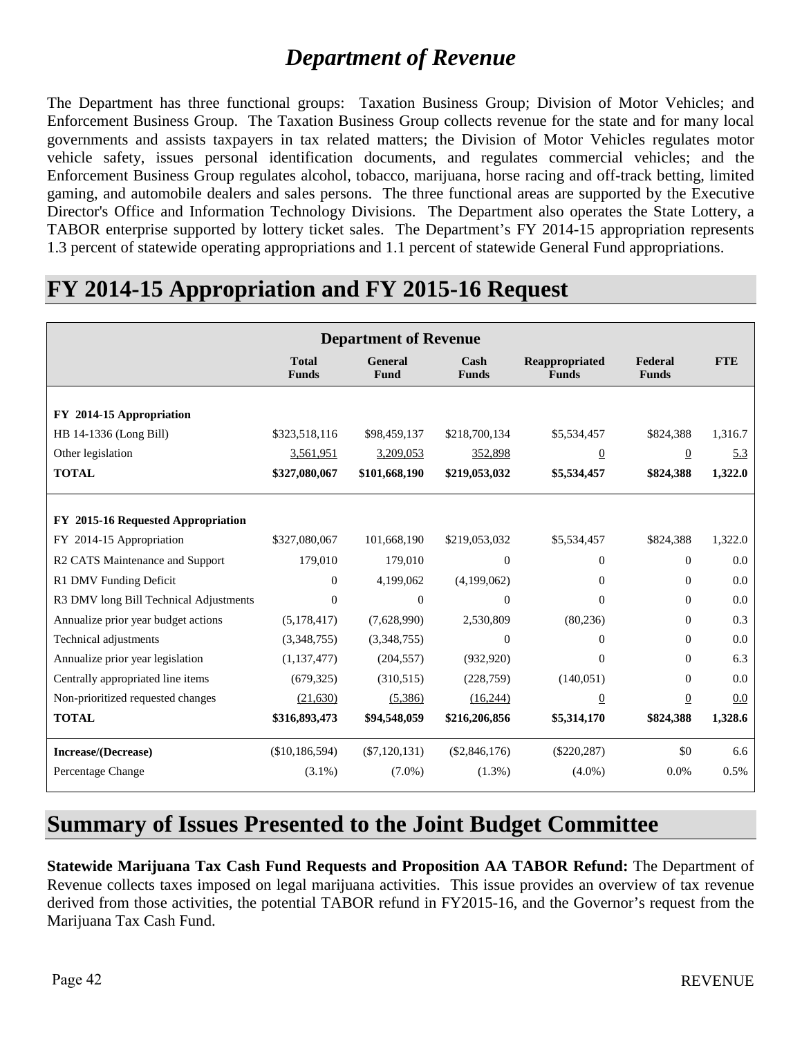# *Department of Revenue*

The Department has three functional groups: Taxation Business Group; Division of Motor Vehicles; and Enforcement Business Group. The Taxation Business Group collects revenue for the state and for many local governments and assists taxpayers in tax related matters; the Division of Motor Vehicles regulates motor vehicle safety, issues personal identification documents, and regulates commercial vehicles; and the Enforcement Business Group regulates alcohol, tobacco, marijuana, horse racing and off-track betting, limited gaming, and automobile dealers and sales persons. The three functional areas are supported by the Executive Director's Office and Information Technology Divisions. The Department also operates the State Lottery, a TABOR enterprise supported by lottery ticket sales. The Department's FY 2014-15 appropriation represents 1.3 percent of statewide operating appropriations and 1.1 percent of statewide General Fund appropriations.

## FY 2014-15 Appropriation and FY 2015-16 Request

| Department of Revenue | Total Funds | General Fund | Cash Funds | Reappropriated Funds | Federal Funds | FTE |
|---|---|---|---|---|---|---|
| **FY 2014-15 Appropriation** | | | | | | |
| HB 14-1336 (Long Bill) | $323,518,116 | $98,459,137 | $218,700,134 | $5,534,457 | $824,388 | 1,316.7 |
| Other legislation | 3,561,951 | 3,209,053 | 352,898 | 0 | 0 | 5.3 |
| **TOTAL** | **$327,080,067** | **$101,668,190** | **$219,053,032** | **$5,534,457** | **$824,388** | **1,322.0** |
| **FY 2015-16 Requested Appropriation** | | | | | | |
| FY 2014-15 Appropriation | $327,080,067 | 101,668,190 | $219,053,032 | $5,534,457 | $824,388 | 1,322.0 |
| R2 CATS Maintenance and Support | 179,010 | 179,010 | 0 | 0 | 0 | 0.0 |
| R1 DMV Funding Deficit | 0 | 4,199,062 | (4,199,062) | 0 | 0 | 0.0 |
| R3 DMV long Bill Technical Adjustments | 0 | 0 | 0 | 0 | 0 | 0.0 |
| Annualize prior year budget actions | (5,178,417) | (7,628,990) | 2,530,809 | (80,236) | 0 | 0.3 |
| Technical adjustments | (3,348,755) | (3,348,755) | 0 | 0 | 0 | 0.0 |
| Annualize prior year legislation | (1,137,477) | (204,557) | (932,920) | 0 | 0 | 6.3 |
| Centrally appropriated line items | (679,325) | (310,515) | (228,759) | (140,051) | 0 | 0.0 |
| Non-prioritized requested changes | (21,630) | (5,386) | (16,244) | 0 | 0 | 0.0 |
| **TOTAL** | **$316,893,473** | **$94,548,059** | **$216,206,856** | **$5,314,170** | **$824,388** | **1,328.6** |
| **Increase/(Decrease)** | ($10,186,594) | ($7,120,131) | ($2,846,176) | ($220,287) | $0 | 6.6 |
| Percentage Change | (3.1%) | (7.0%) | (1.3%) | (4.0%) | 0.0% | 0.5% |

## Summary of Issues Presented to the Joint Budget Committee

**Statewide Marijuana Tax Cash Fund Requests and Proposition AA TABOR Refund:** The Department of Revenue collects taxes imposed on legal marijuana activities. This issue provides an overview of tax revenue derived from those activities, the potential TABOR refund in FY2015-16, and the Governor's request from the Marijuana Tax Cash Fund.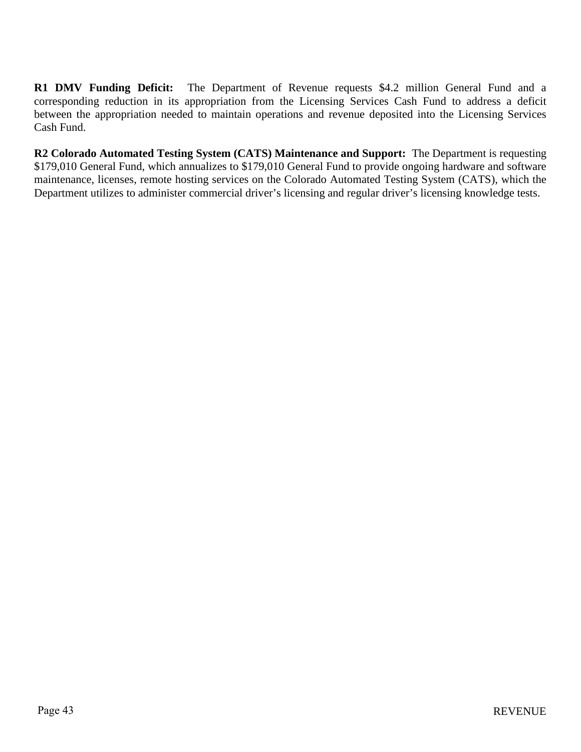**R1 DMV Funding Deficit:** The Department of Revenue requests $4.2 million General Fund and a corresponding reduction in its appropriation from the Licensing Services Cash Fund to address a deficit between the appropriation needed to maintain operations and revenue deposited into the Licensing Services Cash Fund.

**R2 Colorado Automated Testing System (CATS) Maintenance and Support:** The Department is requesting $179,010 General Fund, which annualizes to $179,010 General Fund to provide ongoing hardware and software maintenance, licenses, remote hosting services on the Colorado Automated Testing System (CATS), which the Department utilizes to administer commercial driver's licensing and regular driver's licensing knowledge tests.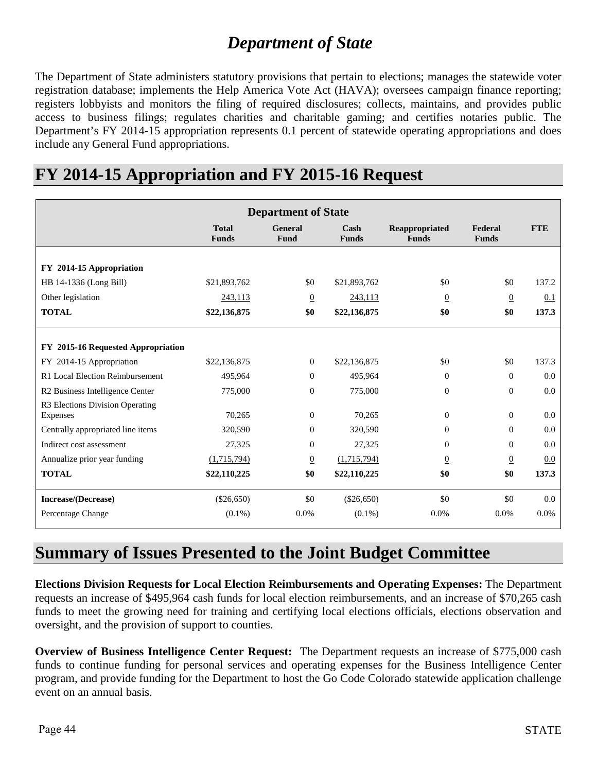# *Department of State*

The Department of State administers statutory provisions that pertain to elections; manages the statewide voter registration database; implements the Help America Vote Act (HAVA); oversees campaign finance reporting; registers lobbyists and monitors the filing of required disclosures; collects, maintains, and provides public access to business filings; regulates charities and charitable gaming; and certifies notaries public. The Department's FY 2014-15 appropriation represents 0.1 percent of statewide operating appropriations and does include any General Fund appropriations.

# FY 2014-15 Appropriation and FY 2015-16 Request

| Department of State | Total Funds | General Fund | Cash Funds | Reappropriated Funds | Federal Funds | FTE |
|---|---|---|---|---|---|---|
| **FY 2014-15 Appropriation** | | | | | | |
| HB 14-1336 (Long Bill) | $21,893,762 | $0 | $21,893,762 | $0 | $0 | 137.2 |
| Other legislation | 243,113 | 0 | 243,113 | 0 | 0 | 0.1 |
| **TOTAL** | **$22,136,875** | **$0** | **$22,136,875** | **$0** | **$0** | **137.3** |
| **FY 2015-16 Requested Appropriation** | | | | | | |
| FY 2014-15 Appropriation | $22,136,875 | 0 | $22,136,875 | $0 | $0 | 137.3 |
| R1 Local Election Reimbursement | 495,964 | 0 | 495,964 | 0 | 0 | 0.0 |
| R2 Business Intelligence Center | 775,000 | 0 | 775,000 | 0 | 0 | 0.0 |
| R3 Elections Division Operating Expenses | 70,265 | 0 | 70,265 | 0 | 0 | 0.0 |
| Centrally appropriated line items | 320,590 | 0 | 320,590 | 0 | 0 | 0.0 |
| Indirect cost assessment | 27,325 | 0 | 27,325 | 0 | 0 | 0.0 |
| Annualize prior year funding | (1,715,794) | 0 | (1,715,794) | 0 | 0 | 0.0 |
| **TOTAL** | **$22,110,225** | **$0** | **$22,110,225** | **$0** | **$0** | **137.3** |
| **Increase/(Decrease)** | ($26,650) | $0 | ($26,650) | $0 | $0 | 0.0 |
| Percentage Change | (0.1%) | 0.0% | (0.1%) | 0.0% | 0.0% | 0.0% |

# Summary of Issues Presented to the Joint Budget Committee

**Elections Division Requests for Local Election Reimbursements and Operating Expenses:** The Department requests an increase of $495,964 cash funds for local election reimbursements, and an increase of $70,265 cash funds to meet the growing need for training and certifying local elections officials, elections observation and oversight, and the provision of support to counties.

**Overview of Business Intelligence Center Request:** The Department requests an increase of $775,000 cash funds to continue funding for personal services and operating expenses for the Business Intelligence Center program, and provide funding for the Department to host the Go Code Colorado statewide application challenge event on an annual basis.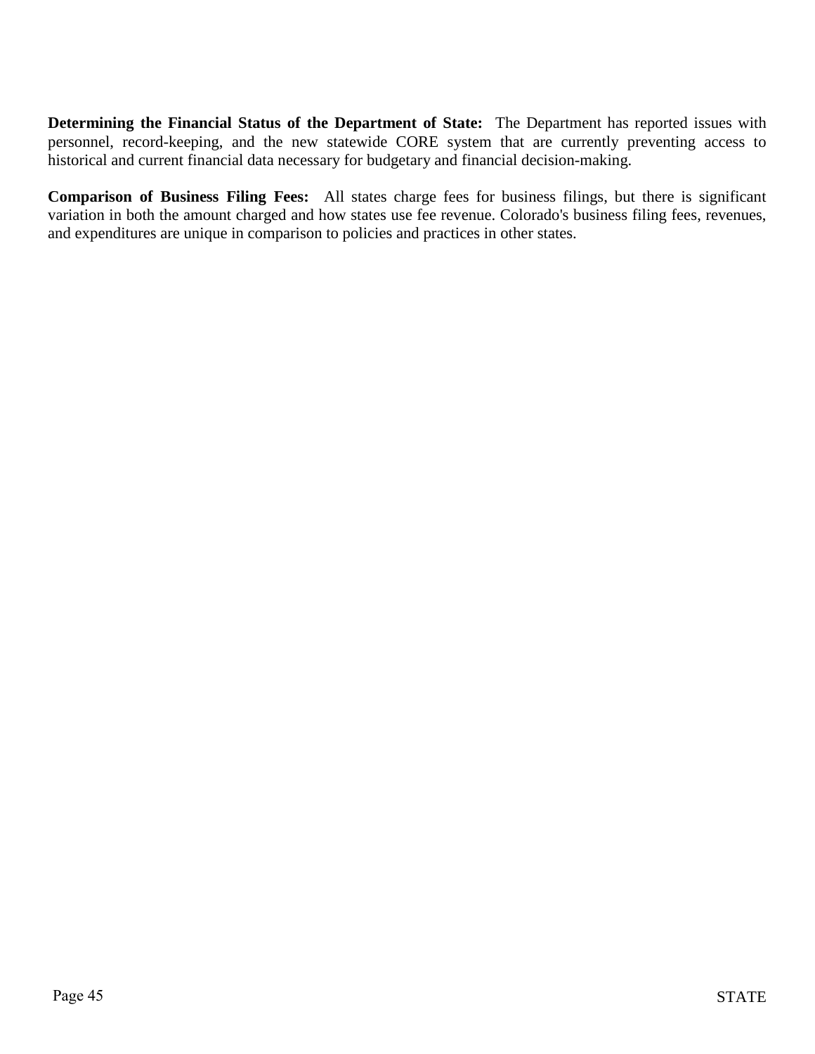**Determining the Financial Status of the Department of State:** The Department has reported issues with personnel, record-keeping, and the new statewide CORE system that are currently preventing access to historical and current financial data necessary for budgetary and financial decision-making.

**Comparison of Business Filing Fees:** All states charge fees for business filings, but there is significant variation in both the amount charged and how states use fee revenue. Colorado's business filing fees, revenues, and expenditures are unique in comparison to policies and practices in other states.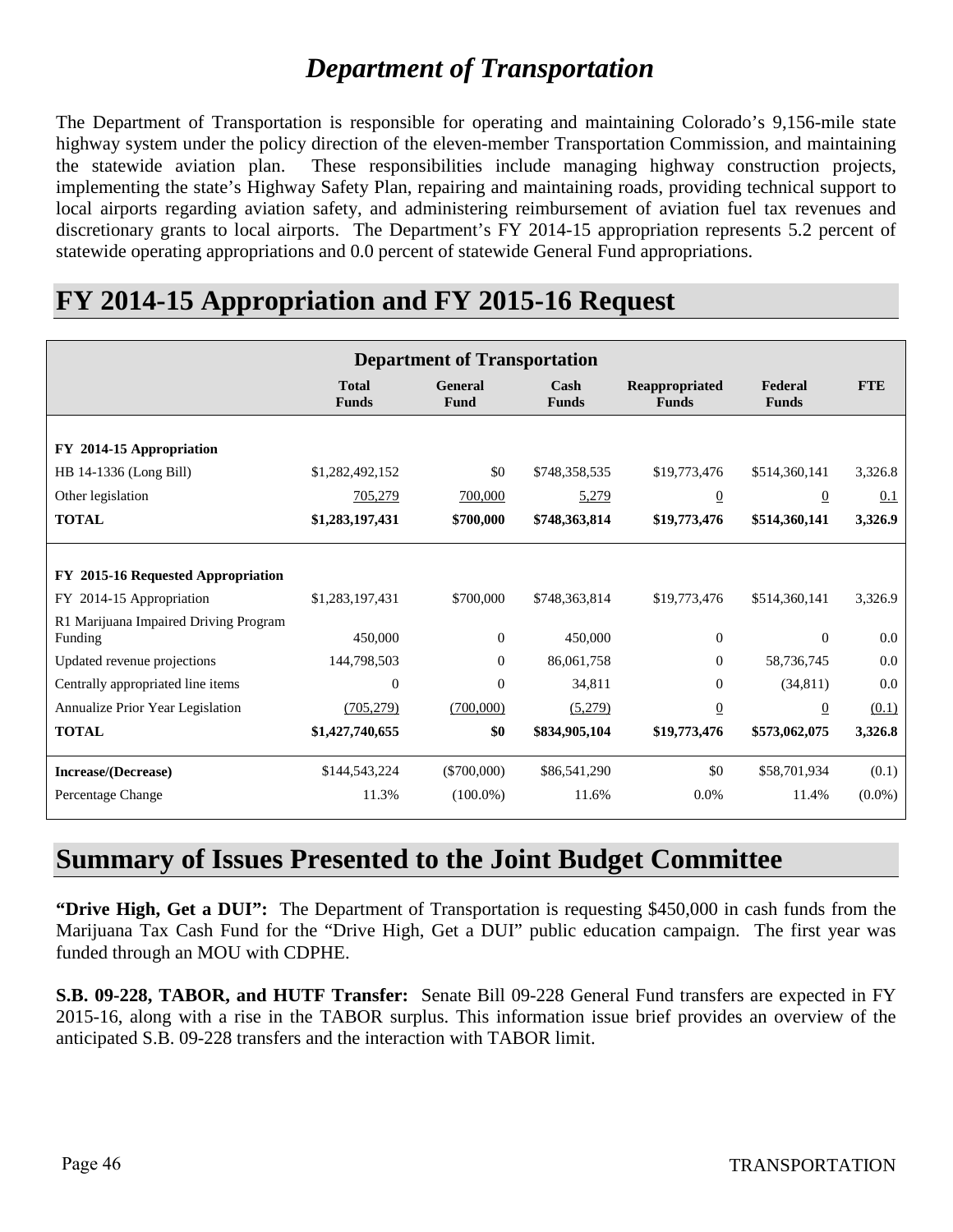# *Department of Transportation*

The Department of Transportation is responsible for operating and maintaining Colorado's 9,156-mile state highway system under the policy direction of the eleven-member Transportation Commission, and maintaining the statewide aviation plan. These responsibilities include managing highway construction projects, implementing the state's Highway Safety Plan, repairing and maintaining roads, providing technical support to local airports regarding aviation safety, and administering reimbursement of aviation fuel tax revenues and discretionary grants to local airports. The Department's FY 2014-15 appropriation represents 5.2 percent of statewide operating appropriations and 0.0 percent of statewide General Fund appropriations.

# FY 2014-15 Appropriation and FY 2015-16 Request

| Department of Transportation | Total Funds | General Fund | Cash Funds | Reappropriated Funds | Federal Funds | FTE |
|---|---|---|---|---|---|---|
| **FY 2014-15 Appropriation** | | | | | | |
| HB 14-1336 (Long Bill) | $1,282,492,152 | $0 | $748,358,535 | $19,773,476 | $514,360,141 | 3,326.8 |
| Other legislation | 705,279 | 700,000 | 5,279 | 0 | 0 | 0.1 |
| **TOTAL** | **$1,283,197,431** | **$700,000** | **$748,363,814** | **$19,773,476** | **$514,360,141** | **3,326.9** |
| **FY 2015-16 Requested Appropriation** | | | | | | |
| FY 2014-15 Appropriation | $1,283,197,431 | $700,000 | $748,363,814 | $19,773,476 | $514,360,141 | 3,326.9 |
| R1 Marijuana Impaired Driving Program Funding | 450,000 | 0 | 450,000 | 0 | 0 | 0.0 |
| Updated revenue projections | 144,798,503 | 0 | 86,061,758 | 0 | 58,736,745 | 0.0 |
| Centrally appropriated line items | 0 | 0 | 34,811 | 0 | (34,811) | 0.0 |
| Annualize Prior Year Legislation | (705,279) | (700,000) | (5,279) | 0 | 0 | (0.1) |
| **TOTAL** | **$1,427,740,655** | **$0** | **$834,905,104** | **$19,773,476** | **$573,062,075** | **3,326.8** |
| **Increase/(Decrease)** | $144,543,224 | ($700,000) | $86,541,290 | $0 | $58,701,934 | (0.1) |
| Percentage Change | 11.3% | (100.0%) | 11.6% | 0.0% | 11.4% | (0.0%) |

# Summary of Issues Presented to the Joint Budget Committee

**"Drive High, Get a DUI":** The Department of Transportation is requesting $450,000 in cash funds from the Marijuana Tax Cash Fund for the "Drive High, Get a DUI" public education campaign. The first year was funded through an MOU with CDPHE.

**S.B. 09-228, TABOR, and HUTF Transfer:** Senate Bill 09-228 General Fund transfers are expected in FY 2015-16, along with a rise in the TABOR surplus. This information issue brief provides an overview of the anticipated S.B. 09-228 transfers and the interaction with TABOR limit.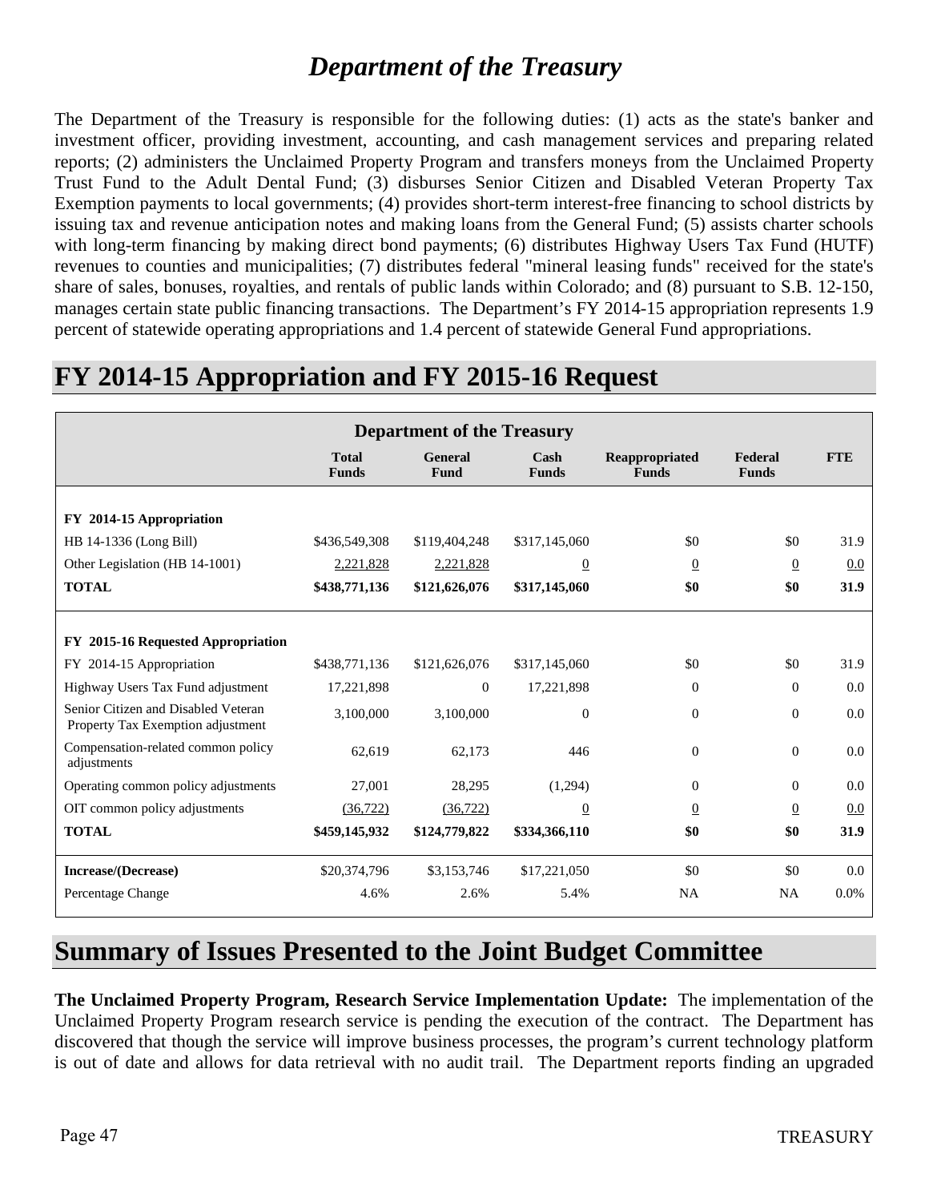# Department of the Treasury

The Department of the Treasury is responsible for the following duties: (1) acts as the state's banker and investment officer, providing investment, accounting, and cash management services and preparing related reports; (2) administers the Unclaimed Property Program and transfers moneys from the Unclaimed Property Trust Fund to the Adult Dental Fund; (3) disburses Senior Citizen and Disabled Veteran Property Tax Exemption payments to local governments; (4) provides short-term interest-free financing to school districts by issuing tax and revenue anticipation notes and making loans from the General Fund; (5) assists charter schools with long-term financing by making direct bond payments; (6) distributes Highway Users Tax Fund (HUTF) revenues to counties and municipalities; (7) distributes federal "mineral leasing funds" received for the state's share of sales, bonuses, royalties, and rentals of public lands within Colorado; and (8) pursuant to S.B. 12-150, manages certain state public financing transactions. The Department's FY 2014-15 appropriation represents 1.9 percent of statewide operating appropriations and 1.4 percent of statewide General Fund appropriations.

## FY 2014-15 Appropriation and FY 2015-16 Request

| Department of the Treasury | Total Funds | General Fund | Cash Funds | Reappropriated Funds | Federal Funds | FTE |
|---|---|---|---|---|---|---|
| **FY 2014-15 Appropriation** | | | | | | |
| HB 14-1336 (Long Bill) | $436,549,308 | $119,404,248 | $317,145,060 | $0 | $0 | 31.9 |
| Other Legislation (HB 14-1001) | 2,221,828 | 2,221,828 | 0 | 0 | 0 | 0.0 |
| **TOTAL** | **$438,771,136** | **$121,626,076** | **$317,145,060** | **$0** | **$0** | **31.9** |
| **FY 2015-16 Requested Appropriation** | | | | | | |
| FY 2014-15 Appropriation | $438,771,136 | $121,626,076 | $317,145,060 | $0 | $0 | 31.9 |
| Highway Users Tax Fund adjustment | 17,221,898 | 0 | 17,221,898 | 0 | 0 | 0.0 |
| Senior Citizen and Disabled Veteran Property Tax Exemption adjustment | 3,100,000 | 3,100,000 | 0 | 0 | 0 | 0.0 |
| Compensation-related common policy adjustments | 62,619 | 62,173 | 446 | 0 | 0 | 0.0 |
| Operating common policy adjustments | 27,001 | 28,295 | (1,294) | 0 | 0 | 0.0 |
| OIT common policy adjustments | (36,722) | (36,722) | 0 | 0 | 0 | 0.0 |
| **TOTAL** | **$459,145,932** | **$124,779,822** | **$334,366,110** | **$0** | **$0** | **31.9** |
| **Increase/(Decrease)** | $20,374,796 | $3,153,746 | $17,221,050 | $0 | $0 | 0.0 |
| Percentage Change | 4.6% | 2.6% | 5.4% | NA | NA | 0.0% |

## Summary of Issues Presented to the Joint Budget Committee

**The Unclaimed Property Program, Research Service Implementation Update:** The implementation of the Unclaimed Property Program research service is pending the execution of the contract. The Department has discovered that though the service will improve business processes, the program's current technology platform is out of date and allows for data retrieval with no audit trail. The Department reports finding an upgraded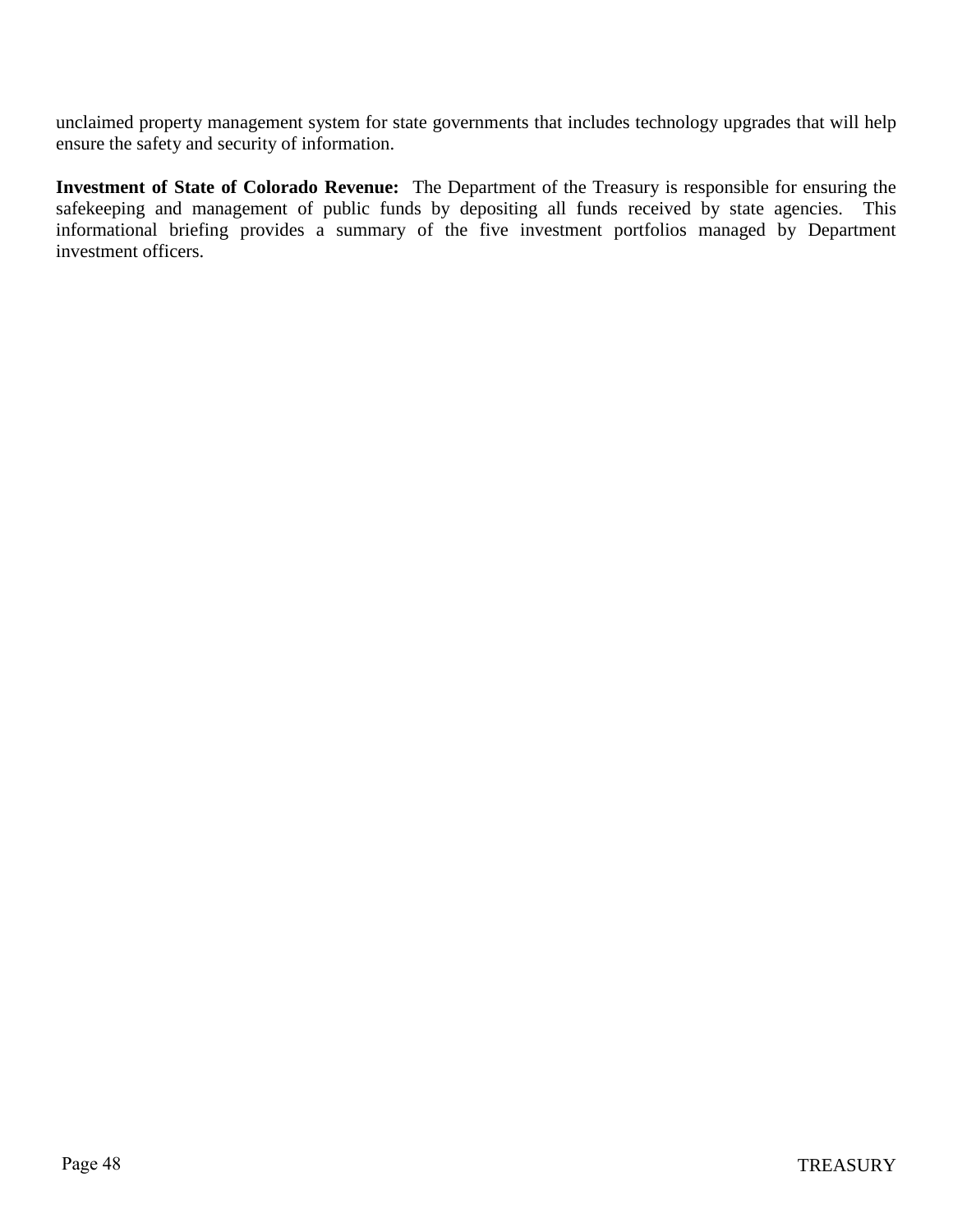unclaimed property management system for state governments that includes technology upgrades that will help ensure the safety and security of information.

**Investment of State of Colorado Revenue:** The Department of the Treasury is responsible for ensuring the safekeeping and management of public funds by depositing all funds received by state agencies. This informational briefing provides a summary of the five investment portfolios managed by Department investment officers.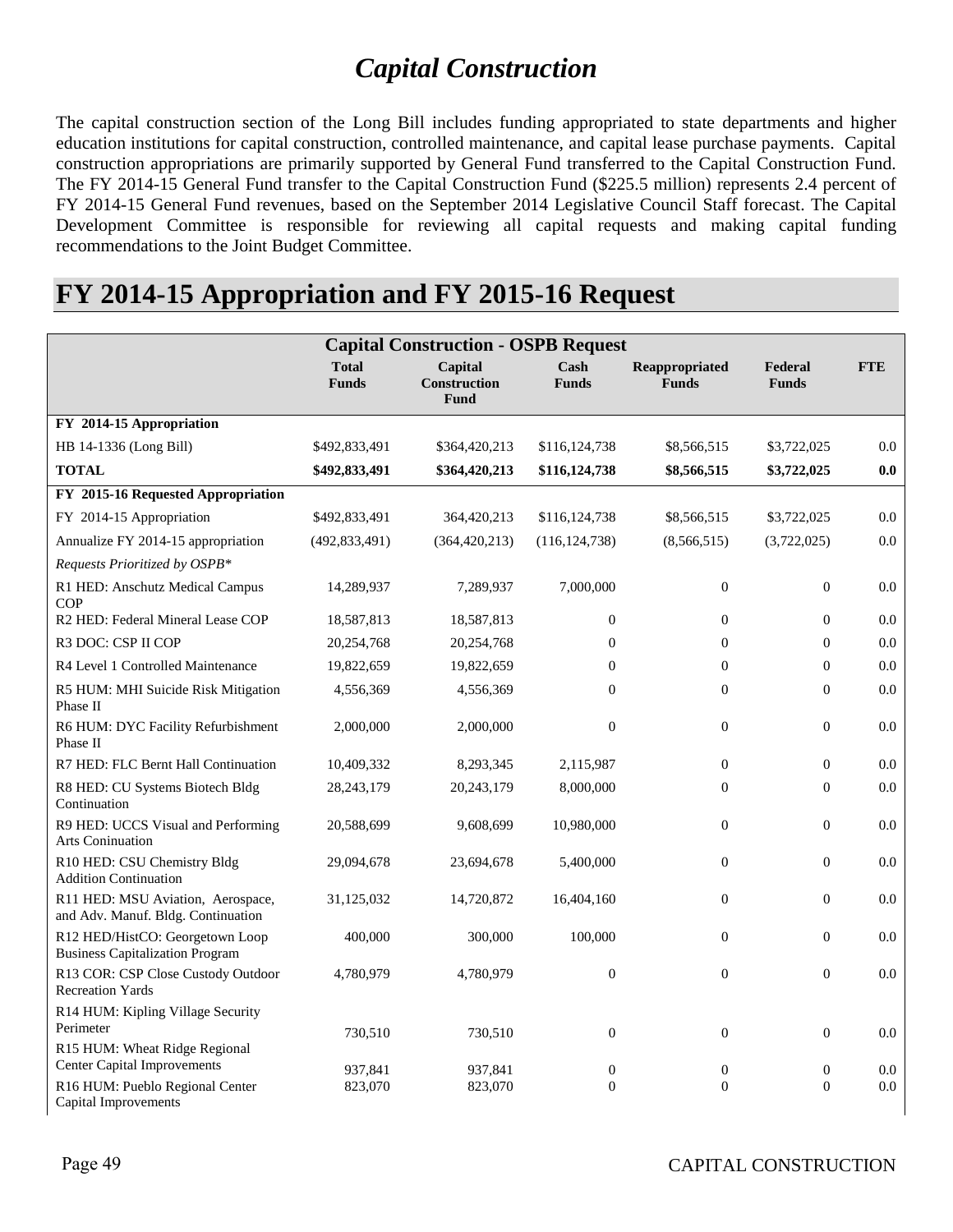# *Capital Construction*

The capital construction section of the Long Bill includes funding appropriated to state departments and higher education institutions for capital construction, controlled maintenance, and capital lease purchase payments. Capital construction appropriations are primarily supported by General Fund transferred to the Capital Construction Fund. The FY 2014-15 General Fund transfer to the Capital Construction Fund ($225.5 million) represents 2.4 percent of FY 2014-15 General Fund revenues, based on the September 2014 Legislative Council Staff forecast. The Capital Development Committee is responsible for reviewing all capital requests and making capital funding recommendations to the Joint Budget Committee.

## FY 2014-15 Appropriation and FY 2015-16 Request

| Capital Construction - OSPB Request | | | | | | |
|---|---|---|---|---|---|---|
| | **Total Funds** | **Capital Construction Fund** | **Cash Funds** | **Reappropriated Funds** | **Federal Funds** | **FTE** |
| **FY 2014-15 Appropriation** | | | | | | |
| HB 14-1336 (Long Bill) | $492,833,491 | $364,420,213 | $116,124,738 | $8,566,515 | $3,722,025 | 0.0 |
| **TOTAL** | **$492,833,491** | **$364,420,213** | **$116,124,738** | **$8,566,515** | **$3,722,025** | **0.0** |
| **FY 2015-16 Requested Appropriation** | | | | | | |
| FY 2014-15 Appropriation | $492,833,491 | 364,420,213 | $116,124,738 | $8,566,515 | $3,722,025 | 0.0 |
| Annualize FY 2014-15 appropriation | (492,833,491) | (364,420,213) | (116,124,738) | (8,566,515) | (3,722,025) | 0.0 |
| *Requests Prioritized by OSPB** | | | | | | |
| R1 HED: Anschutz Medical Campus COP | 14,289,937 | 7,289,937 | 7,000,000 | 0 | 0 | 0.0 |
| R2 HED: Federal Mineral Lease COP | 18,587,813 | 18,587,813 | 0 | 0 | 0 | 0.0 |
| R3 DOC: CSP II COP | 20,254,768 | 20,254,768 | 0 | 0 | 0 | 0.0 |
| R4 Level 1 Controlled Maintenance | 19,822,659 | 19,822,659 | 0 | 0 | 0 | 0.0 |
| R5 HUM: MHI Suicide Risk Mitigation Phase II | 4,556,369 | 4,556,369 | 0 | 0 | 0 | 0.0 |
| R6 HUM: DYC Facility Refurbishment Phase II | 2,000,000 | 2,000,000 | 0 | 0 | 0 | 0.0 |
| R7 HED: FLC Bernt Hall Continuation | 10,409,332 | 8,293,345 | 2,115,987 | 0 | 0 | 0.0 |
| R8 HED: CU Systems Biotech Bldg Continuation | 28,243,179 | 20,243,179 | 8,000,000 | 0 | 0 | 0.0 |
| R9 HED: UCCS Visual and Performing Arts Coninuation | 20,588,699 | 9,608,699 | 10,980,000 | 0 | 0 | 0.0 |
| R10 HED: CSU Chemistry Bldg Addition Continuation | 29,094,678 | 23,694,678 | 5,400,000 | 0 | 0 | 0.0 |
| R11 HED: MSU Aviation, Aerospace, and Adv. Manuf. Bldg. Continuation | 31,125,032 | 14,720,872 | 16,404,160 | 0 | 0 | 0.0 |
| R12 HED/HistCO: Georgetown Loop Business Capitalization Program | 400,000 | 300,000 | 100,000 | 0 | 0 | 0.0 |
| R13 COR: CSP Close Custody Outdoor Recreation Yards | 4,780,979 | 4,780,979 | 0 | 0 | 0 | 0.0 |
| R14 HUM: Kipling Village Security Perimeter | 730,510 | 730,510 | 0 | 0 | 0 | 0.0 |
| R15 HUM: Wheat Ridge Regional Center Capital Improvements | 937,841 | 937,841 | 0 | 0 | 0 | 0.0 |
| R16 HUM: Pueblo Regional Center Capital Improvements | 823,070 | 823,070 | 0 | 0 | 0 | 0.0 |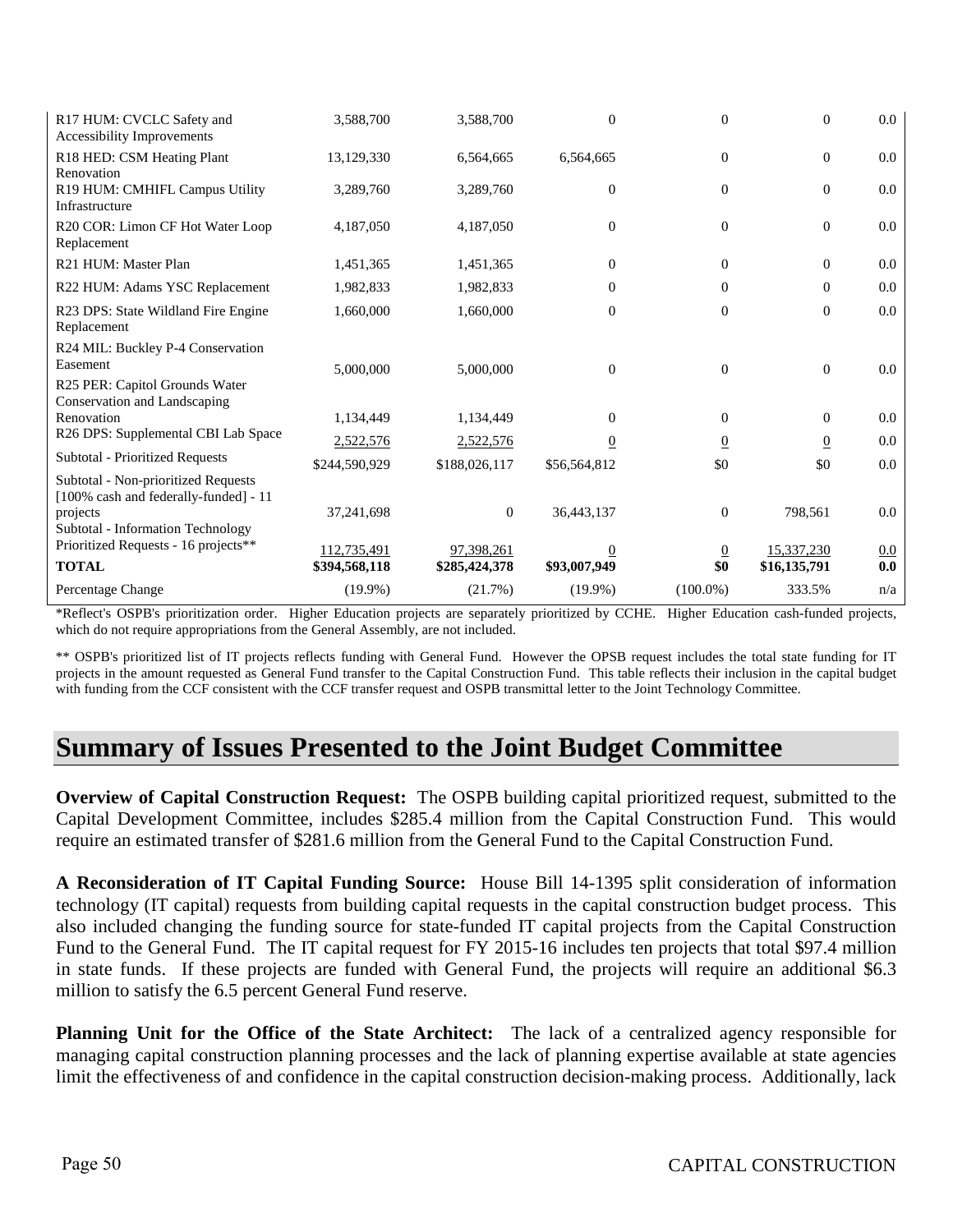| | | | | | | |
|---|---|---|---|---|---|---|
| R17 HUM: CVCLC Safety and Accessibility Improvements | 3,588,700 | 3,588,700 | 0 | 0 | 0 | 0.0 |
| R18 HED: CSM Heating Plant Renovation | 13,129,330 | 6,564,665 | 6,564,665 | 0 | 0 | 0.0 |
| R19 HUM: CMHIFL Campus Utility Infrastructure | 3,289,760 | 3,289,760 | 0 | 0 | 0 | 0.0 |
| R20 COR: Limon CF Hot Water Loop Replacement | 4,187,050 | 4,187,050 | 0 | 0 | 0 | 0.0 |
| R21 HUM: Master Plan | 1,451,365 | 1,451,365 | 0 | 0 | 0 | 0.0 |
| R22 HUM: Adams YSC Replacement | 1,982,833 | 1,982,833 | 0 | 0 | 0 | 0.0 |
| R23 DPS: State Wildland Fire Engine Replacement | 1,660,000 | 1,660,000 | 0 | 0 | 0 | 0.0 |
| R24 MIL: Buckley P-4 Conservation Easement | 5,000,000 | 5,000,000 | 0 | 0 | 0 | 0.0 |
| R25 PER: Capitol Grounds Water Conservation and Landscaping Renovation | 1,134,449 | 1,134,449 | 0 | 0 | 0 | 0.0 |
| R26 DPS: Supplemental CBI Lab Space | 2,522,576 | 2,522,576 | 0 | 0 | 0 | 0.0 |
| Subtotal - Prioritized Requests | $244,590,929 | $188,026,117 | $56,564,812 | $0 | $0 | 0.0 |
| Subtotal - Non-prioritized Requests [100% cash and federally-funded] - 11 projects | 37,241,698 | 0 | 36,443,137 | 0 | 798,561 | 0.0 |
| Subtotal - Information Technology Prioritized Requests - 16 projects** | 112,735,491 | 97,398,261 | 0 | 0 | 15,337,230 | 0.0 |
| **TOTAL** | **$394,568,118** | **$285,424,378** | **$93,007,949** | **$0** | **$16,135,791** | **0.0** |
| Percentage Change | (19.9%) | (21.7%) | (19.9%) | (100.0%) | 333.5% | n/a |

*Reflect's OSPB's prioritization order. Higher Education projects are separately prioritized by CCHE. Higher Education cash-funded projects, which do not require appropriations from the General Assembly, are not included.

** OSPB's prioritized list of IT projects reflects funding with General Fund. However the OPSB request includes the total state funding for IT projects in the amount requested as General Fund transfer to the Capital Construction Fund. This table reflects their inclusion in the capital budget with funding from the CCF consistent with the CCF transfer request and OSPB transmittal letter to the Joint Technology Committee.

# Summary of Issues Presented to the Joint Budget Committee

**Overview of Capital Construction Request:** The OSPB building capital prioritized request, submitted to the Capital Development Committee, includes $285.4 million from the Capital Construction Fund. This would require an estimated transfer of $281.6 million from the General Fund to the Capital Construction Fund.

**A Reconsideration of IT Capital Funding Source:** House Bill 14-1395 split consideration of information technology (IT capital) requests from building capital requests in the capital construction budget process. This also included changing the funding source for state-funded IT capital projects from the Capital Construction Fund to the General Fund. The IT capital request for FY 2015-16 includes ten projects that total $97.4 million in state funds. If these projects are funded with General Fund, the projects will require an additional $6.3 million to satisfy the 6.5 percent General Fund reserve.

**Planning Unit for the Office of the State Architect:** The lack of a centralized agency responsible for managing capital construction planning processes and the lack of planning expertise available at state agencies limit the effectiveness of and confidence in the capital construction decision-making process. Additionally, lack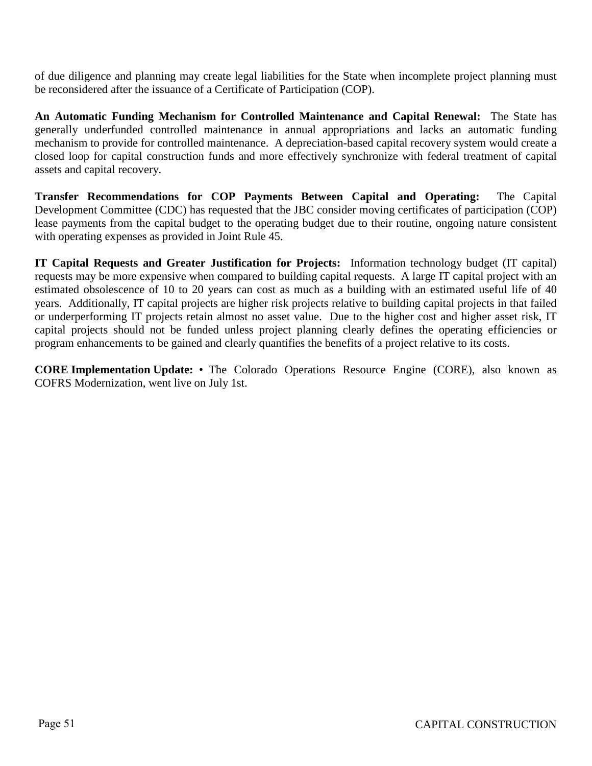of due diligence and planning may create legal liabilities for the State when incomplete project planning must be reconsidered after the issuance of a Certificate of Participation (COP).

**An Automatic Funding Mechanism for Controlled Maintenance and Capital Renewal:** The State has generally underfunded controlled maintenance in annual appropriations and lacks an automatic funding mechanism to provide for controlled maintenance. A depreciation-based capital recovery system would create a closed loop for capital construction funds and more effectively synchronize with federal treatment of capital assets and capital recovery.

**Transfer Recommendations for COP Payments Between Capital and Operating:** The Capital Development Committee (CDC) has requested that the JBC consider moving certificates of participation (COP) lease payments from the capital budget to the operating budget due to their routine, ongoing nature consistent with operating expenses as provided in Joint Rule 45.

**IT Capital Requests and Greater Justification for Projects:** Information technology budget (IT capital) requests may be more expensive when compared to building capital requests. A large IT capital project with an estimated obsolescence of 10 to 20 years can cost as much as a building with an estimated useful life of 40 years. Additionally, IT capital projects are higher risk projects relative to building capital projects in that failed or underperforming IT projects retain almost no asset value. Due to the higher cost and higher asset risk, IT capital projects should not be funded unless project planning clearly defines the operating efficiencies or program enhancements to be gained and clearly quantifies the benefits of a project relative to its costs.

**CORE Implementation Update:** • The Colorado Operations Resource Engine (CORE), also known as COFRS Modernization, went live on July 1st.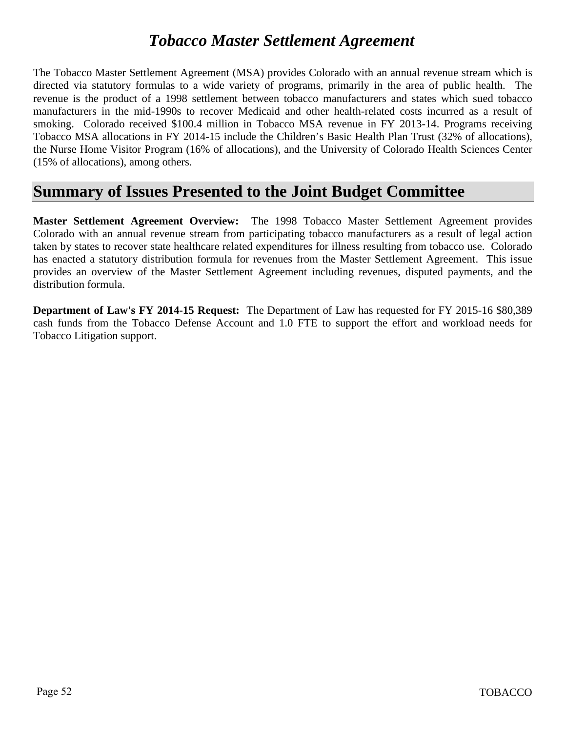# *Tobacco Master Settlement Agreement*

The Tobacco Master Settlement Agreement (MSA) provides Colorado with an annual revenue stream which is directed via statutory formulas to a wide variety of programs, primarily in the area of public health. The revenue is the product of a 1998 settlement between tobacco manufacturers and states which sued tobacco manufacturers in the mid-1990s to recover Medicaid and other health-related costs incurred as a result of smoking. Colorado received $100.4 million in Tobacco MSA revenue in FY 2013-14. Programs receiving Tobacco MSA allocations in FY 2014-15 include the Children's Basic Health Plan Trust (32% of allocations), the Nurse Home Visitor Program (16% of allocations), and the University of Colorado Health Sciences Center (15% of allocations), among others.

## Summary of Issues Presented to the Joint Budget Committee

**Master Settlement Agreement Overview:** The 1998 Tobacco Master Settlement Agreement provides Colorado with an annual revenue stream from participating tobacco manufacturers as a result of legal action taken by states to recover state healthcare related expenditures for illness resulting from tobacco use. Colorado has enacted a statutory distribution formula for revenues from the Master Settlement Agreement. This issue provides an overview of the Master Settlement Agreement including revenues, disputed payments, and the distribution formula.

**Department of Law's FY 2014-15 Request:** The Department of Law has requested for FY 2015-16 $80,389 cash funds from the Tobacco Defense Account and 1.0 FTE to support the effort and workload needs for Tobacco Litigation support.